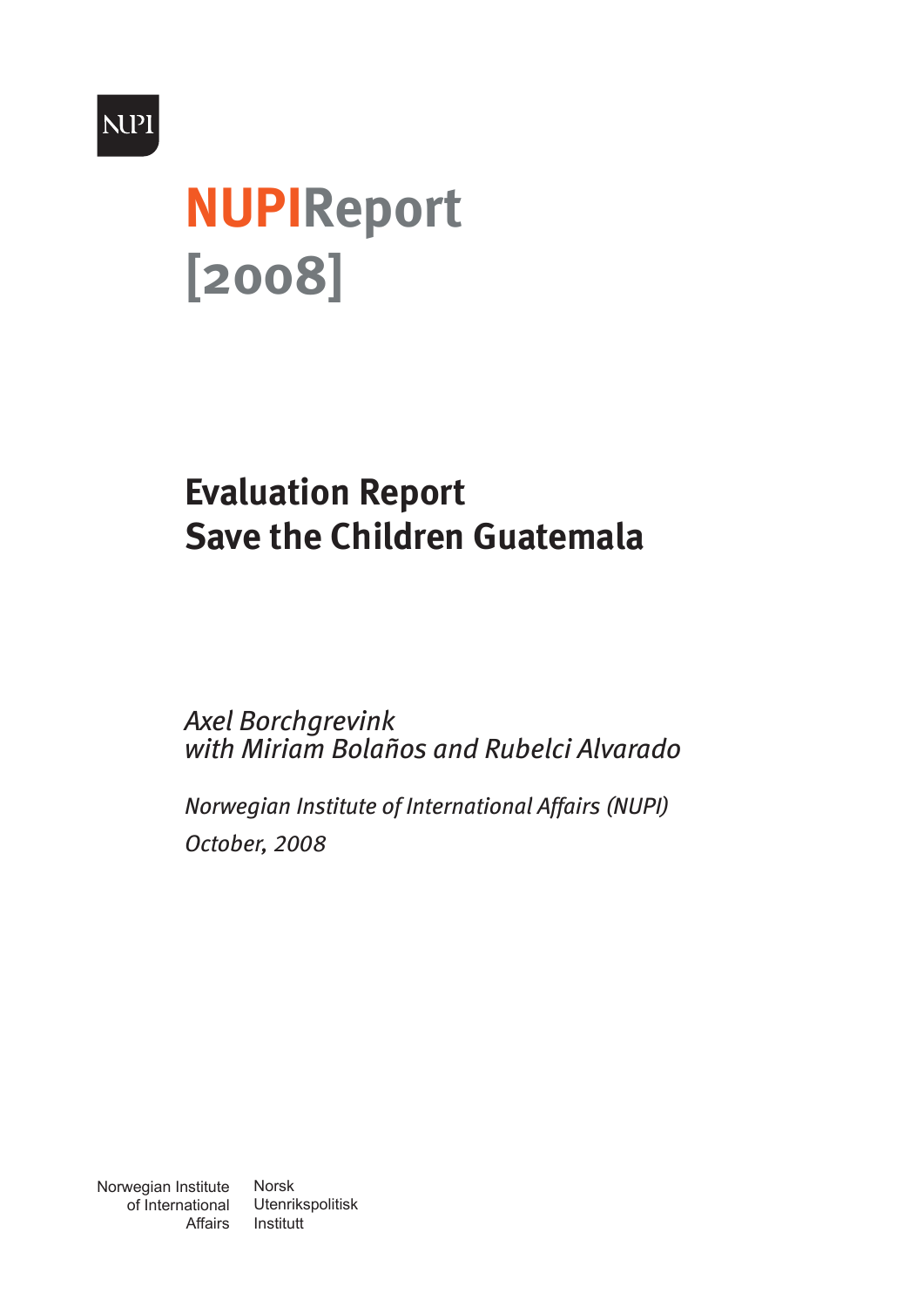NUPI

# NUPIReport [2008]

## Evaluation Report
## Save the Children Guatemala

*Axel Borchgrevink*
*with Miriam Bolaños and Rubelci Alvarado*

*Norwegian Institute of International Affairs (NUPI)*

*October, 2008*

Norwegian Institute of International Affairs

Norsk Utenrikspolitisk Institutt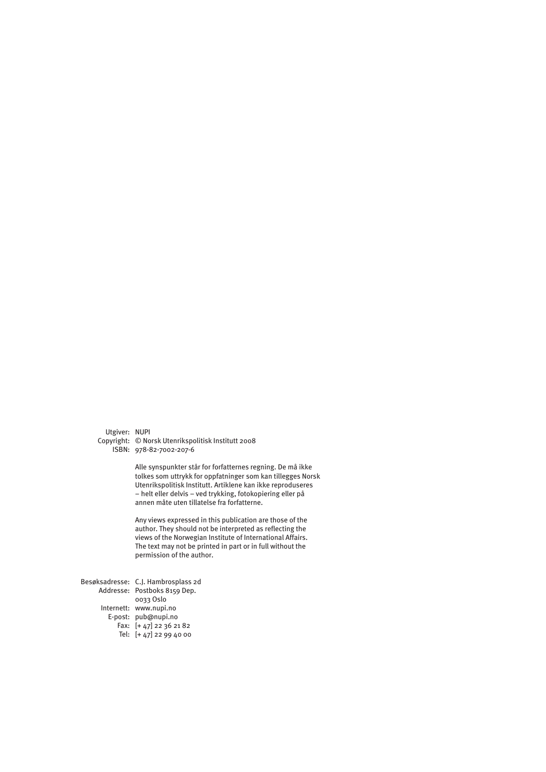Utgiver: NUPI
Copyright: © Norsk Utenrikspolitisk Institutt 2008
ISBN: 978-82-7002-207-6

Alle synspunkter står for forfatternes regning. De må ikke tolkes som uttrykk for oppfatninger som kan tillegges Norsk Utenrikspolitisk Institutt. Artiklene kan ikke reproduseres – helt eller delvis – ved trykking, fotokopiering eller på annen måte uten tillatelse fra forfatterne.

Any views expressed in this publication are those of the author. They should not be interpreted as reflecting the views of the Norwegian Institute of International Affairs. The text may not be printed in part or in full without the permission of the author.

Besøksadresse: C.J. Hambrosplass 2d
Addresse: Postboks 8159 Dep.
0033 Oslo
Internett: www.nupi.no
E-post: pub@nupi.no
Fax: [+ 47] 22 36 21 82
Tel: [+ 47] 22 99 40 00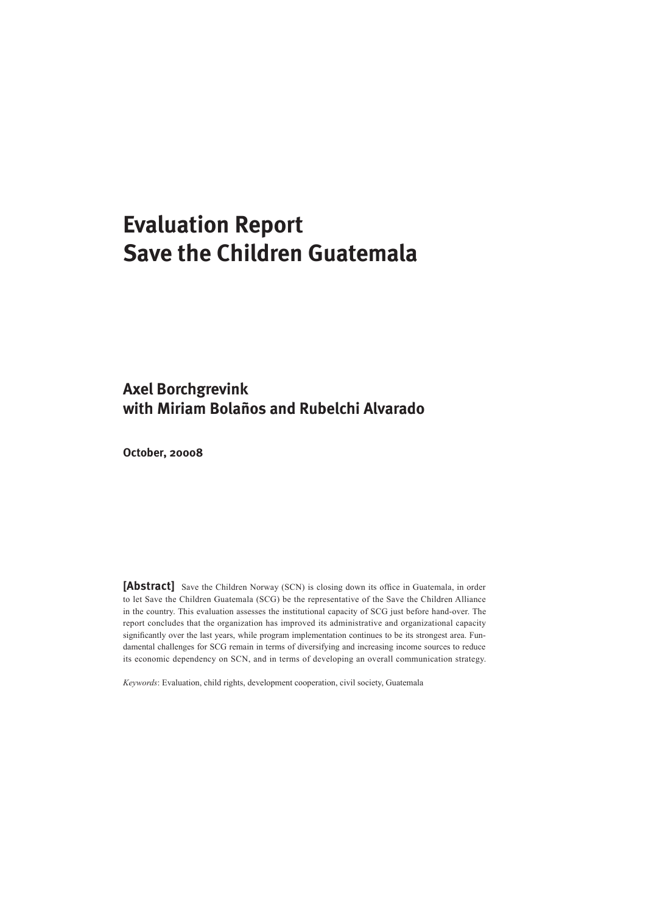# Evaluation Report
# Save the Children Guatemala

## Axel Borchgrevink
## with Miriam Bolaños and Rubelchi Alvarado

**October, 20008**

**[Abstract]** Save the Children Norway (SCN) is closing down its office in Guatemala, in order to let Save the Children Guatemala (SCG) be the representative of the Save the Children Alliance in the country. This evaluation assesses the institutional capacity of SCG just before hand-over. The report concludes that the organization has improved its administrative and organizational capacity significantly over the last years, while program implementation continues to be its strongest area. Fundamental challenges for SCG remain in terms of diversifying and increasing income sources to reduce its economic dependency on SCN, and in terms of developing an overall communication strategy.

*Keywords*: Evaluation, child rights, development cooperation, civil society, Guatemala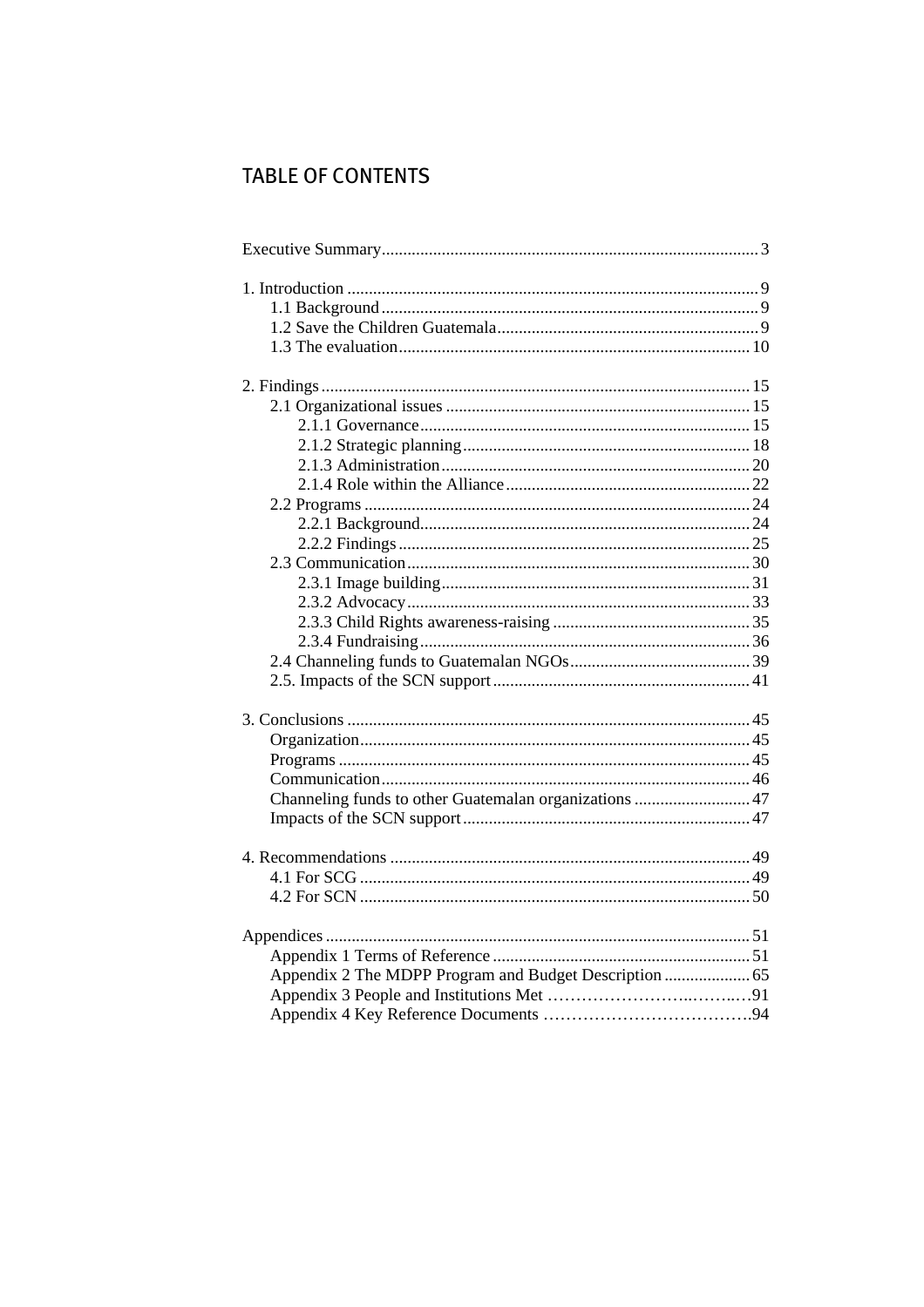# TABLE OF CONTENTS

Executive Summary ........................................................................................ 3

1. Introduction ............................................................................................... 9
    1.1 Background ........................................................................................ 9
    1.2 Save the Children Guatemala ............................................................ 9
    1.3 The evaluation ................................................................................. 10

2. Findings ................................................................................................... 15
    2.1 Organizational issues ....................................................................... 15
        2.1.1 Governance ............................................................................ 15
        2.1.2 Strategic planning .................................................................. 18
        2.1.3 Administration ....................................................................... 20
        2.1.4 Role within the Alliance ......................................................... 22
    2.2 Programs .......................................................................................... 24
        2.2.1 Background ............................................................................ 24
        2.2.2 Findings ................................................................................. 25
    2.3 Communication ................................................................................ 30
        2.3.1 Image building ....................................................................... 31
        2.3.2 Advocacy ............................................................................... 33
        2.3.3 Child Rights awareness-raising ............................................. 35
        2.3.4 Fundraising ............................................................................ 36
    2.4 Channeling funds to Guatemalan NGOs .......................................... 39
    2.5. Impacts of the SCN support ............................................................ 41

3. Conclusions ............................................................................................. 45
    Organization .......................................................................................... 45
    Programs ............................................................................................... 45
    Communication ..................................................................................... 46
    Channeling funds to other Guatemalan organizations ........................... 47
    Impacts of the SCN support .................................................................. 47

4. Recommendations ................................................................................... 49
    4.1 For SCG ........................................................................................... 49
    4.2 For SCN ........................................................................................... 50

Appendices .................................................................................................. 51
    Appendix 1 Terms of Reference ............................................................ 51
    Appendix 2 The MDPP Program and Budget Description .................... 65
    Appendix 3 People and Institutions Met ………………………..……..…91
    Appendix 4 Key Reference Documents ……………………………….94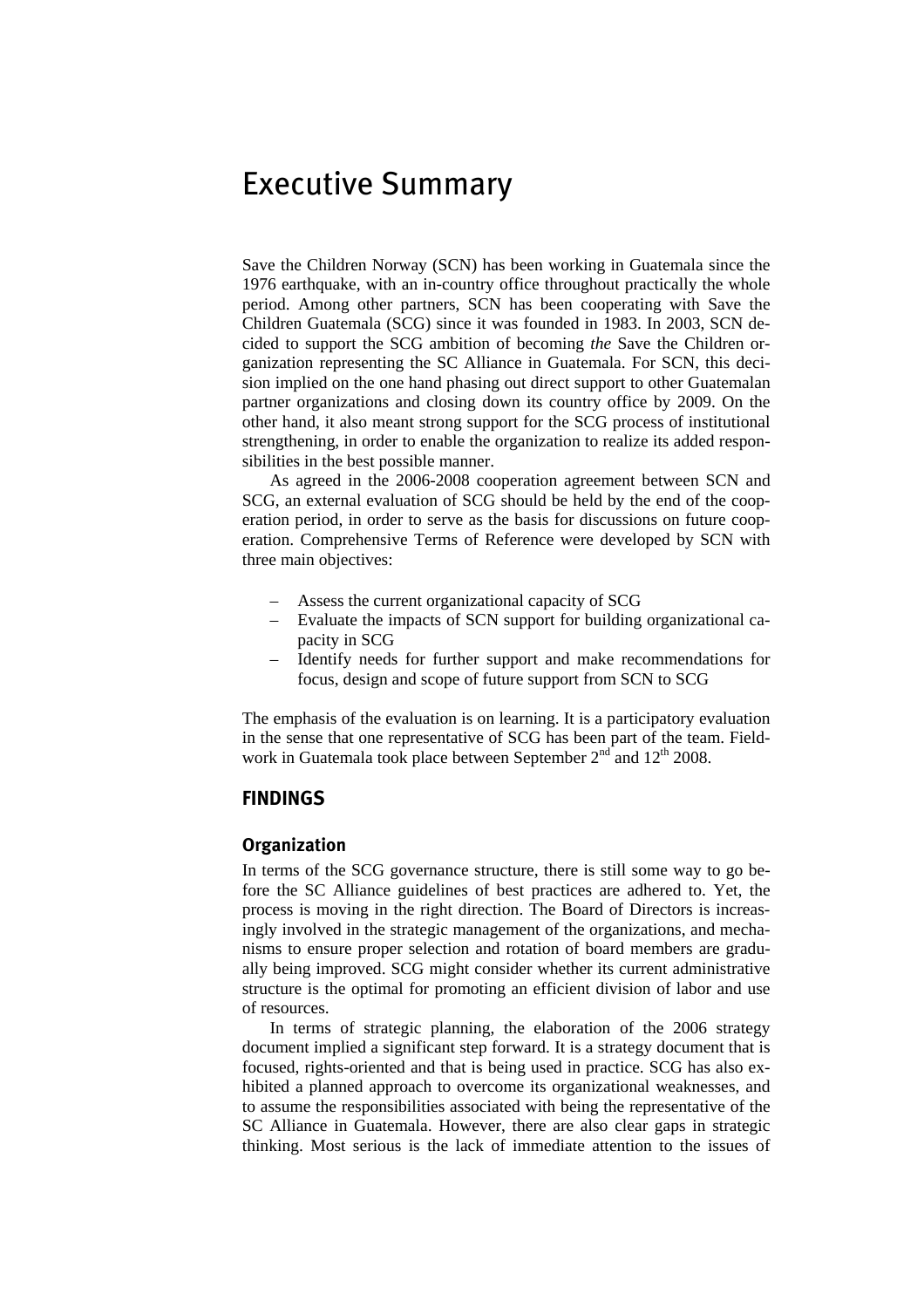# Executive Summary

Save the Children Norway (SCN) has been working in Guatemala since the 1976 earthquake, with an in-country office throughout practically the whole period. Among other partners, SCN has been cooperating with Save the Children Guatemala (SCG) since it was founded in 1983. In 2003, SCN decided to support the SCG ambition of becoming *the* Save the Children organization representing the SC Alliance in Guatemala. For SCN, this decision implied on the one hand phasing out direct support to other Guatemalan partner organizations and closing down its country office by 2009. On the other hand, it also meant strong support for the SCG process of institutional strengthening, in order to enable the organization to realize its added responsibilities in the best possible manner.

As agreed in the 2006-2008 cooperation agreement between SCN and SCG, an external evaluation of SCG should be held by the end of the cooperation period, in order to serve as the basis for discussions on future cooperation. Comprehensive Terms of Reference were developed by SCN with three main objectives:

- Assess the current organizational capacity of SCG
- Evaluate the impacts of SCN support for building organizational capacity in SCG
- Identify needs for further support and make recommendations for focus, design and scope of future support from SCN to SCG

The emphasis of the evaluation is on learning. It is a participatory evaluation in the sense that one representative of SCG has been part of the team. Fieldwork in Guatemala took place between September 2nd and 12th 2008.

## FINDINGS

### Organization

In terms of the SCG governance structure, there is still some way to go before the SC Alliance guidelines of best practices are adhered to. Yet, the process is moving in the right direction. The Board of Directors is increasingly involved in the strategic management of the organizations, and mechanisms to ensure proper selection and rotation of board members are gradually being improved. SCG might consider whether its current administrative structure is the optimal for promoting an efficient division of labor and use of resources.

In terms of strategic planning, the elaboration of the 2006 strategy document implied a significant step forward. It is a strategy document that is focused, rights-oriented and that is being used in practice. SCG has also exhibited a planned approach to overcome its organizational weaknesses, and to assume the responsibilities associated with being the representative of the SC Alliance in Guatemala. However, there are also clear gaps in strategic thinking. Most serious is the lack of immediate attention to the issues of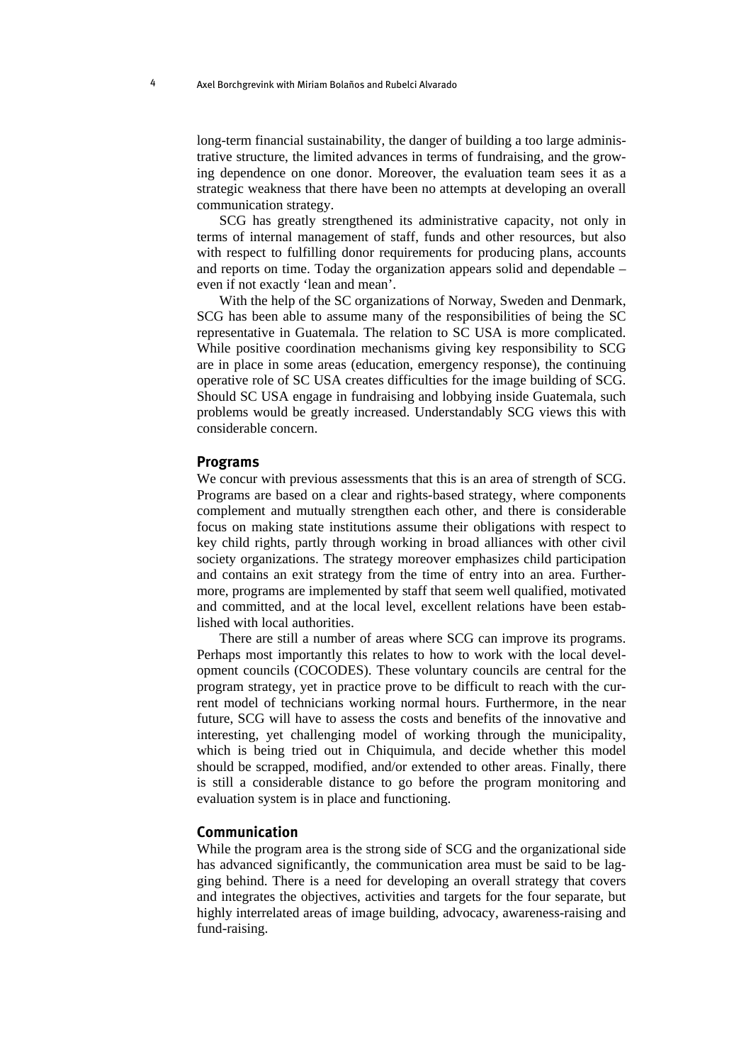long-term financial sustainability, the danger of building a too large administrative structure, the limited advances in terms of fundraising, and the growing dependence on one donor. Moreover, the evaluation team sees it as a strategic weakness that there have been no attempts at developing an overall communication strategy.

SCG has greatly strengthened its administrative capacity, not only in terms of internal management of staff, funds and other resources, but also with respect to fulfilling donor requirements for producing plans, accounts and reports on time. Today the organization appears solid and dependable – even if not exactly 'lean and mean'.

With the help of the SC organizations of Norway, Sweden and Denmark, SCG has been able to assume many of the responsibilities of being the SC representative in Guatemala. The relation to SC USA is more complicated. While positive coordination mechanisms giving key responsibility to SCG are in place in some areas (education, emergency response), the continuing operative role of SC USA creates difficulties for the image building of SCG. Should SC USA engage in fundraising and lobbying inside Guatemala, such problems would be greatly increased. Understandably SCG views this with considerable concern.

### Programs

We concur with previous assessments that this is an area of strength of SCG. Programs are based on a clear and rights-based strategy, where components complement and mutually strengthen each other, and there is considerable focus on making state institutions assume their obligations with respect to key child rights, partly through working in broad alliances with other civil society organizations. The strategy moreover emphasizes child participation and contains an exit strategy from the time of entry into an area. Furthermore, programs are implemented by staff that seem well qualified, motivated and committed, and at the local level, excellent relations have been established with local authorities.

There are still a number of areas where SCG can improve its programs. Perhaps most importantly this relates to how to work with the local development councils (COCODES). These voluntary councils are central for the program strategy, yet in practice prove to be difficult to reach with the current model of technicians working normal hours. Furthermore, in the near future, SCG will have to assess the costs and benefits of the innovative and interesting, yet challenging model of working through the municipality, which is being tried out in Chiquimula, and decide whether this model should be scrapped, modified, and/or extended to other areas. Finally, there is still a considerable distance to go before the program monitoring and evaluation system is in place and functioning.

### Communication

While the program area is the strong side of SCG and the organizational side has advanced significantly, the communication area must be said to be lagging behind. There is a need for developing an overall strategy that covers and integrates the objectives, activities and targets for the four separate, but highly interrelated areas of image building, advocacy, awareness-raising and fund-raising.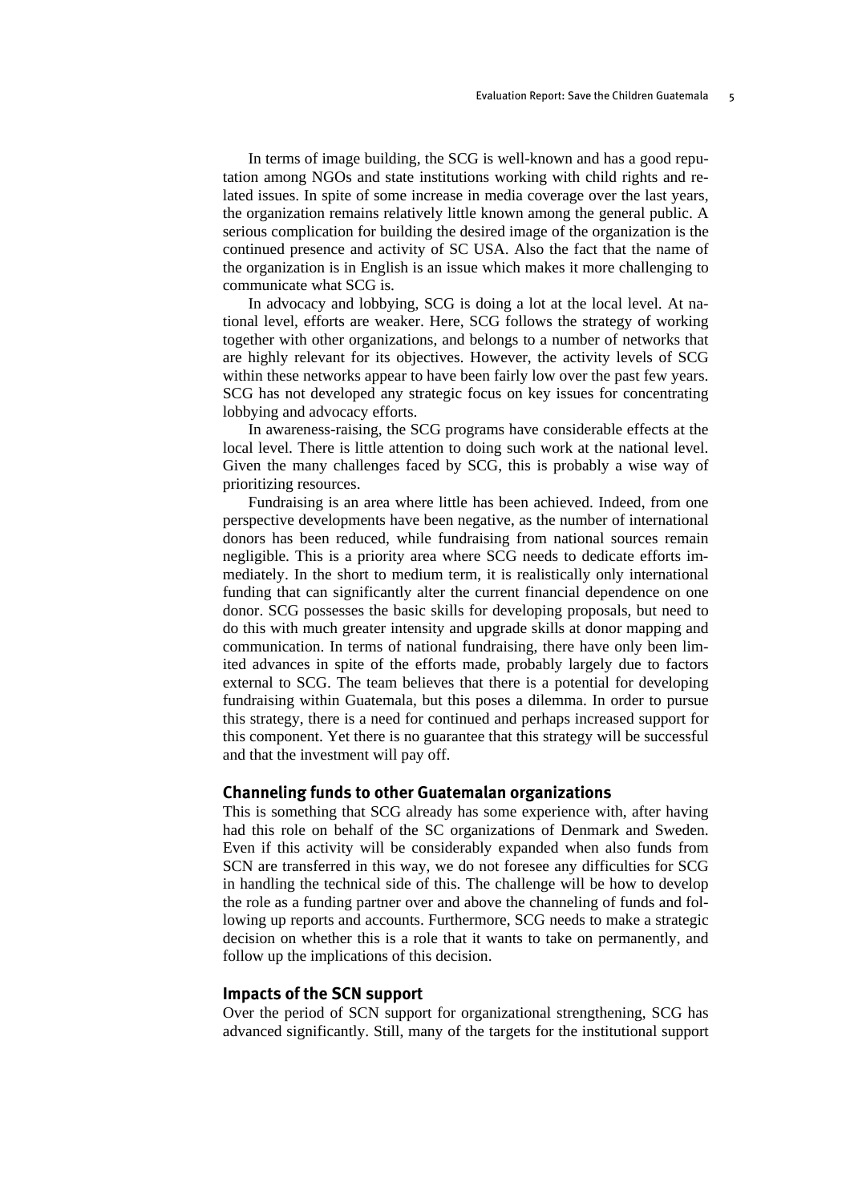In terms of image building, the SCG is well-known and has a good reputation among NGOs and state institutions working with child rights and related issues. In spite of some increase in media coverage over the last years, the organization remains relatively little known among the general public. A serious complication for building the desired image of the organization is the continued presence and activity of SC USA. Also the fact that the name of the organization is in English is an issue which makes it more challenging to communicate what SCG is.

In advocacy and lobbying, SCG is doing a lot at the local level. At national level, efforts are weaker. Here, SCG follows the strategy of working together with other organizations, and belongs to a number of networks that are highly relevant for its objectives. However, the activity levels of SCG within these networks appear to have been fairly low over the past few years. SCG has not developed any strategic focus on key issues for concentrating lobbying and advocacy efforts.

In awareness-raising, the SCG programs have considerable effects at the local level. There is little attention to doing such work at the national level. Given the many challenges faced by SCG, this is probably a wise way of prioritizing resources.

Fundraising is an area where little has been achieved. Indeed, from one perspective developments have been negative, as the number of international donors has been reduced, while fundraising from national sources remain negligible. This is a priority area where SCG needs to dedicate efforts immediately. In the short to medium term, it is realistically only international funding that can significantly alter the current financial dependence on one donor. SCG possesses the basic skills for developing proposals, but need to do this with much greater intensity and upgrade skills at donor mapping and communication. In terms of national fundraising, there have only been limited advances in spite of the efforts made, probably largely due to factors external to SCG. The team believes that there is a potential for developing fundraising within Guatemala, but this poses a dilemma. In order to pursue this strategy, there is a need for continued and perhaps increased support for this component. Yet there is no guarantee that this strategy will be successful and that the investment will pay off.

## Channeling funds to other Guatemalan organizations

This is something that SCG already has some experience with, after having had this role on behalf of the SC organizations of Denmark and Sweden. Even if this activity will be considerably expanded when also funds from SCN are transferred in this way, we do not foresee any difficulties for SCG in handling the technical side of this. The challenge will be how to develop the role as a funding partner over and above the channeling of funds and following up reports and accounts. Furthermore, SCG needs to make a strategic decision on whether this is a role that it wants to take on permanently, and follow up the implications of this decision.

## Impacts of the SCN support

Over the period of SCN support for organizational strengthening, SCG has advanced significantly. Still, many of the targets for the institutional support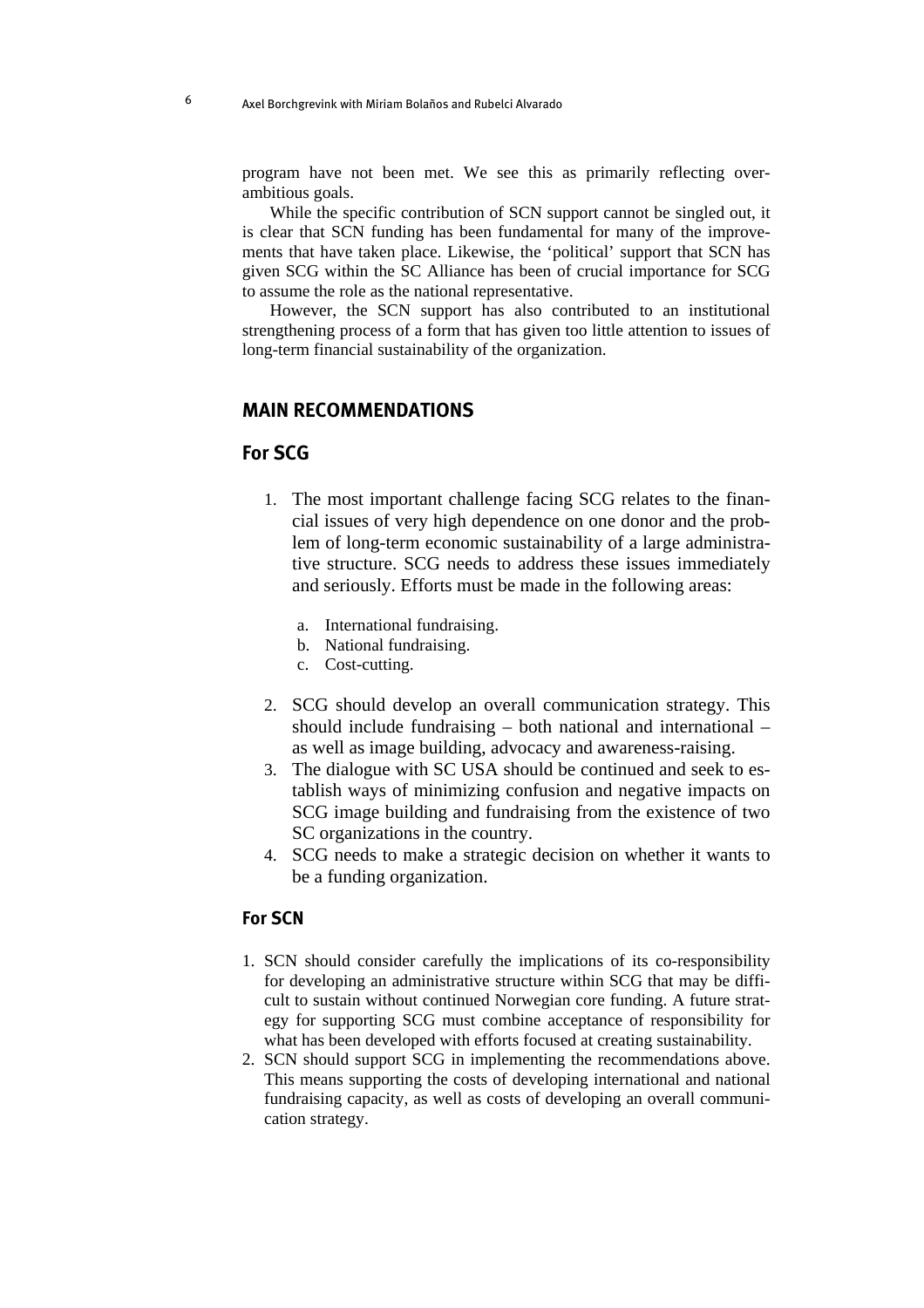program have not been met. We see this as primarily reflecting over-ambitious goals.

While the specific contribution of SCN support cannot be singled out, it is clear that SCN funding has been fundamental for many of the improvements that have taken place. Likewise, the 'political' support that SCN has given SCG within the SC Alliance has been of crucial importance for SCG to assume the role as the national representative.

However, the SCN support has also contributed to an institutional strengthening process of a form that has given too little attention to issues of long-term financial sustainability of the organization.

## MAIN RECOMMENDATIONS

### For SCG

1. The most important challenge facing SCG relates to the financial issues of very high dependence on one donor and the problem of long-term economic sustainability of a large administrative structure. SCG needs to address these issues immediately and seriously. Efforts must be made in the following areas:

   a. International fundraising.
   b. National fundraising.
   c. Cost-cutting.

2. SCG should develop an overall communication strategy. This should include fundraising – both national and international – as well as image building, advocacy and awareness-raising.
3. The dialogue with SC USA should be continued and seek to establish ways of minimizing confusion and negative impacts on SCG image building and fundraising from the existence of two SC organizations in the country.
4. SCG needs to make a strategic decision on whether it wants to be a funding organization.

### For SCN

1. SCN should consider carefully the implications of its co-responsibility for developing an administrative structure within SCG that may be difficult to sustain without continued Norwegian core funding. A future strategy for supporting SCG must combine acceptance of responsibility for what has been developed with efforts focused at creating sustainability.
2. SCN should support SCG in implementing the recommendations above. This means supporting the costs of developing international and national fundraising capacity, as well as costs of developing an overall communication strategy.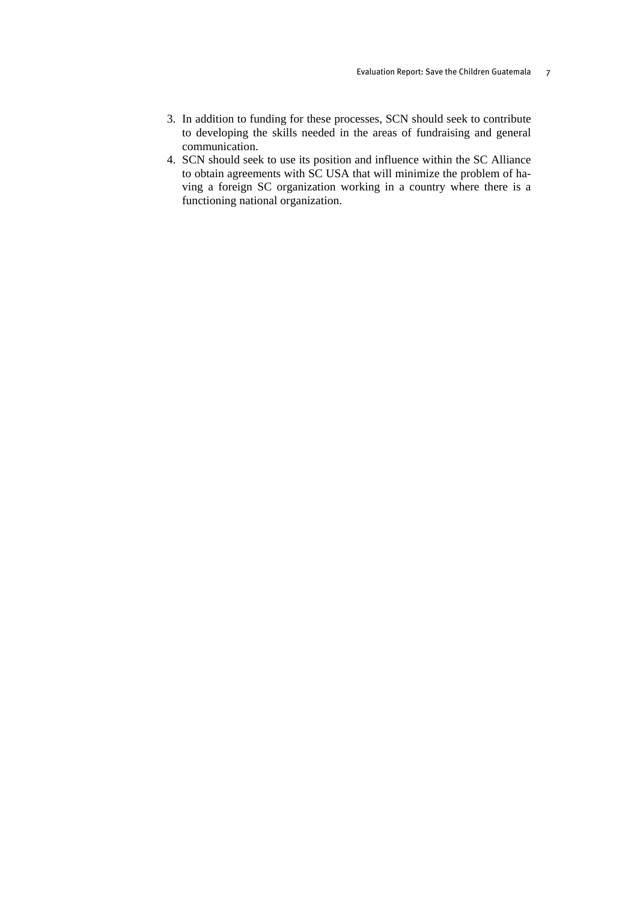3. In addition to funding for these processes, SCN should seek to contribute to developing the skills needed in the areas of fundraising and general communication.
4. SCN should seek to use its position and influence within the SC Alliance to obtain agreements with SC USA that will minimize the problem of having a foreign SC organization working in a country where there is a functioning national organization.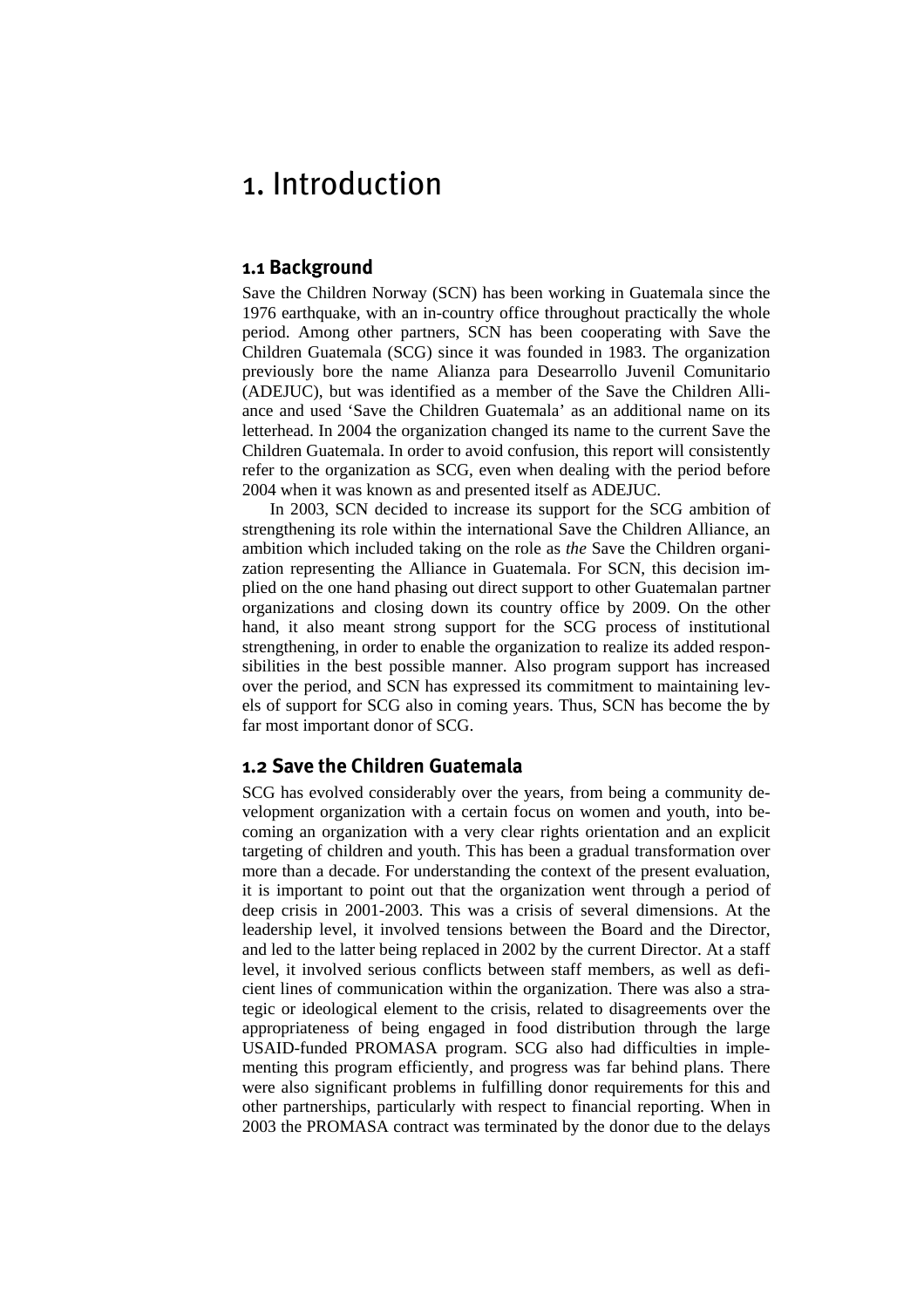# 1. Introduction

## 1.1 Background

Save the Children Norway (SCN) has been working in Guatemala since the 1976 earthquake, with an in-country office throughout practically the whole period. Among other partners, SCN has been cooperating with Save the Children Guatemala (SCG) since it was founded in 1983. The organization previously bore the name Alianza para Desearrollo Juvenil Comunitario (ADEJUC), but was identified as a member of the Save the Children Alliance and used 'Save the Children Guatemala' as an additional name on its letterhead. In 2004 the organization changed its name to the current Save the Children Guatemala. In order to avoid confusion, this report will consistently refer to the organization as SCG, even when dealing with the period before 2004 when it was known as and presented itself as ADEJUC.

In 2003, SCN decided to increase its support for the SCG ambition of strengthening its role within the international Save the Children Alliance, an ambition which included taking on the role as *the* Save the Children organization representing the Alliance in Guatemala. For SCN, this decision implied on the one hand phasing out direct support to other Guatemalan partner organizations and closing down its country office by 2009. On the other hand, it also meant strong support for the SCG process of institutional strengthening, in order to enable the organization to realize its added responsibilities in the best possible manner. Also program support has increased over the period, and SCN has expressed its commitment to maintaining levels of support for SCG also in coming years. Thus, SCN has become the by far most important donor of SCG.

## 1.2 Save the Children Guatemala

SCG has evolved considerably over the years, from being a community development organization with a certain focus on women and youth, into becoming an organization with a very clear rights orientation and an explicit targeting of children and youth. This has been a gradual transformation over more than a decade. For understanding the context of the present evaluation, it is important to point out that the organization went through a period of deep crisis in 2001-2003. This was a crisis of several dimensions. At the leadership level, it involved tensions between the Board and the Director, and led to the latter being replaced in 2002 by the current Director. At a staff level, it involved serious conflicts between staff members, as well as deficient lines of communication within the organization. There was also a strategic or ideological element to the crisis, related to disagreements over the appropriateness of being engaged in food distribution through the large USAID-funded PROMASA program. SCG also had difficulties in implementing this program efficiently, and progress was far behind plans. There were also significant problems in fulfilling donor requirements for this and other partnerships, particularly with respect to financial reporting. When in 2003 the PROMASA contract was terminated by the donor due to the delays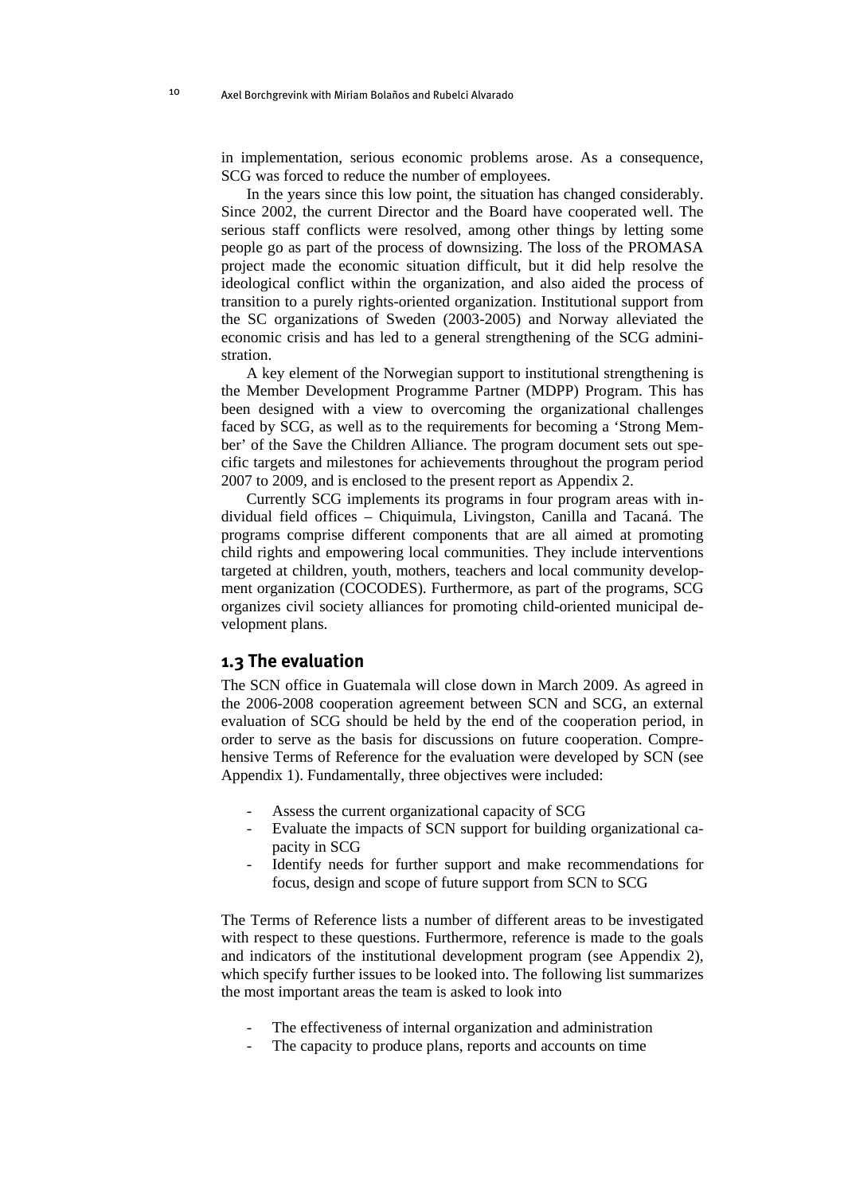in implementation, serious economic problems arose. As a consequence, SCG was forced to reduce the number of employees.

In the years since this low point, the situation has changed considerably. Since 2002, the current Director and the Board have cooperated well. The serious staff conflicts were resolved, among other things by letting some people go as part of the process of downsizing. The loss of the PROMASA project made the economic situation difficult, but it did help resolve the ideological conflict within the organization, and also aided the process of transition to a purely rights-oriented organization. Institutional support from the SC organizations of Sweden (2003-2005) and Norway alleviated the economic crisis and has led to a general strengthening of the SCG administration.

A key element of the Norwegian support to institutional strengthening is the Member Development Programme Partner (MDPP) Program. This has been designed with a view to overcoming the organizational challenges faced by SCG, as well as to the requirements for becoming a 'Strong Member' of the Save the Children Alliance. The program document sets out specific targets and milestones for achievements throughout the program period 2007 to 2009, and is enclosed to the present report as Appendix 2.

Currently SCG implements its programs in four program areas with individual field offices – Chiquimula, Livingston, Canilla and Tacaná. The programs comprise different components that are all aimed at promoting child rights and empowering local communities. They include interventions targeted at children, youth, mothers, teachers and local community development organization (COCODES). Furthermore, as part of the programs, SCG organizes civil society alliances for promoting child-oriented municipal development plans.

## 1.3 The evaluation

The SCN office in Guatemala will close down in March 2009. As agreed in the 2006-2008 cooperation agreement between SCN and SCG, an external evaluation of SCG should be held by the end of the cooperation period, in order to serve as the basis for discussions on future cooperation. Comprehensive Terms of Reference for the evaluation were developed by SCN (see Appendix 1). Fundamentally, three objectives were included:

- Assess the current organizational capacity of SCG
- Evaluate the impacts of SCN support for building organizational capacity in SCG
- Identify needs for further support and make recommendations for focus, design and scope of future support from SCN to SCG

The Terms of Reference lists a number of different areas to be investigated with respect to these questions. Furthermore, reference is made to the goals and indicators of the institutional development program (see Appendix 2), which specify further issues to be looked into. The following list summarizes the most important areas the team is asked to look into

- The effectiveness of internal organization and administration
- The capacity to produce plans, reports and accounts on time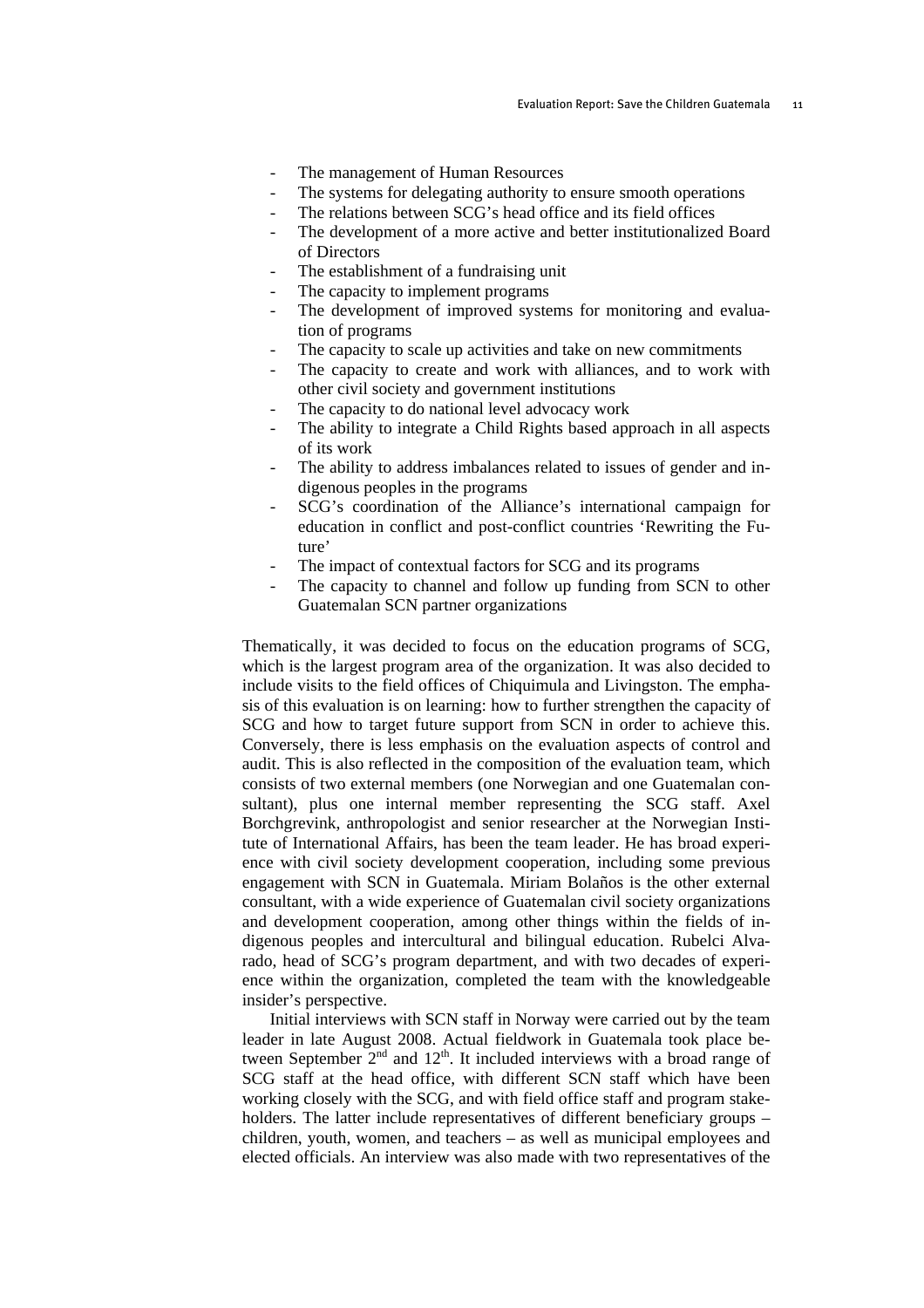- The management of Human Resources
- The systems for delegating authority to ensure smooth operations
- The relations between SCG's head office and its field offices
- The development of a more active and better institutionalized Board of Directors
- The establishment of a fundraising unit
- The capacity to implement programs
- The development of improved systems for monitoring and evaluation of programs
- The capacity to scale up activities and take on new commitments
- The capacity to create and work with alliances, and to work with other civil society and government institutions
- The capacity to do national level advocacy work
- The ability to integrate a Child Rights based approach in all aspects of its work
- The ability to address imbalances related to issues of gender and indigenous peoples in the programs
- SCG's coordination of the Alliance's international campaign for education in conflict and post-conflict countries 'Rewriting the Future'
- The impact of contextual factors for SCG and its programs
- The capacity to channel and follow up funding from SCN to other Guatemalan SCN partner organizations

Thematically, it was decided to focus on the education programs of SCG, which is the largest program area of the organization. It was also decided to include visits to the field offices of Chiquimula and Livingston. The emphasis of this evaluation is on learning: how to further strengthen the capacity of SCG and how to target future support from SCN in order to achieve this. Conversely, there is less emphasis on the evaluation aspects of control and audit. This is also reflected in the composition of the evaluation team, which consists of two external members (one Norwegian and one Guatemalan consultant), plus one internal member representing the SCG staff. Axel Borchgrevink, anthropologist and senior researcher at the Norwegian Institute of International Affairs, has been the team leader. He has broad experience with civil society development cooperation, including some previous engagement with SCN in Guatemala. Miriam Bolaños is the other external consultant, with a wide experience of Guatemalan civil society organizations and development cooperation, among other things within the fields of indigenous peoples and intercultural and bilingual education. Rubelci Alvarado, head of SCG's program department, and with two decades of experience within the organization, completed the team with the knowledgeable insider's perspective.

Initial interviews with SCN staff in Norway were carried out by the team leader in late August 2008. Actual fieldwork in Guatemala took place between September 2nd and 12th. It included interviews with a broad range of SCG staff at the head office, with different SCN staff which have been working closely with the SCG, and with field office staff and program stakeholders. The latter include representatives of different beneficiary groups – children, youth, women, and teachers – as well as municipal employees and elected officials. An interview was also made with two representatives of the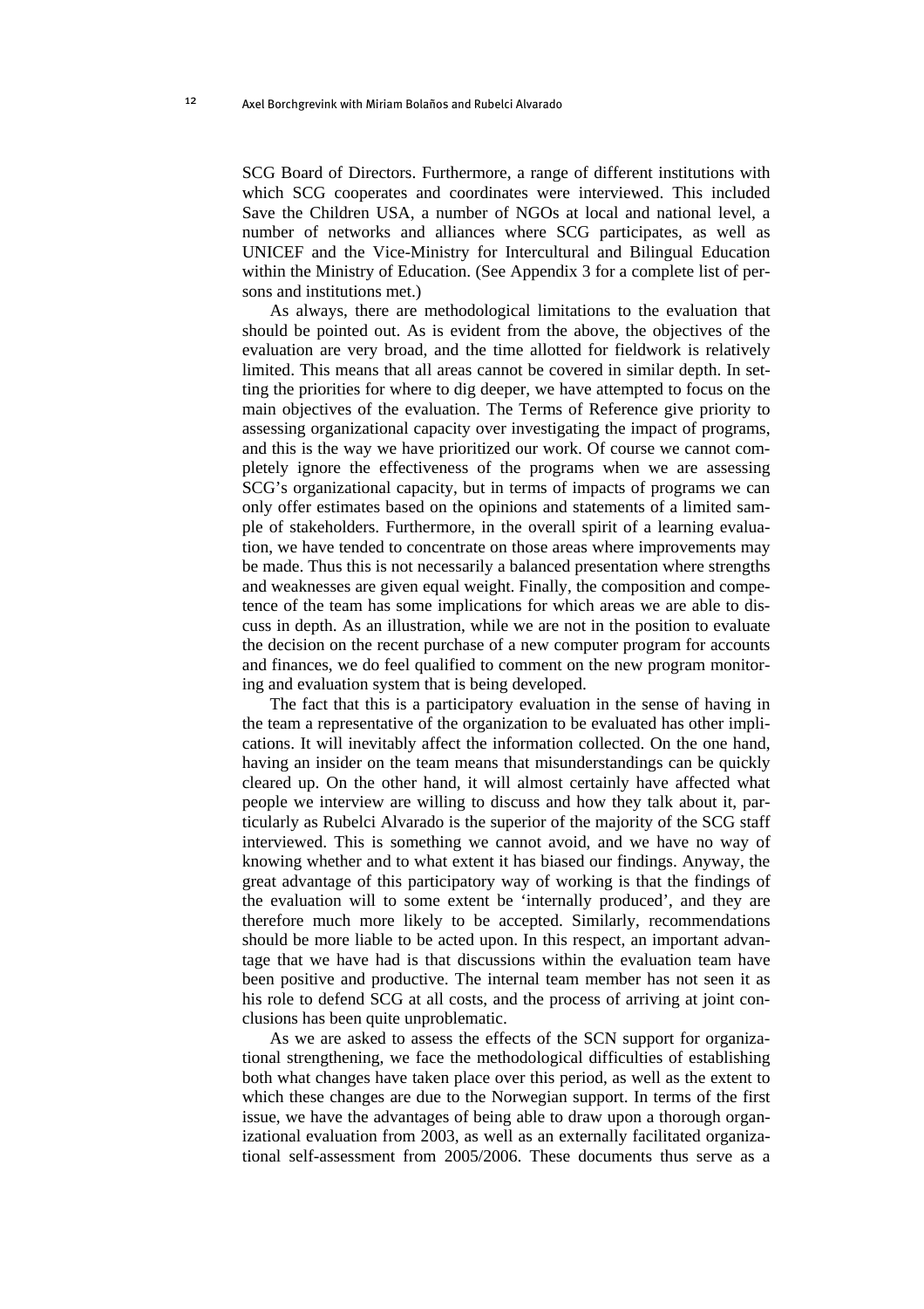SCG Board of Directors. Furthermore, a range of different institutions with which SCG cooperates and coordinates were interviewed. This included Save the Children USA, a number of NGOs at local and national level, a number of networks and alliances where SCG participates, as well as UNICEF and the Vice-Ministry for Intercultural and Bilingual Education within the Ministry of Education. (See Appendix 3 for a complete list of persons and institutions met.)

As always, there are methodological limitations to the evaluation that should be pointed out. As is evident from the above, the objectives of the evaluation are very broad, and the time allotted for fieldwork is relatively limited. This means that all areas cannot be covered in similar depth. In setting the priorities for where to dig deeper, we have attempted to focus on the main objectives of the evaluation. The Terms of Reference give priority to assessing organizational capacity over investigating the impact of programs, and this is the way we have prioritized our work. Of course we cannot completely ignore the effectiveness of the programs when we are assessing SCG's organizational capacity, but in terms of impacts of programs we can only offer estimates based on the opinions and statements of a limited sample of stakeholders. Furthermore, in the overall spirit of a learning evaluation, we have tended to concentrate on those areas where improvements may be made. Thus this is not necessarily a balanced presentation where strengths and weaknesses are given equal weight. Finally, the composition and competence of the team has some implications for which areas we are able to discuss in depth. As an illustration, while we are not in the position to evaluate the decision on the recent purchase of a new computer program for accounts and finances, we do feel qualified to comment on the new program monitoring and evaluation system that is being developed.

The fact that this is a participatory evaluation in the sense of having in the team a representative of the organization to be evaluated has other implications. It will inevitably affect the information collected. On the one hand, having an insider on the team means that misunderstandings can be quickly cleared up. On the other hand, it will almost certainly have affected what people we interview are willing to discuss and how they talk about it, particularly as Rubelci Alvarado is the superior of the majority of the SCG staff interviewed. This is something we cannot avoid, and we have no way of knowing whether and to what extent it has biased our findings. Anyway, the great advantage of this participatory way of working is that the findings of the evaluation will to some extent be 'internally produced', and they are therefore much more likely to be accepted. Similarly, recommendations should be more liable to be acted upon. In this respect, an important advantage that we have had is that discussions within the evaluation team have been positive and productive. The internal team member has not seen it as his role to defend SCG at all costs, and the process of arriving at joint conclusions has been quite unproblematic.

As we are asked to assess the effects of the SCN support for organizational strengthening, we face the methodological difficulties of establishing both what changes have taken place over this period, as well as the extent to which these changes are due to the Norwegian support. In terms of the first issue, we have the advantages of being able to draw upon a thorough organizational evaluation from 2003, as well as an externally facilitated organizational self-assessment from 2005/2006. These documents thus serve as a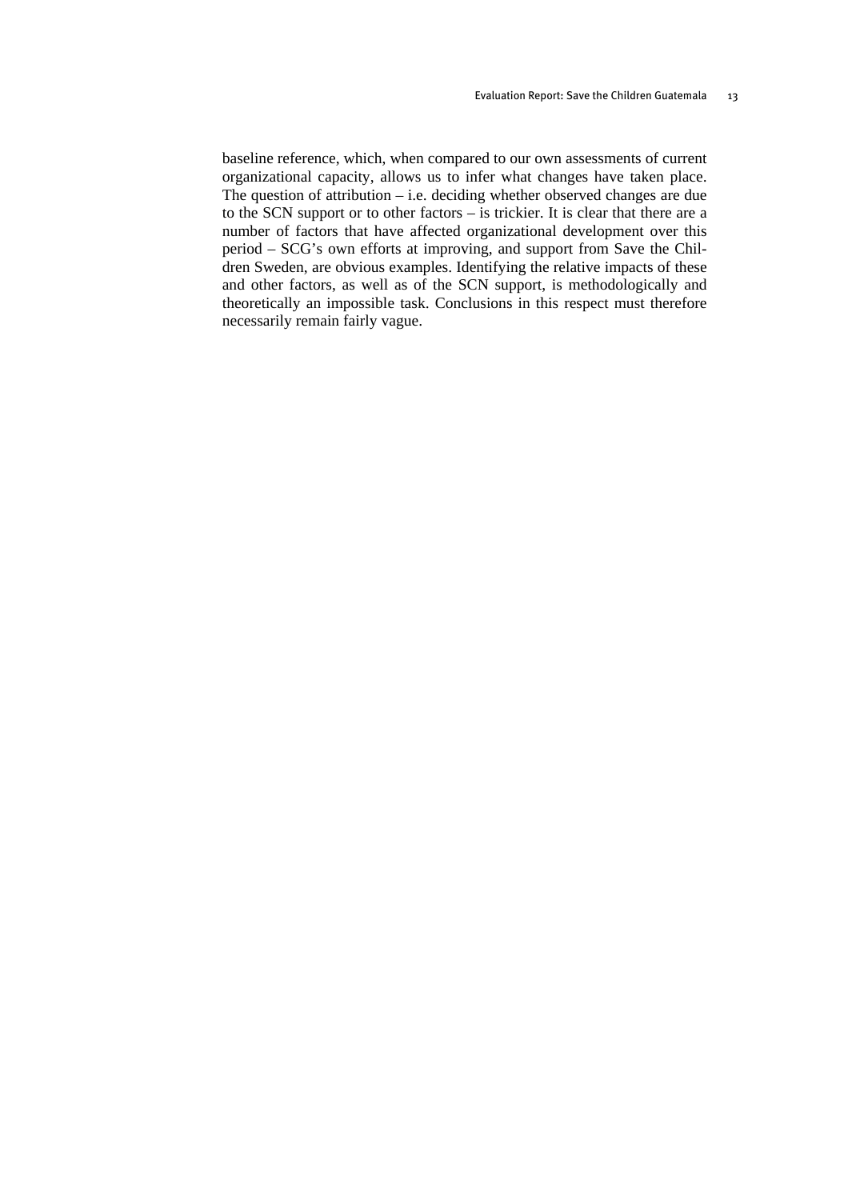baseline reference, which, when compared to our own assessments of current organizational capacity, allows us to infer what changes have taken place. The question of attribution – i.e. deciding whether observed changes are due to the SCN support or to other factors – is trickier. It is clear that there are a number of factors that have affected organizational development over this period – SCG's own efforts at improving, and support from Save the Children Sweden, are obvious examples. Identifying the relative impacts of these and other factors, as well as of the SCN support, is methodologically and theoretically an impossible task. Conclusions in this respect must therefore necessarily remain fairly vague.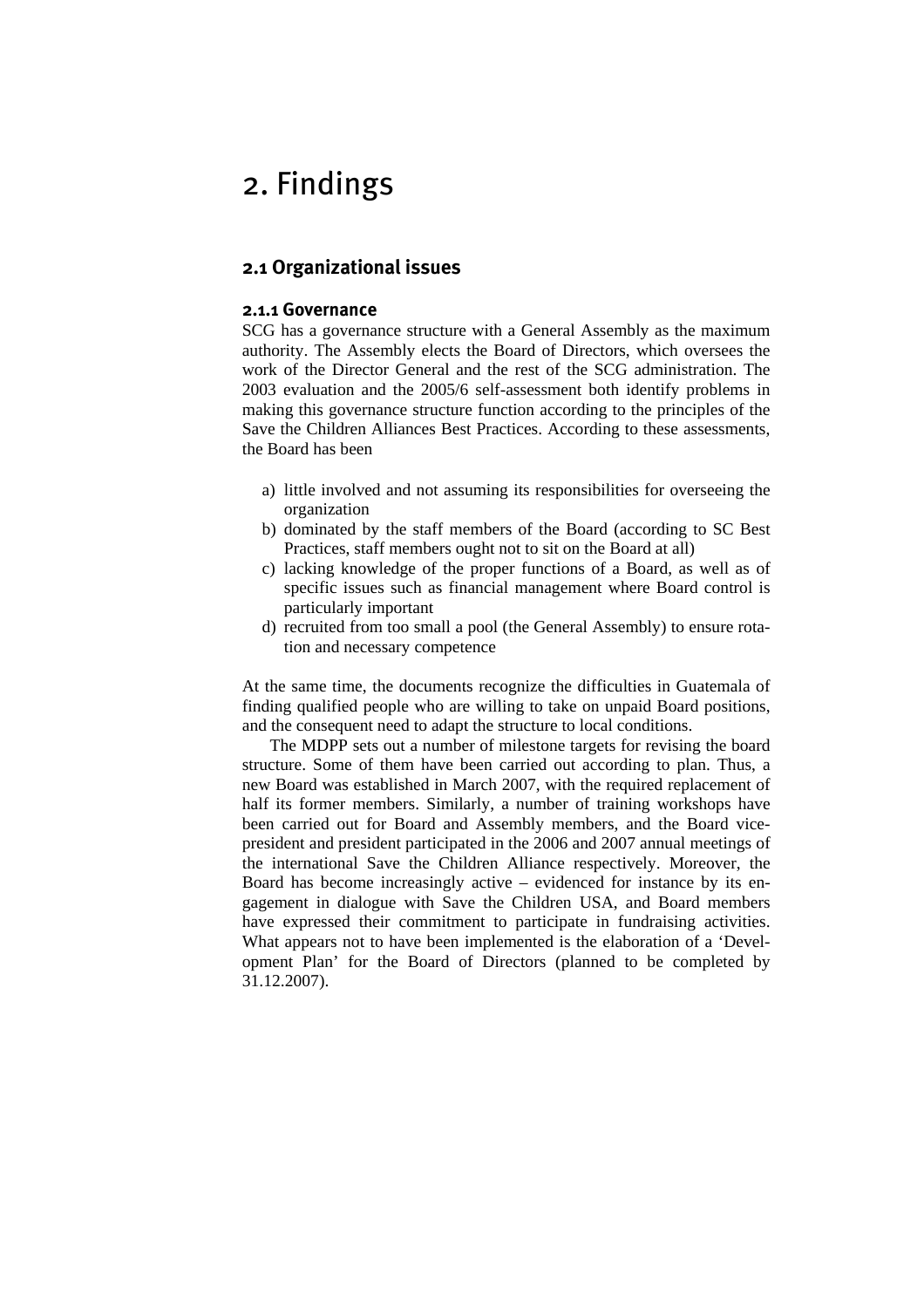# 2. Findings

## 2.1 Organizational issues

### 2.1.1 Governance

SCG has a governance structure with a General Assembly as the maximum authority. The Assembly elects the Board of Directors, which oversees the work of the Director General and the rest of the SCG administration. The 2003 evaluation and the 2005/6 self-assessment both identify problems in making this governance structure function according to the principles of the Save the Children Alliances Best Practices. According to these assessments, the Board has been

a) little involved and not assuming its responsibilities for overseeing the organization
b) dominated by the staff members of the Board (according to SC Best Practices, staff members ought not to sit on the Board at all)
c) lacking knowledge of the proper functions of a Board, as well as of specific issues such as financial management where Board control is particularly important
d) recruited from too small a pool (the General Assembly) to ensure rotation and necessary competence

At the same time, the documents recognize the difficulties in Guatemala of finding qualified people who are willing to take on unpaid Board positions, and the consequent need to adapt the structure to local conditions.

The MDPP sets out a number of milestone targets for revising the board structure. Some of them have been carried out according to plan. Thus, a new Board was established in March 2007, with the required replacement of half its former members. Similarly, a number of training workshops have been carried out for Board and Assembly members, and the Board vice-president and president participated in the 2006 and 2007 annual meetings of the international Save the Children Alliance respectively. Moreover, the Board has become increasingly active – evidenced for instance by its engagement in dialogue with Save the Children USA, and Board members have expressed their commitment to participate in fundraising activities. What appears not to have been implemented is the elaboration of a 'Development Plan' for the Board of Directors (planned to be completed by 31.12.2007).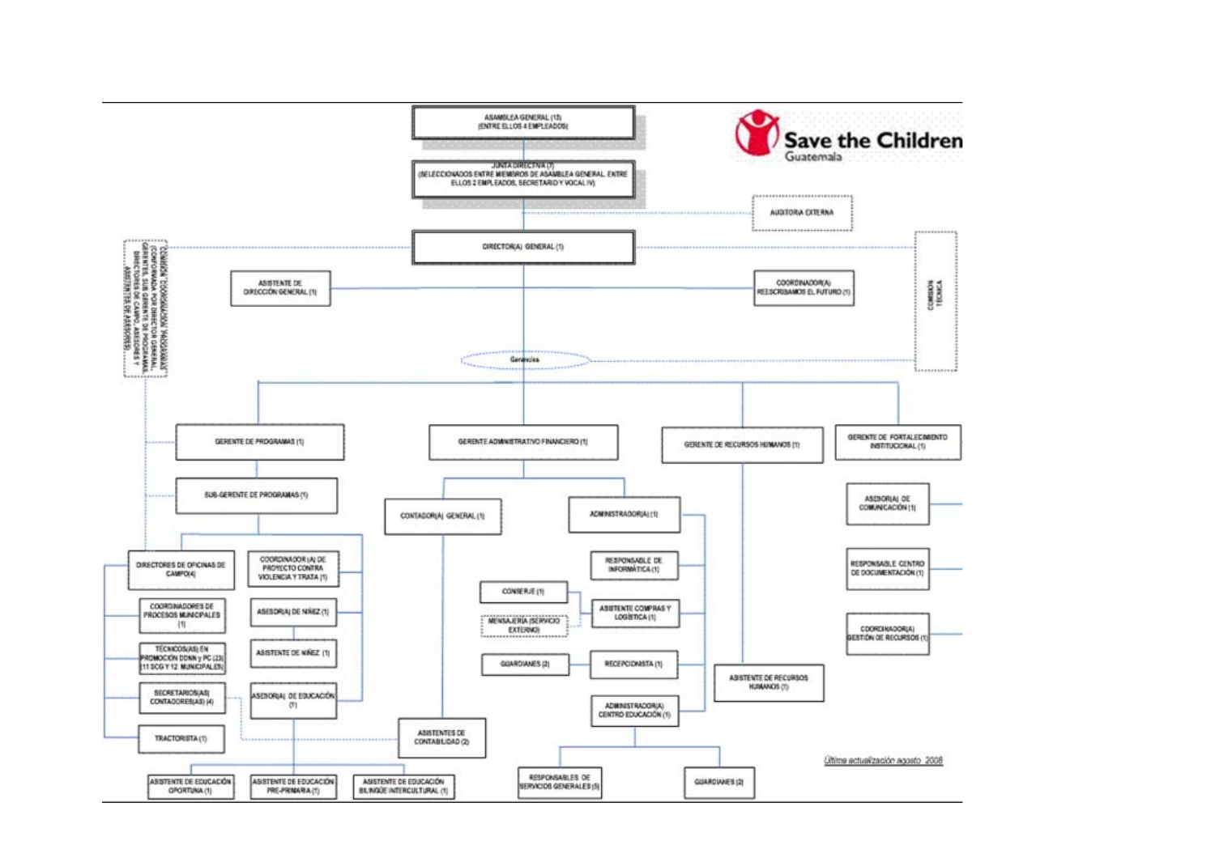**Save the Children** Guatemala

- ASAMBLEA GENERAL (13) (ENTRE ELLOS 4 EMPLEADOS)
  - JUNTA DIRECTIVA (7) (SELECCIONADOS ENTRE MIEMBROS DE ASAMBLEA GENERAL, ENTRE ELLOS 2 EMPLEADOS, SECRETARIO Y VOCAL IV)
    - AUDITORIA EXTERNA
    - DIRECTOR(A) GENERAL (1)
      - COMISIÓN "COORDINACIÓN PROGRAMAS" (CONFORMADA POR DIRECTOR GENERAL, GERENTES, SUB GERENTE DE PROGRAMAS, DIRECTORES DE CAMPO, ASESORES Y ASISTENTES DE ASESORES)
      - COMISIÓN TÉCNICA
      - ASISTENTE DE DIRECCIÓN GENERAL (1)
      - COORDINADOR(A) REESCRIBAMOS EL FUTURO (1)
      - Gerencias
        - GERENTE DE PROGRAMAS (1)
          - SUB-GERENTE DE PROGRAMAS (1)
            - DIRECTORES DE OFICINAS DE CAMPO (4)
              - COORDINADORES DE PROCESOS MUNICIPALES (1)
              - TÉCNICOS(AS) EN PROMOCIÓN DDNN y PC (23) (11 SCG Y 12 MUNICIPALES)
              - SECRETARIOS(AS) CONTADORES(AS) (4)
              - TRACTORISTA (1)
            - COORDINADOR (A) DE PROYECTO CONTRA VIOLENCIA Y TRATA (1)
            - ASESOR(A) DE NIÑEZ (1)
            - ASISTENTE DE NIÑEZ (1)
            - ASESOR(A) DE EDUCACIÓN (1)
              - ASISTENTE DE EDUCACIÓN OPORTUNA (1)
              - ASISTENTE DE EDUCACIÓN PRE-PRIMARIA (1)
              - ASISTENTE DE EDUCACIÓN BILINGÜE INTERCULTURAL (1)
        - GERENTE ADMINISTRATIVO FINANCIERO (1)
          - CONTADOR(A) GENERAL (1)
            - ASISTENTES DE CONTABILIDAD (2)
          - ADMINISTRADOR(A) (1)
            - RESPONSABLE DE INFORMÁTICA (1)
            - ASISTENTE COMPRAS Y LOGÍSTICA (1)
              - CONSERJE (1)
              - MENSAJERÍA (SERVICIO EXTERNO)
            - RECEPCIONISTA (1)
              - GUARDIANES (2)
            - ADMINISTRADOR(A) CENTRO EDUCACIÓN (1)
              - RESPONSABLES DE SERVICIOS GENERALES (5)
              - GUARDIANES (2)
        - GERENTE DE RECURSOS HUMANOS (1)
          - ASISTENTE DE RECURSOS HUMANOS (1)
        - GERENTE DE FORTALECIMIENTO INSTITUCIONAL (1)
          - ASESOR(A) DE COMUNICACIÓN (1)
          - RESPONSABLE CENTRO DE DOCUMENTACIÓN (1)
          - COORDINADOR(A) GESTIÓN DE RECURSOS (1)

*Última actualización agosto 2008*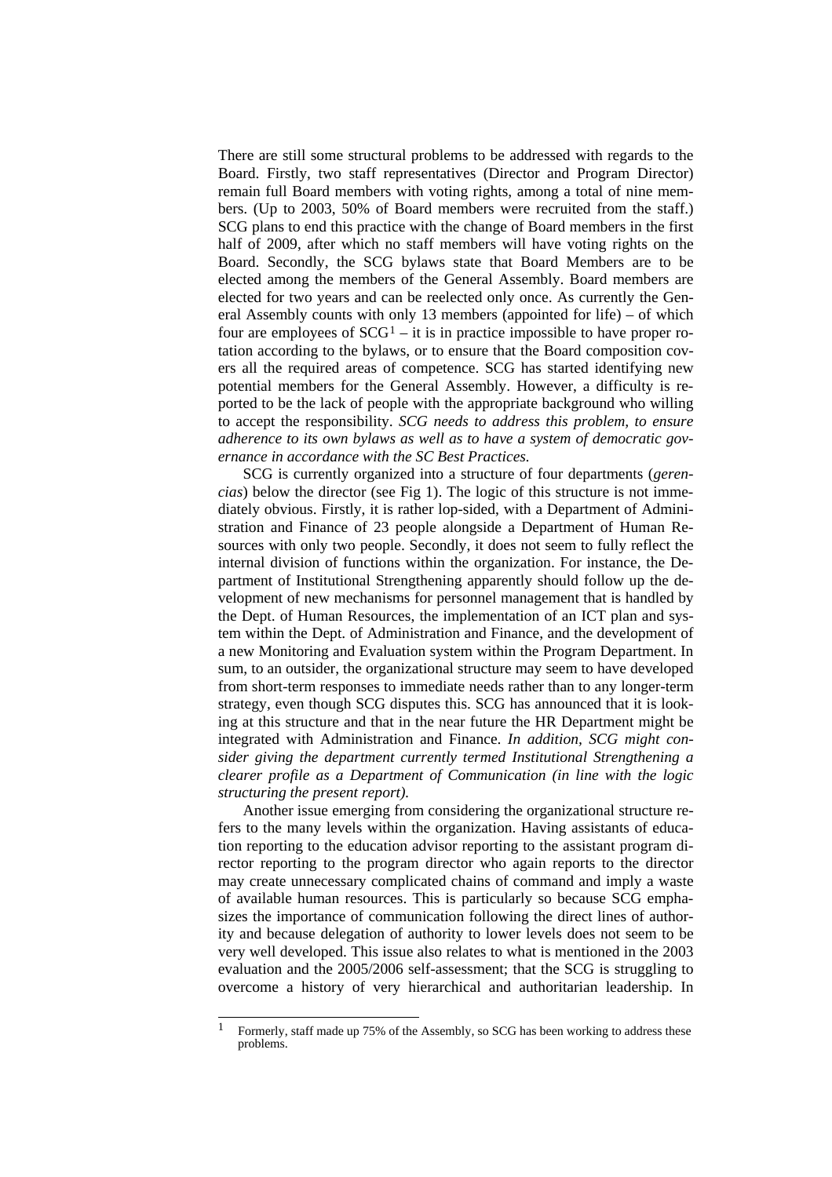There are still some structural problems to be addressed with regards to the Board. Firstly, two staff representatives (Director and Program Director) remain full Board members with voting rights, among a total of nine members. (Up to 2003, 50% of Board members were recruited from the staff.) SCG plans to end this practice with the change of Board members in the first half of 2009, after which no staff members will have voting rights on the Board. Secondly, the SCG bylaws state that Board Members are to be elected among the members of the General Assembly. Board members are elected for two years and can be reelected only once. As currently the General Assembly counts with only 13 members (appointed for life) – of which four are employees of SCG[1] – it is in practice impossible to have proper rotation according to the bylaws, or to ensure that the Board composition covers all the required areas of competence. SCG has started identifying new potential members for the General Assembly. However, a difficulty is reported to be the lack of people with the appropriate background who willing to accept the responsibility. *SCG needs to address this problem, to ensure adherence to its own bylaws as well as to have a system of democratic governance in accordance with the SC Best Practices.*

SCG is currently organized into a structure of four departments (*gerencias*) below the director (see Fig 1). The logic of this structure is not immediately obvious. Firstly, it is rather lop-sided, with a Department of Administration and Finance of 23 people alongside a Department of Human Resources with only two people. Secondly, it does not seem to fully reflect the internal division of functions within the organization. For instance, the Department of Institutional Strengthening apparently should follow up the development of new mechanisms for personnel management that is handled by the Dept. of Human Resources, the implementation of an ICT plan and system within the Dept. of Administration and Finance, and the development of a new Monitoring and Evaluation system within the Program Department. In sum, to an outsider, the organizational structure may seem to have developed from short-term responses to immediate needs rather than to any longer-term strategy, even though SCG disputes this. SCG has announced that it is looking at this structure and that in the near future the HR Department might be integrated with Administration and Finance. *In addition, SCG might consider giving the department currently termed Institutional Strengthening a clearer profile as a Department of Communication (in line with the logic structuring the present report).*

Another issue emerging from considering the organizational structure refers to the many levels within the organization. Having assistants of education reporting to the education advisor reporting to the assistant program director reporting to the program director who again reports to the director may create unnecessary complicated chains of command and imply a waste of available human resources. This is particularly so because SCG emphasizes the importance of communication following the direct lines of authority and because delegation of authority to lower levels does not seem to be very well developed. This issue also relates to what is mentioned in the 2003 evaluation and the 2005/2006 self-assessment; that the SCG is struggling to overcome a history of very hierarchical and authoritarian leadership. In

[1] Formerly, staff made up 75% of the Assembly, so SCG has been working to address these problems.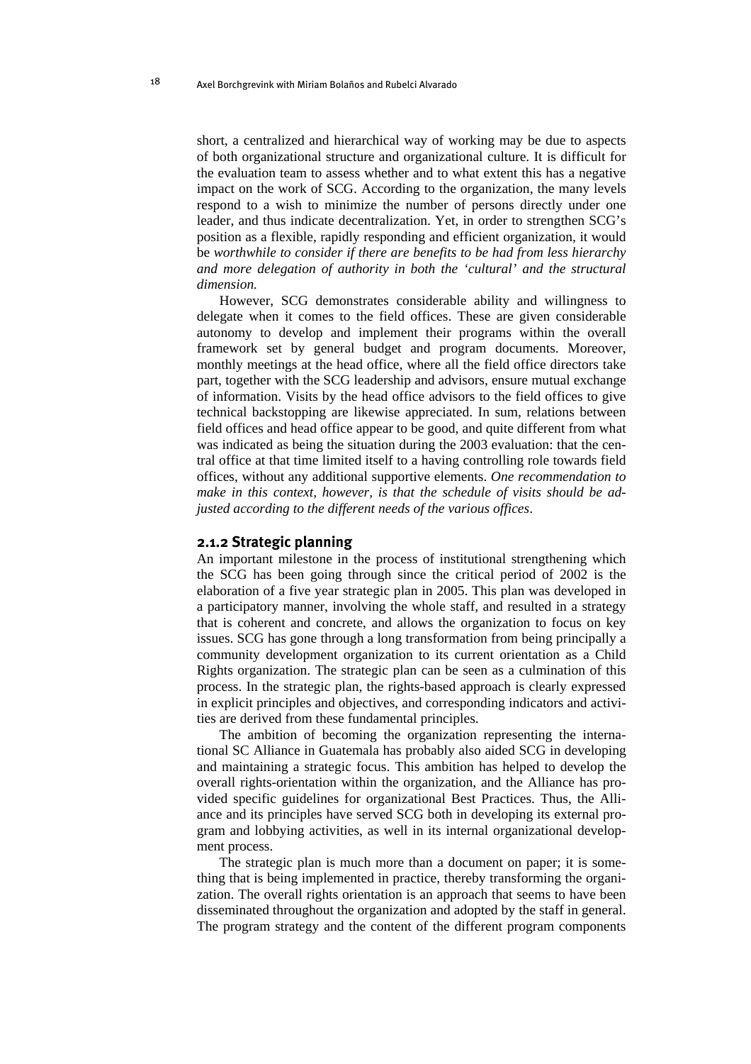short, a centralized and hierarchical way of working may be due to aspects of both organizational structure and organizational culture. It is difficult for the evaluation team to assess whether and to what extent this has a negative impact on the work of SCG. According to the organization, the many levels respond to a wish to minimize the number of persons directly under one leader, and thus indicate decentralization. Yet, in order to strengthen SCG's position as a flexible, rapidly responding and efficient organization, it would be *worthwhile to consider if there are benefits to be had from less hierarchy and more delegation of authority in both the 'cultural' and the structural dimension.*

However, SCG demonstrates considerable ability and willingness to delegate when it comes to the field offices. These are given considerable autonomy to develop and implement their programs within the overall framework set by general budget and program documents. Moreover, monthly meetings at the head office, where all the field office directors take part, together with the SCG leadership and advisors, ensure mutual exchange of information. Visits by the head office advisors to the field offices to give technical backstopping are likewise appreciated. In sum, relations between field offices and head office appear to be good, and quite different from what was indicated as being the situation during the 2003 evaluation: that the central office at that time limited itself to a having controlling role towards field offices, without any additional supportive elements. *One recommendation to make in this context, however, is that the schedule of visits should be adjusted according to the different needs of the various offices*.

### 2.1.2 Strategic planning

An important milestone in the process of institutional strengthening which the SCG has been going through since the critical period of 2002 is the elaboration of a five year strategic plan in 2005. This plan was developed in a participatory manner, involving the whole staff, and resulted in a strategy that is coherent and concrete, and allows the organization to focus on key issues. SCG has gone through a long transformation from being principally a community development organization to its current orientation as a Child Rights organization. The strategic plan can be seen as a culmination of this process. In the strategic plan, the rights-based approach is clearly expressed in explicit principles and objectives, and corresponding indicators and activities are derived from these fundamental principles.

The ambition of becoming the organization representing the international SC Alliance in Guatemala has probably also aided SCG in developing and maintaining a strategic focus. This ambition has helped to develop the overall rights-orientation within the organization, and the Alliance has provided specific guidelines for organizational Best Practices. Thus, the Alliance and its principles have served SCG both in developing its external program and lobbying activities, as well in its internal organizational development process.

The strategic plan is much more than a document on paper; it is something that is being implemented in practice, thereby transforming the organization. The overall rights orientation is an approach that seems to have been disseminated throughout the organization and adopted by the staff in general. The program strategy and the content of the different program components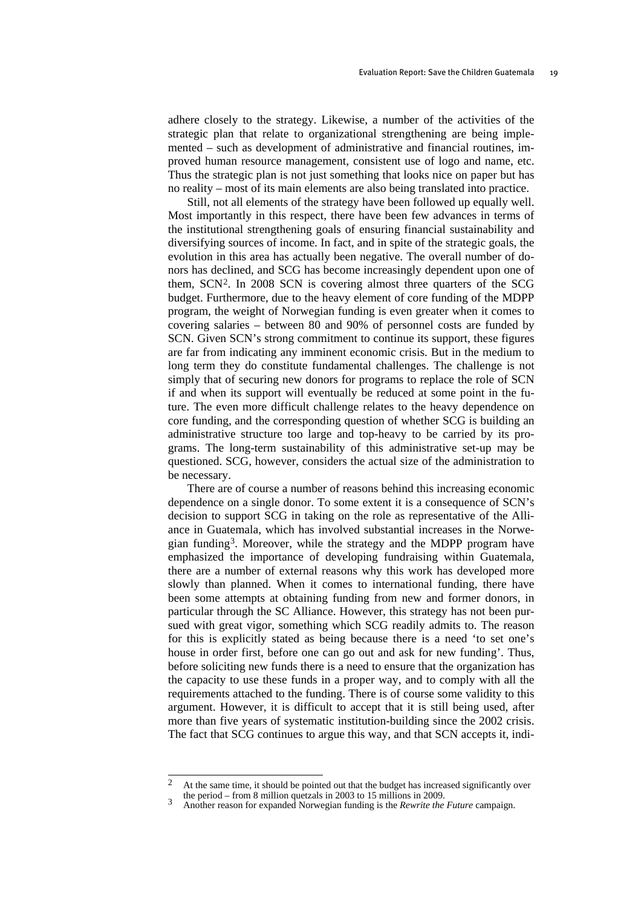adhere closely to the strategy. Likewise, a number of the activities of the strategic plan that relate to organizational strengthening are being implemented – such as development of administrative and financial routines, improved human resource management, consistent use of logo and name, etc. Thus the strategic plan is not just something that looks nice on paper but has no reality – most of its main elements are also being translated into practice.

Still, not all elements of the strategy have been followed up equally well. Most importantly in this respect, there have been few advances in terms of the institutional strengthening goals of ensuring financial sustainability and diversifying sources of income. In fact, and in spite of the strategic goals, the evolution in this area has actually been negative. The overall number of donors has declined, and SCG has become increasingly dependent upon one of them, SCN[2]. In 2008 SCN is covering almost three quarters of the SCG budget. Furthermore, due to the heavy element of core funding of the MDPP program, the weight of Norwegian funding is even greater when it comes to covering salaries – between 80 and 90% of personnel costs are funded by SCN. Given SCN's strong commitment to continue its support, these figures are far from indicating any imminent economic crisis. But in the medium to long term they do constitute fundamental challenges. The challenge is not simply that of securing new donors for programs to replace the role of SCN if and when its support will eventually be reduced at some point in the future. The even more difficult challenge relates to the heavy dependence on core funding, and the corresponding question of whether SCG is building an administrative structure too large and top-heavy to be carried by its programs. The long-term sustainability of this administrative set-up may be questioned. SCG, however, considers the actual size of the administration to be necessary.

There are of course a number of reasons behind this increasing economic dependence on a single donor. To some extent it is a consequence of SCN's decision to support SCG in taking on the role as representative of the Alliance in Guatemala, which has involved substantial increases in the Norwegian funding[3]. Moreover, while the strategy and the MDPP program have emphasized the importance of developing fundraising within Guatemala, there are a number of external reasons why this work has developed more slowly than planned. When it comes to international funding, there have been some attempts at obtaining funding from new and former donors, in particular through the SC Alliance. However, this strategy has not been pursued with great vigor, something which SCG readily admits to. The reason for this is explicitly stated as being because there is a need 'to set one's house in order first, before one can go out and ask for new funding'. Thus, before soliciting new funds there is a need to ensure that the organization has the capacity to use these funds in a proper way, and to comply with all the requirements attached to the funding. There is of course some validity to this argument. However, it is difficult to accept that it is still being used, after more than five years of systematic institution-building since the 2002 crisis. The fact that SCG continues to argue this way, and that SCN accepts it, indi-

---

[2] At the same time, it should be pointed out that the budget has increased significantly over the period – from 8 million quetzals in 2003 to 15 millions in 2009.

[3] Another reason for expanded Norwegian funding is the *Rewrite the Future* campaign.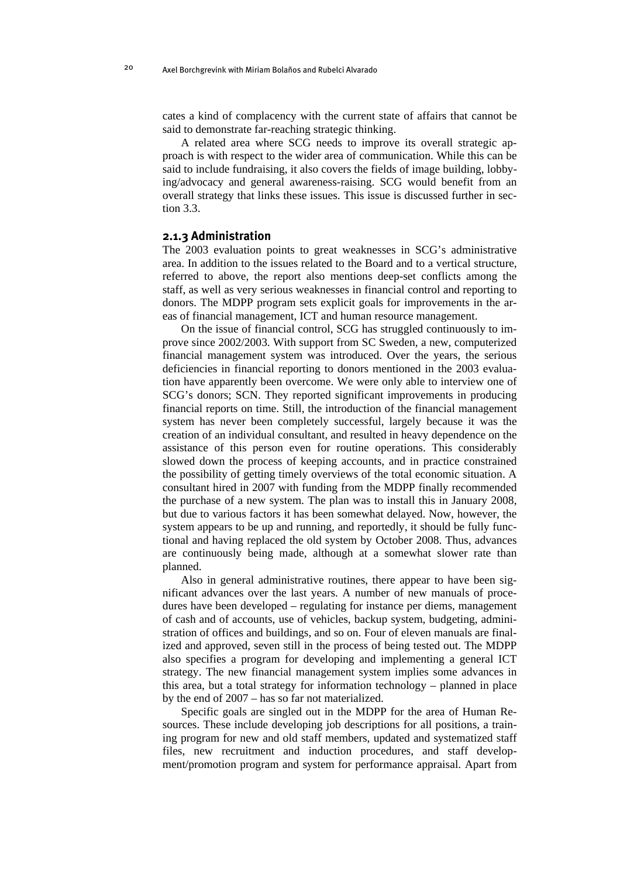cates a kind of complacency with the current state of affairs that cannot be said to demonstrate far-reaching strategic thinking.

A related area where SCG needs to improve its overall strategic approach is with respect to the wider area of communication. While this can be said to include fundraising, it also covers the fields of image building, lobbying/advocacy and general awareness-raising. SCG would benefit from an overall strategy that links these issues. This issue is discussed further in section 3.3.

### 2.1.3 Administration

The 2003 evaluation points to great weaknesses in SCG's administrative area. In addition to the issues related to the Board and to a vertical structure, referred to above, the report also mentions deep-set conflicts among the staff, as well as very serious weaknesses in financial control and reporting to donors. The MDPP program sets explicit goals for improvements in the areas of financial management, ICT and human resource management.

On the issue of financial control, SCG has struggled continuously to improve since 2002/2003. With support from SC Sweden, a new, computerized financial management system was introduced. Over the years, the serious deficiencies in financial reporting to donors mentioned in the 2003 evaluation have apparently been overcome. We were only able to interview one of SCG's donors; SCN. They reported significant improvements in producing financial reports on time. Still, the introduction of the financial management system has never been completely successful, largely because it was the creation of an individual consultant, and resulted in heavy dependence on the assistance of this person even for routine operations. This considerably slowed down the process of keeping accounts, and in practice constrained the possibility of getting timely overviews of the total economic situation. A consultant hired in 2007 with funding from the MDPP finally recommended the purchase of a new system. The plan was to install this in January 2008, but due to various factors it has been somewhat delayed. Now, however, the system appears to be up and running, and reportedly, it should be fully functional and having replaced the old system by October 2008. Thus, advances are continuously being made, although at a somewhat slower rate than planned.

Also in general administrative routines, there appear to have been significant advances over the last years. A number of new manuals of procedures have been developed – regulating for instance per diems, management of cash and of accounts, use of vehicles, backup system, budgeting, administration of offices and buildings, and so on. Four of eleven manuals are finalized and approved, seven still in the process of being tested out. The MDPP also specifies a program for developing and implementing a general ICT strategy. The new financial management system implies some advances in this area, but a total strategy for information technology – planned in place by the end of 2007 – has so far not materialized.

Specific goals are singled out in the MDPP for the area of Human Resources. These include developing job descriptions for all positions, a training program for new and old staff members, updated and systematized staff files, new recruitment and induction procedures, and staff development/promotion program and system for performance appraisal. Apart from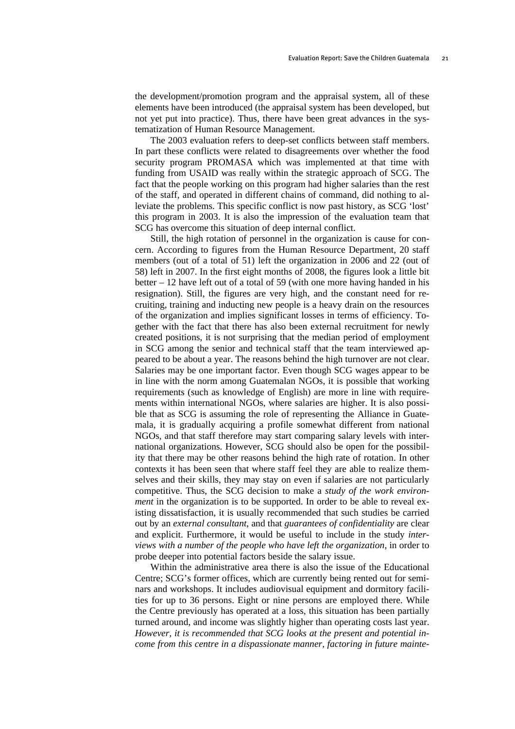the development/promotion program and the appraisal system, all of these elements have been introduced (the appraisal system has been developed, but not yet put into practice). Thus, there have been great advances in the systematization of Human Resource Management.

The 2003 evaluation refers to deep-set conflicts between staff members. In part these conflicts were related to disagreements over whether the food security program PROMASA which was implemented at that time with funding from USAID was really within the strategic approach of SCG. The fact that the people working on this program had higher salaries than the rest of the staff, and operated in different chains of command, did nothing to alleviate the problems. This specific conflict is now past history, as SCG 'lost' this program in 2003. It is also the impression of the evaluation team that SCG has overcome this situation of deep internal conflict.

Still, the high rotation of personnel in the organization is cause for concern. According to figures from the Human Resource Department, 20 staff members (out of a total of 51) left the organization in 2006 and 22 (out of 58) left in 2007. In the first eight months of 2008, the figures look a little bit better – 12 have left out of a total of 59 (with one more having handed in his resignation). Still, the figures are very high, and the constant need for recruiting, training and inducting new people is a heavy drain on the resources of the organization and implies significant losses in terms of efficiency. Together with the fact that there has also been external recruitment for newly created positions, it is not surprising that the median period of employment in SCG among the senior and technical staff that the team interviewed appeared to be about a year. The reasons behind the high turnover are not clear. Salaries may be one important factor. Even though SCG wages appear to be in line with the norm among Guatemalan NGOs, it is possible that working requirements (such as knowledge of English) are more in line with requirements within international NGOs, where salaries are higher. It is also possible that as SCG is assuming the role of representing the Alliance in Guatemala, it is gradually acquiring a profile somewhat different from national NGOs, and that staff therefore may start comparing salary levels with international organizations. However, SCG should also be open for the possibility that there may be other reasons behind the high rate of rotation. In other contexts it has been seen that where staff feel they are able to realize themselves and their skills, they may stay on even if salaries are not particularly competitive. Thus, the SCG decision to make a *study of the work environment* in the organization is to be supported. In order to be able to reveal existing dissatisfaction, it is usually recommended that such studies be carried out by an *external consultant*, and that *guarantees of confidentiality* are clear and explicit. Furthermore, it would be useful to include in the study *interviews with a number of the people who have left the organization*, in order to probe deeper into potential factors beside the salary issue.

Within the administrative area there is also the issue of the Educational Centre; SCG's former offices, which are currently being rented out for seminars and workshops. It includes audiovisual equipment and dormitory facilities for up to 36 persons. Eight or nine persons are employed there. While the Centre previously has operated at a loss, this situation has been partially turned around, and income was slightly higher than operating costs last year. *However, it is recommended that SCG looks at the present and potential income from this centre in a dispassionate manner, factoring in future mainte-*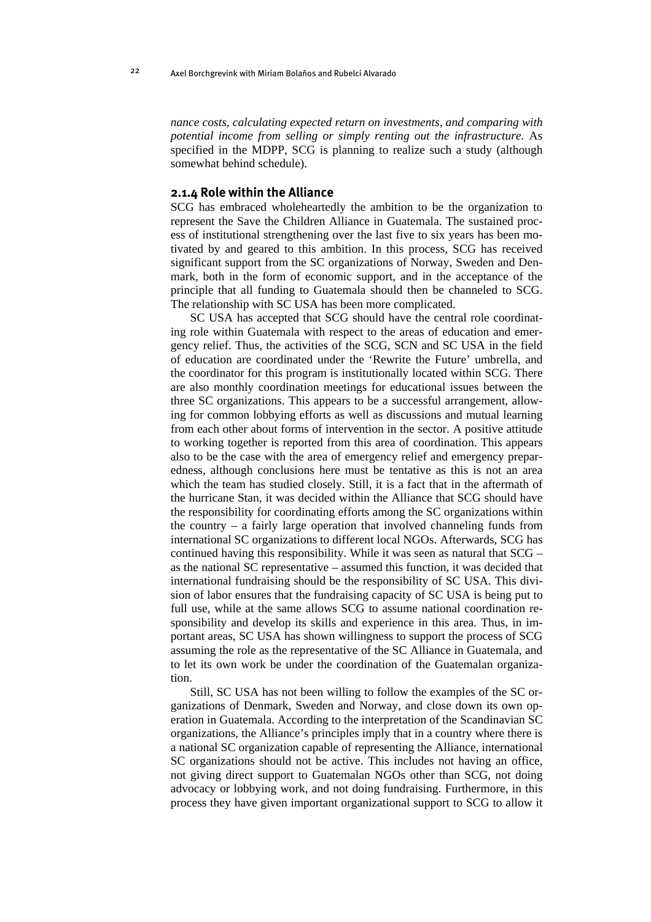*nance costs, calculating expected return on investments, and comparing with potential income from selling or simply renting out the infrastructure.* As specified in the MDPP, SCG is planning to realize such a study (although somewhat behind schedule).

### 2.1.4 Role within the Alliance

SCG has embraced wholeheartedly the ambition to be the organization to represent the Save the Children Alliance in Guatemala. The sustained process of institutional strengthening over the last five to six years has been motivated by and geared to this ambition. In this process, SCG has received significant support from the SC organizations of Norway, Sweden and Denmark, both in the form of economic support, and in the acceptance of the principle that all funding to Guatemala should then be channeled to SCG. The relationship with SC USA has been more complicated.

SC USA has accepted that SCG should have the central role coordinating role within Guatemala with respect to the areas of education and emergency relief. Thus, the activities of the SCG, SCN and SC USA in the field of education are coordinated under the 'Rewrite the Future' umbrella, and the coordinator for this program is institutionally located within SCG. There are also monthly coordination meetings for educational issues between the three SC organizations. This appears to be a successful arrangement, allowing for common lobbying efforts as well as discussions and mutual learning from each other about forms of intervention in the sector. A positive attitude to working together is reported from this area of coordination. This appears also to be the case with the area of emergency relief and emergency preparedness, although conclusions here must be tentative as this is not an area which the team has studied closely. Still, it is a fact that in the aftermath of the hurricane Stan, it was decided within the Alliance that SCG should have the responsibility for coordinating efforts among the SC organizations within the country – a fairly large operation that involved channeling funds from international SC organizations to different local NGOs. Afterwards, SCG has continued having this responsibility. While it was seen as natural that SCG – as the national SC representative – assumed this function, it was decided that international fundraising should be the responsibility of SC USA. This division of labor ensures that the fundraising capacity of SC USA is being put to full use, while at the same allows SCG to assume national coordination responsibility and develop its skills and experience in this area. Thus, in important areas, SC USA has shown willingness to support the process of SCG assuming the role as the representative of the SC Alliance in Guatemala, and to let its own work be under the coordination of the Guatemalan organization.

Still, SC USA has not been willing to follow the examples of the SC organizations of Denmark, Sweden and Norway, and close down its own operation in Guatemala. According to the interpretation of the Scandinavian SC organizations, the Alliance's principles imply that in a country where there is a national SC organization capable of representing the Alliance, international SC organizations should not be active. This includes not having an office, not giving direct support to Guatemalan NGOs other than SCG, not doing advocacy or lobbying work, and not doing fundraising. Furthermore, in this process they have given important organizational support to SCG to allow it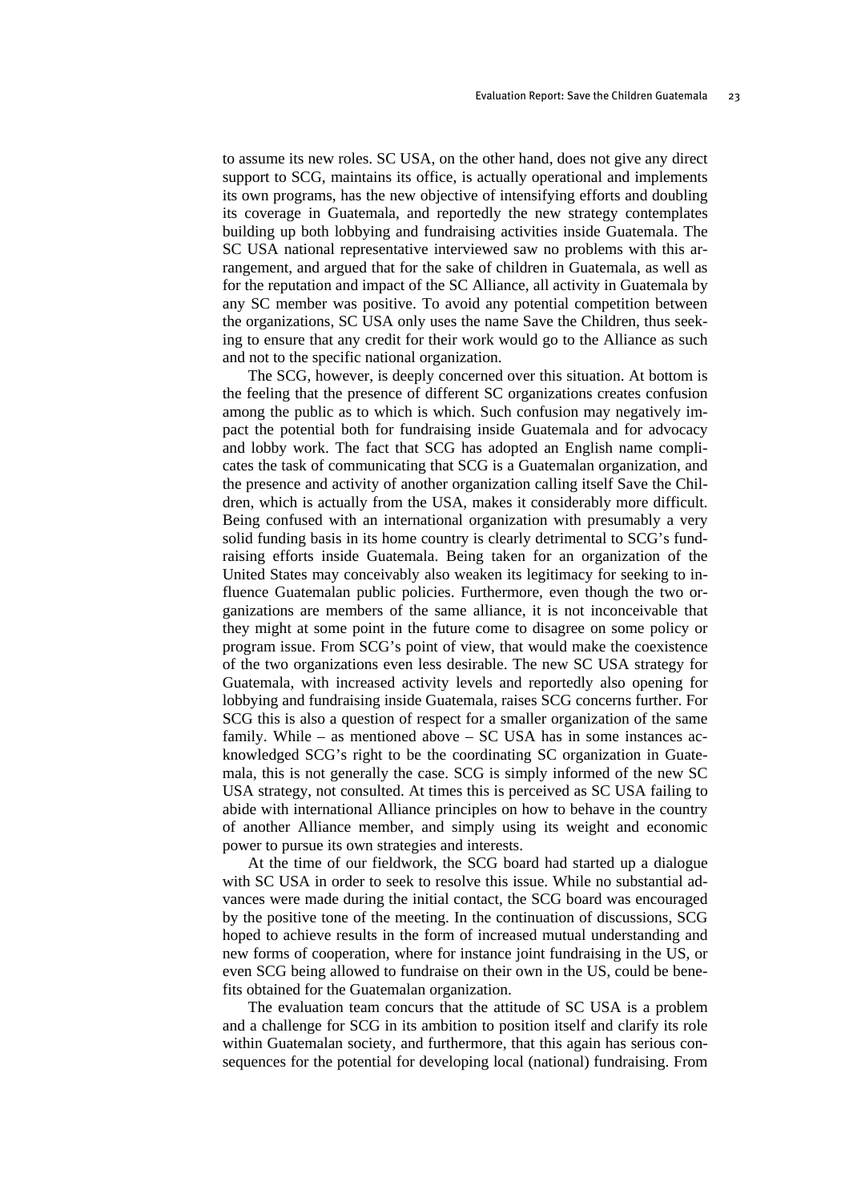to assume its new roles. SC USA, on the other hand, does not give any direct support to SCG, maintains its office, is actually operational and implements its own programs, has the new objective of intensifying efforts and doubling its coverage in Guatemala, and reportedly the new strategy contemplates building up both lobbying and fundraising activities inside Guatemala. The SC USA national representative interviewed saw no problems with this arrangement, and argued that for the sake of children in Guatemala, as well as for the reputation and impact of the SC Alliance, all activity in Guatemala by any SC member was positive. To avoid any potential competition between the organizations, SC USA only uses the name Save the Children, thus seeking to ensure that any credit for their work would go to the Alliance as such and not to the specific national organization.

The SCG, however, is deeply concerned over this situation. At bottom is the feeling that the presence of different SC organizations creates confusion among the public as to which is which. Such confusion may negatively impact the potential both for fundraising inside Guatemala and for advocacy and lobby work. The fact that SCG has adopted an English name complicates the task of communicating that SCG is a Guatemalan organization, and the presence and activity of another organization calling itself Save the Children, which is actually from the USA, makes it considerably more difficult. Being confused with an international organization with presumably a very solid funding basis in its home country is clearly detrimental to SCG's fundraising efforts inside Guatemala. Being taken for an organization of the United States may conceivably also weaken its legitimacy for seeking to influence Guatemalan public policies. Furthermore, even though the two organizations are members of the same alliance, it is not inconceivable that they might at some point in the future come to disagree on some policy or program issue. From SCG's point of view, that would make the coexistence of the two organizations even less desirable. The new SC USA strategy for Guatemala, with increased activity levels and reportedly also opening for lobbying and fundraising inside Guatemala, raises SCG concerns further. For SCG this is also a question of respect for a smaller organization of the same family. While – as mentioned above – SC USA has in some instances acknowledged SCG's right to be the coordinating SC organization in Guatemala, this is not generally the case. SCG is simply informed of the new SC USA strategy, not consulted. At times this is perceived as SC USA failing to abide with international Alliance principles on how to behave in the country of another Alliance member, and simply using its weight and economic power to pursue its own strategies and interests.

At the time of our fieldwork, the SCG board had started up a dialogue with SC USA in order to seek to resolve this issue. While no substantial advances were made during the initial contact, the SCG board was encouraged by the positive tone of the meeting. In the continuation of discussions, SCG hoped to achieve results in the form of increased mutual understanding and new forms of cooperation, where for instance joint fundraising in the US, or even SCG being allowed to fundraise on their own in the US, could be benefits obtained for the Guatemalan organization.

The evaluation team concurs that the attitude of SC USA is a problem and a challenge for SCG in its ambition to position itself and clarify its role within Guatemalan society, and furthermore, that this again has serious consequences for the potential for developing local (national) fundraising. From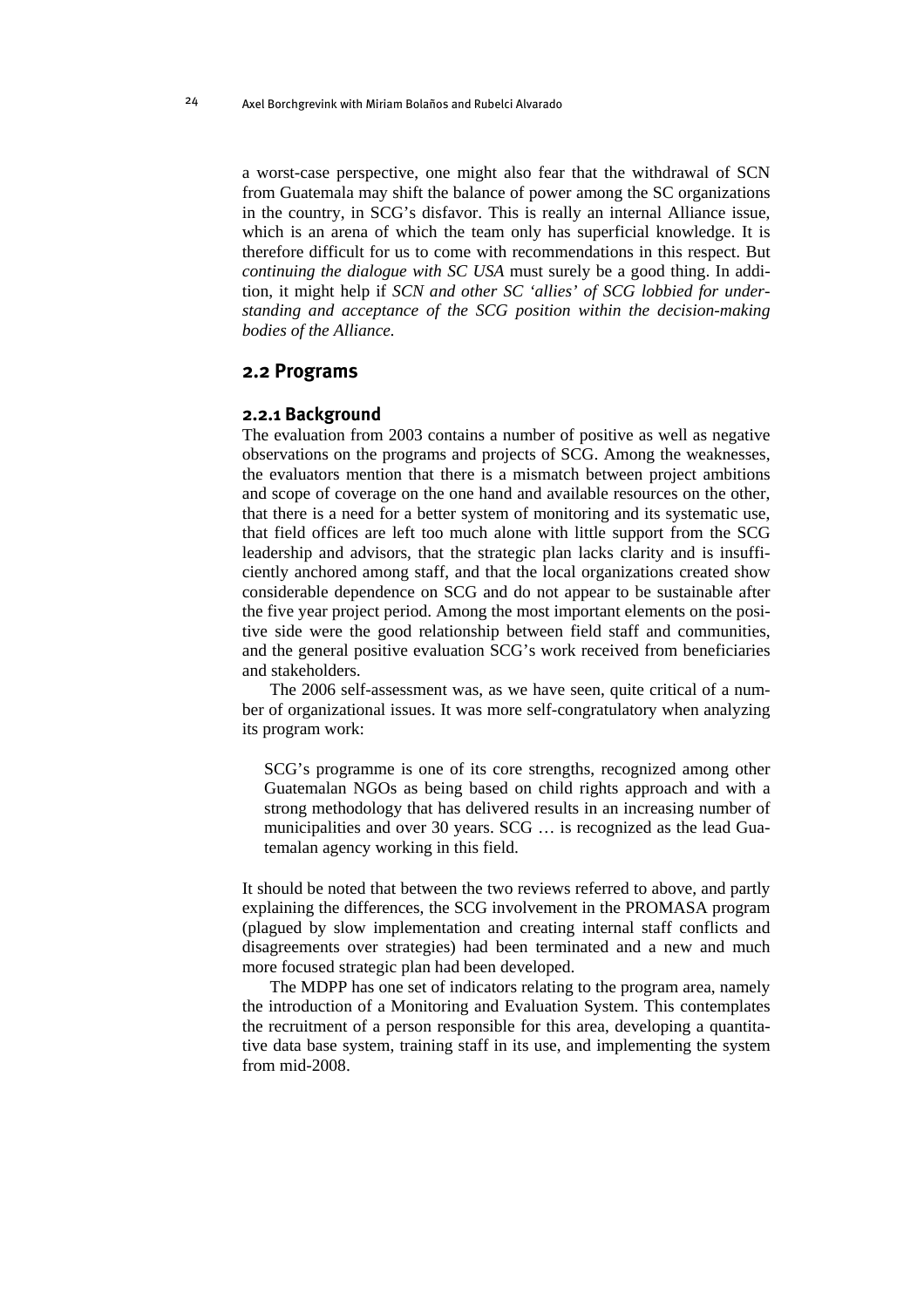a worst-case perspective, one might also fear that the withdrawal of SCN from Guatemala may shift the balance of power among the SC organizations in the country, in SCG's disfavor. This is really an internal Alliance issue, which is an arena of which the team only has superficial knowledge. It is therefore difficult for us to come with recommendations in this respect. But *continuing the dialogue with SC USA* must surely be a good thing. In addition, it might help if *SCN and other SC 'allies' of SCG lobbied for understanding and acceptance of the SCG position within the decision-making bodies of the Alliance.*

## 2.2 Programs

### 2.2.1 Background

The evaluation from 2003 contains a number of positive as well as negative observations on the programs and projects of SCG. Among the weaknesses, the evaluators mention that there is a mismatch between project ambitions and scope of coverage on the one hand and available resources on the other, that there is a need for a better system of monitoring and its systematic use, that field offices are left too much alone with little support from the SCG leadership and advisors, that the strategic plan lacks clarity and is insufficiently anchored among staff, and that the local organizations created show considerable dependence on SCG and do not appear to be sustainable after the five year project period. Among the most important elements on the positive side were the good relationship between field staff and communities, and the general positive evaluation SCG's work received from beneficiaries and stakeholders.

The 2006 self-assessment was, as we have seen, quite critical of a number of organizational issues. It was more self-congratulatory when analyzing its program work:

> SCG's programme is one of its core strengths, recognized among other Guatemalan NGOs as being based on child rights approach and with a strong methodology that has delivered results in an increasing number of municipalities and over 30 years. SCG … is recognized as the lead Guatemalan agency working in this field.

It should be noted that between the two reviews referred to above, and partly explaining the differences, the SCG involvement in the PROMASA program (plagued by slow implementation and creating internal staff conflicts and disagreements over strategies) had been terminated and a new and much more focused strategic plan had been developed.

The MDPP has one set of indicators relating to the program area, namely the introduction of a Monitoring and Evaluation System. This contemplates the recruitment of a person responsible for this area, developing a quantitative data base system, training staff in its use, and implementing the system from mid-2008.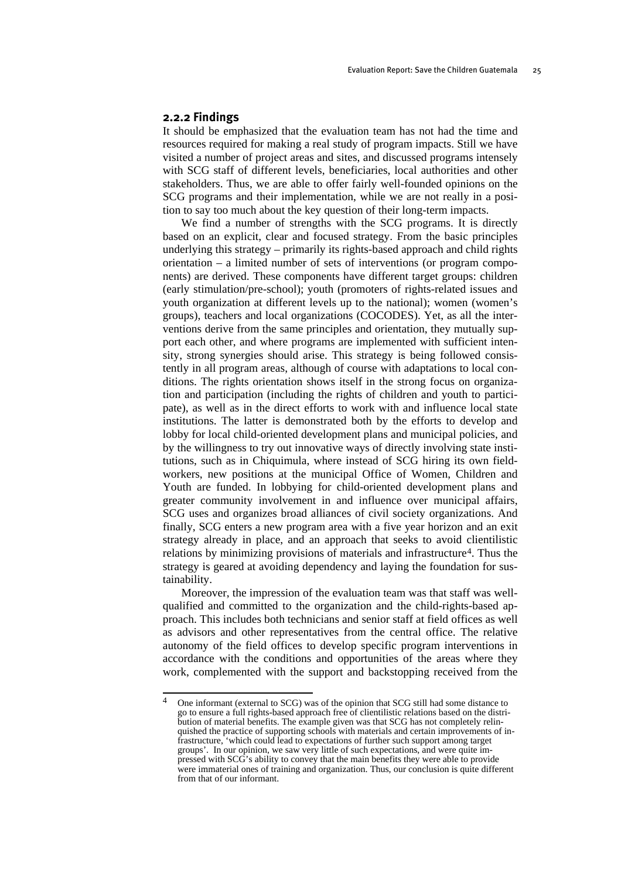### 2.2.2 Findings

It should be emphasized that the evaluation team has not had the time and resources required for making a real study of program impacts. Still we have visited a number of project areas and sites, and discussed programs intensely with SCG staff of different levels, beneficiaries, local authorities and other stakeholders. Thus, we are able to offer fairly well-founded opinions on the SCG programs and their implementation, while we are not really in a position to say too much about the key question of their long-term impacts.

We find a number of strengths with the SCG programs. It is directly based on an explicit, clear and focused strategy. From the basic principles underlying this strategy – primarily its rights-based approach and child rights orientation – a limited number of sets of interventions (or program components) are derived. These components have different target groups: children (early stimulation/pre-school); youth (promoters of rights-related issues and youth organization at different levels up to the national); women (women's groups), teachers and local organizations (COCODES). Yet, as all the interventions derive from the same principles and orientation, they mutually support each other, and where programs are implemented with sufficient intensity, strong synergies should arise. This strategy is being followed consistently in all program areas, although of course with adaptations to local conditions. The rights orientation shows itself in the strong focus on organization and participation (including the rights of children and youth to participate), as well as in the direct efforts to work with and influence local state institutions. The latter is demonstrated both by the efforts to develop and lobby for local child-oriented development plans and municipal policies, and by the willingness to try out innovative ways of directly involving state institutions, such as in Chiquimula, where instead of SCG hiring its own fieldworkers, new positions at the municipal Office of Women, Children and Youth are funded. In lobbying for child-oriented development plans and greater community involvement in and influence over municipal affairs, SCG uses and organizes broad alliances of civil society organizations. And finally, SCG enters a new program area with a five year horizon and an exit strategy already in place, and an approach that seeks to avoid clientilistic relations by minimizing provisions of materials and infrastructure[4]. Thus the strategy is geared at avoiding dependency and laying the foundation for sustainability.

Moreover, the impression of the evaluation team was that staff was well-qualified and committed to the organization and the child-rights-based approach. This includes both technicians and senior staff at field offices as well as advisors and other representatives from the central office. The relative autonomy of the field offices to develop specific program interventions in accordance with the conditions and opportunities of the areas where they work, complemented with the support and backstopping received from the

---

[4] One informant (external to SCG) was of the opinion that SCG still had some distance to go to ensure a full rights-based approach free of clientilistic relations based on the distribution of material benefits. The example given was that SCG has not completely relinquished the practice of supporting schools with materials and certain improvements of infrastructure, 'which could lead to expectations of further such support among target groups'. In our opinion, we saw very little of such expectations, and were quite impressed with SCG's ability to convey that the main benefits they were able to provide were immaterial ones of training and organization. Thus, our conclusion is quite different from that of our informant.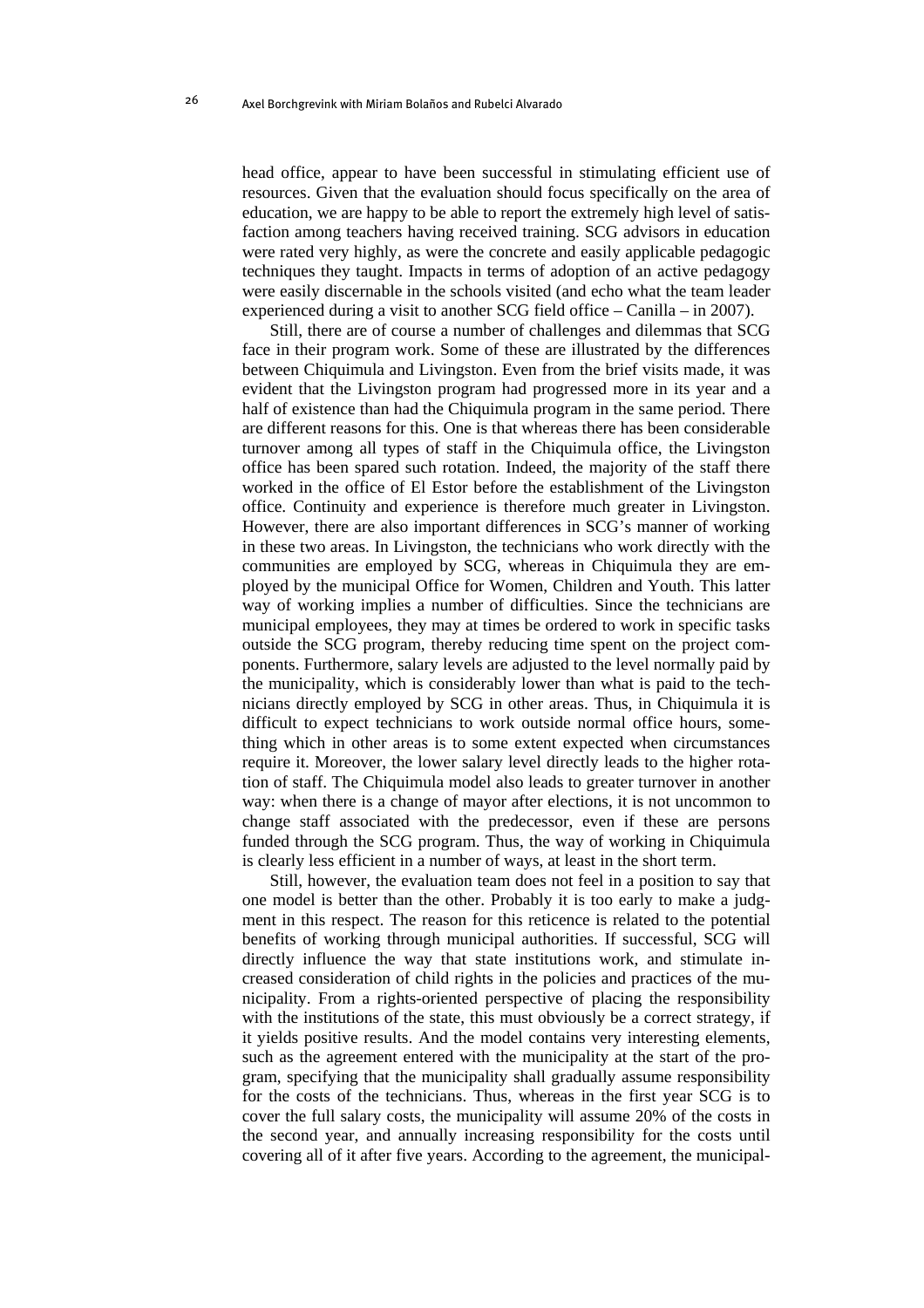head office, appear to have been successful in stimulating efficient use of resources. Given that the evaluation should focus specifically on the area of education, we are happy to be able to report the extremely high level of satisfaction among teachers having received training. SCG advisors in education were rated very highly, as were the concrete and easily applicable pedagogic techniques they taught. Impacts in terms of adoption of an active pedagogy were easily discernable in the schools visited (and echo what the team leader experienced during a visit to another SCG field office – Canilla – in 2007).

Still, there are of course a number of challenges and dilemmas that SCG face in their program work. Some of these are illustrated by the differences between Chiquimula and Livingston. Even from the brief visits made, it was evident that the Livingston program had progressed more in its year and a half of existence than had the Chiquimula program in the same period. There are different reasons for this. One is that whereas there has been considerable turnover among all types of staff in the Chiquimula office, the Livingston office has been spared such rotation. Indeed, the majority of the staff there worked in the office of El Estor before the establishment of the Livingston office. Continuity and experience is therefore much greater in Livingston. However, there are also important differences in SCG's manner of working in these two areas. In Livingston, the technicians who work directly with the communities are employed by SCG, whereas in Chiquimula they are employed by the municipal Office for Women, Children and Youth. This latter way of working implies a number of difficulties. Since the technicians are municipal employees, they may at times be ordered to work in specific tasks outside the SCG program, thereby reducing time spent on the project components. Furthermore, salary levels are adjusted to the level normally paid by the municipality, which is considerably lower than what is paid to the technicians directly employed by SCG in other areas. Thus, in Chiquimula it is difficult to expect technicians to work outside normal office hours, something which in other areas is to some extent expected when circumstances require it. Moreover, the lower salary level directly leads to the higher rotation of staff. The Chiquimula model also leads to greater turnover in another way: when there is a change of mayor after elections, it is not uncommon to change staff associated with the predecessor, even if these are persons funded through the SCG program. Thus, the way of working in Chiquimula is clearly less efficient in a number of ways, at least in the short term.

Still, however, the evaluation team does not feel in a position to say that one model is better than the other. Probably it is too early to make a judgment in this respect. The reason for this reticence is related to the potential benefits of working through municipal authorities. If successful, SCG will directly influence the way that state institutions work, and stimulate increased consideration of child rights in the policies and practices of the municipality. From a rights-oriented perspective of placing the responsibility with the institutions of the state, this must obviously be a correct strategy, if it yields positive results. And the model contains very interesting elements, such as the agreement entered with the municipality at the start of the program, specifying that the municipality shall gradually assume responsibility for the costs of the technicians. Thus, whereas in the first year SCG is to cover the full salary costs, the municipality will assume 20% of the costs in the second year, and annually increasing responsibility for the costs until covering all of it after five years. According to the agreement, the municipal-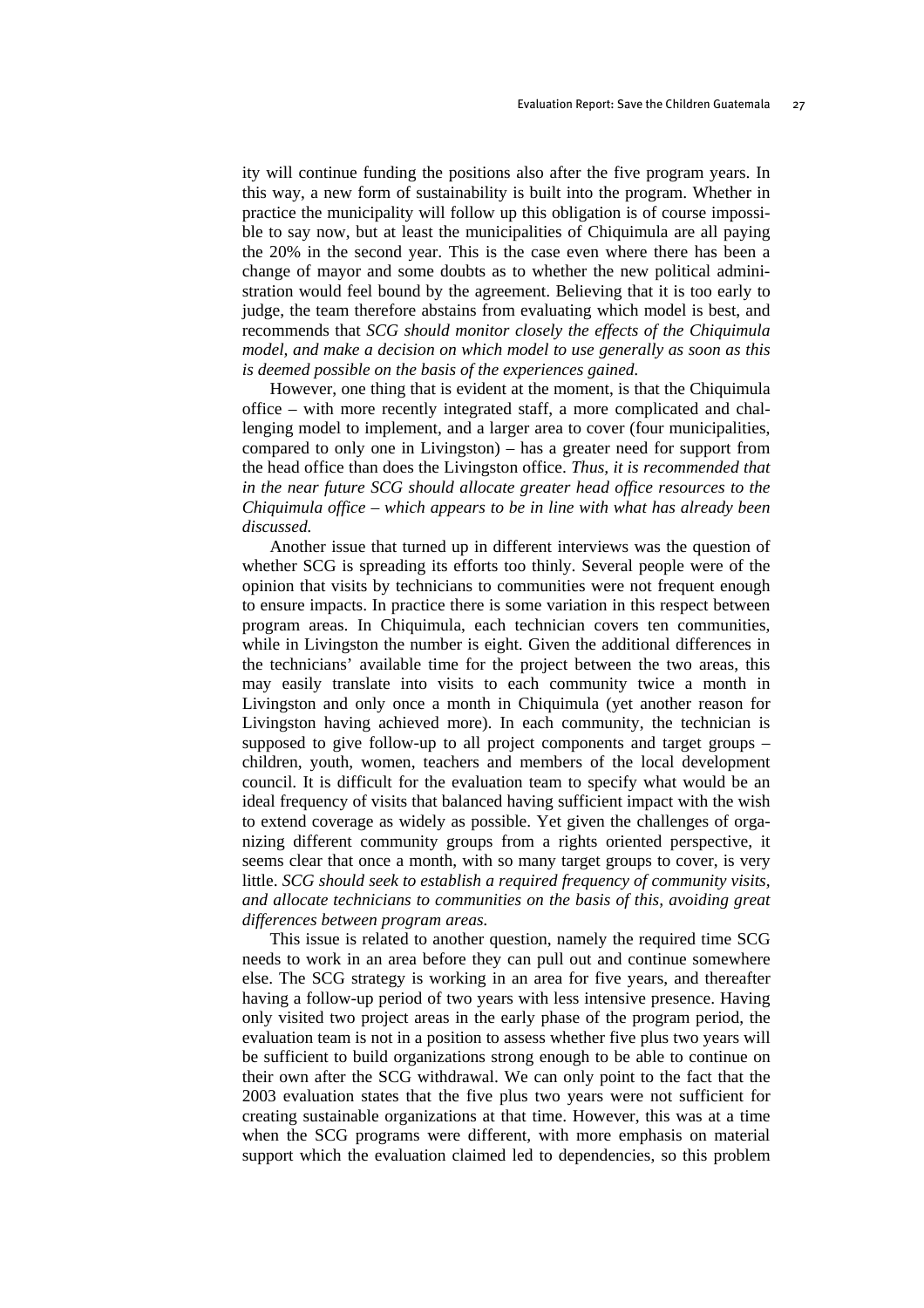ity will continue funding the positions also after the five program years. In this way, a new form of sustainability is built into the program. Whether in practice the municipality will follow up this obligation is of course impossible to say now, but at least the municipalities of Chiquimula are all paying the 20% in the second year. This is the case even where there has been a change of mayor and some doubts as to whether the new political administration would feel bound by the agreement. Believing that it is too early to judge, the team therefore abstains from evaluating which model is best, and recommends that *SCG should monitor closely the effects of the Chiquimula model, and make a decision on which model to use generally as soon as this is deemed possible on the basis of the experiences gained.*

However, one thing that is evident at the moment, is that the Chiquimula office – with more recently integrated staff, a more complicated and challenging model to implement, and a larger area to cover (four municipalities, compared to only one in Livingston) – has a greater need for support from the head office than does the Livingston office. *Thus, it is recommended that in the near future SCG should allocate greater head office resources to the Chiquimula office – which appears to be in line with what has already been discussed.*

Another issue that turned up in different interviews was the question of whether SCG is spreading its efforts too thinly. Several people were of the opinion that visits by technicians to communities were not frequent enough to ensure impacts. In practice there is some variation in this respect between program areas. In Chiquimula, each technician covers ten communities, while in Livingston the number is eight. Given the additional differences in the technicians' available time for the project between the two areas, this may easily translate into visits to each community twice a month in Livingston and only once a month in Chiquimula (yet another reason for Livingston having achieved more). In each community, the technician is supposed to give follow-up to all project components and target groups – children, youth, women, teachers and members of the local development council. It is difficult for the evaluation team to specify what would be an ideal frequency of visits that balanced having sufficient impact with the wish to extend coverage as widely as possible. Yet given the challenges of organizing different community groups from a rights oriented perspective, it seems clear that once a month, with so many target groups to cover, is very little. *SCG should seek to establish a required frequency of community visits, and allocate technicians to communities on the basis of this, avoiding great differences between program areas.*

This issue is related to another question, namely the required time SCG needs to work in an area before they can pull out and continue somewhere else. The SCG strategy is working in an area for five years, and thereafter having a follow-up period of two years with less intensive presence. Having only visited two project areas in the early phase of the program period, the evaluation team is not in a position to assess whether five plus two years will be sufficient to build organizations strong enough to be able to continue on their own after the SCG withdrawal. We can only point to the fact that the 2003 evaluation states that the five plus two years were not sufficient for creating sustainable organizations at that time. However, this was at a time when the SCG programs were different, with more emphasis on material support which the evaluation claimed led to dependencies, so this problem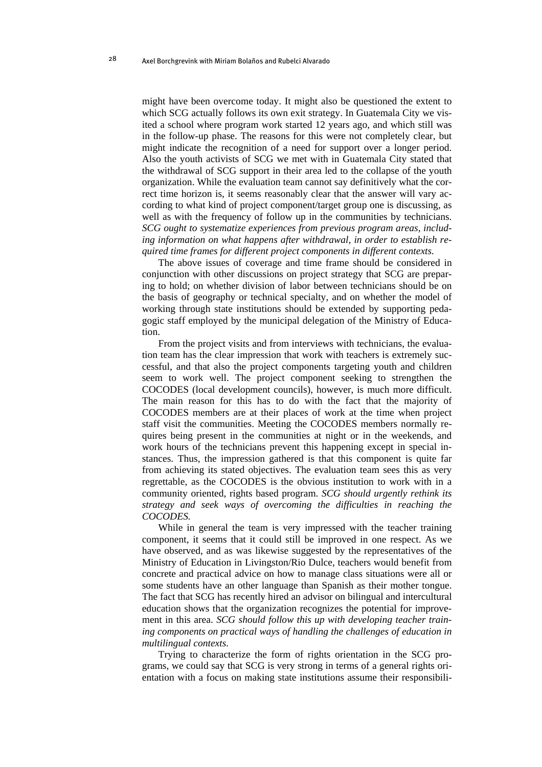might have been overcome today. It might also be questioned the extent to which SCG actually follows its own exit strategy. In Guatemala City we visited a school where program work started 12 years ago, and which still was in the follow-up phase. The reasons for this were not completely clear, but might indicate the recognition of a need for support over a longer period. Also the youth activists of SCG we met with in Guatemala City stated that the withdrawal of SCG support in their area led to the collapse of the youth organization. While the evaluation team cannot say definitively what the correct time horizon is, it seems reasonably clear that the answer will vary according to what kind of project component/target group one is discussing, as well as with the frequency of follow up in the communities by technicians. *SCG ought to systematize experiences from previous program areas, including information on what happens after withdrawal, in order to establish required time frames for different project components in different contexts.*

The above issues of coverage and time frame should be considered in conjunction with other discussions on project strategy that SCG are preparing to hold; on whether division of labor between technicians should be on the basis of geography or technical specialty, and on whether the model of working through state institutions should be extended by supporting pedagogic staff employed by the municipal delegation of the Ministry of Education.

From the project visits and from interviews with technicians, the evaluation team has the clear impression that work with teachers is extremely successful, and that also the project components targeting youth and children seem to work well. The project component seeking to strengthen the COCODES (local development councils), however, is much more difficult. The main reason for this has to do with the fact that the majority of COCODES members are at their places of work at the time when project staff visit the communities. Meeting the COCODES members normally requires being present in the communities at night or in the weekends, and work hours of the technicians prevent this happening except in special instances. Thus, the impression gathered is that this component is quite far from achieving its stated objectives. The evaluation team sees this as very regrettable, as the COCODES is the obvious institution to work with in a community oriented, rights based program. *SCG should urgently rethink its strategy and seek ways of overcoming the difficulties in reaching the COCODES.*

While in general the team is very impressed with the teacher training component, it seems that it could still be improved in one respect. As we have observed, and as was likewise suggested by the representatives of the Ministry of Education in Livingston/Rio Dulce, teachers would benefit from concrete and practical advice on how to manage class situations were all or some students have an other language than Spanish as their mother tongue. The fact that SCG has recently hired an advisor on bilingual and intercultural education shows that the organization recognizes the potential for improvement in this area. *SCG should follow this up with developing teacher training components on practical ways of handling the challenges of education in multilingual contexts.*

Trying to characterize the form of rights orientation in the SCG programs, we could say that SCG is very strong in terms of a general rights orientation with a focus on making state institutions assume their responsibili-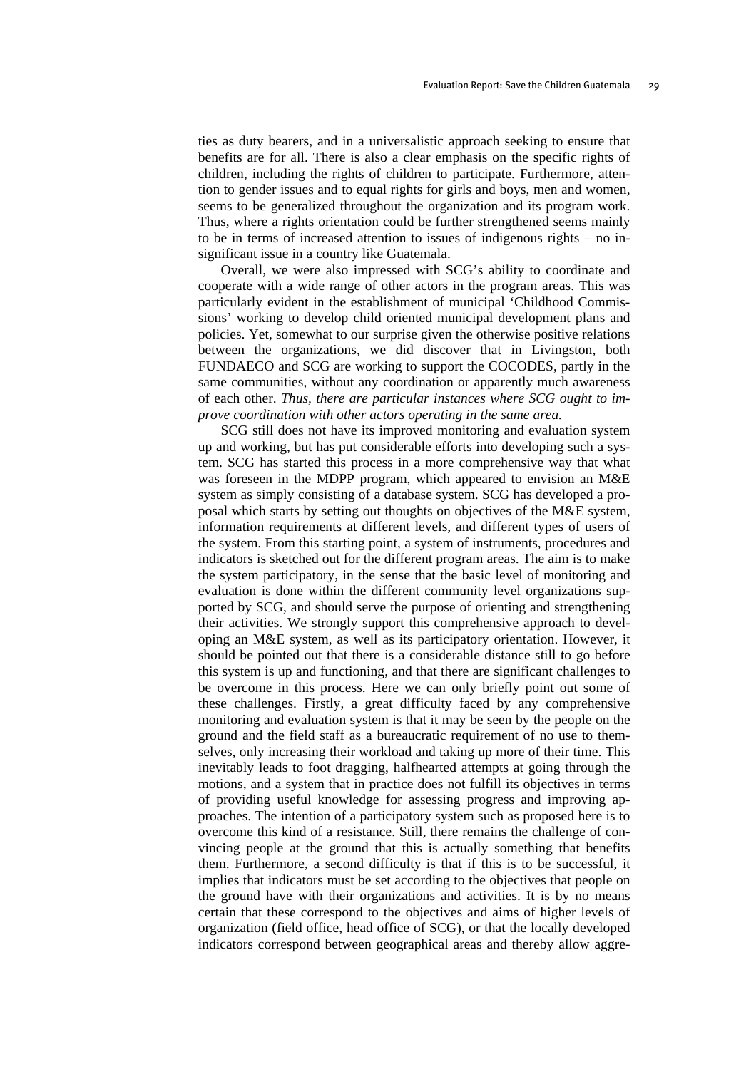ties as duty bearers, and in a universalistic approach seeking to ensure that benefits are for all. There is also a clear emphasis on the specific rights of children, including the rights of children to participate. Furthermore, attention to gender issues and to equal rights for girls and boys, men and women, seems to be generalized throughout the organization and its program work. Thus, where a rights orientation could be further strengthened seems mainly to be in terms of increased attention to issues of indigenous rights – no insignificant issue in a country like Guatemala.

Overall, we were also impressed with SCG's ability to coordinate and cooperate with a wide range of other actors in the program areas. This was particularly evident in the establishment of municipal 'Childhood Commissions' working to develop child oriented municipal development plans and policies. Yet, somewhat to our surprise given the otherwise positive relations between the organizations, we did discover that in Livingston, both FUNDAECO and SCG are working to support the COCODES, partly in the same communities, without any coordination or apparently much awareness of each other. *Thus, there are particular instances where SCG ought to improve coordination with other actors operating in the same area.*

SCG still does not have its improved monitoring and evaluation system up and working, but has put considerable efforts into developing such a system. SCG has started this process in a more comprehensive way that what was foreseen in the MDPP program, which appeared to envision an M&E system as simply consisting of a database system. SCG has developed a proposal which starts by setting out thoughts on objectives of the M&E system, information requirements at different levels, and different types of users of the system. From this starting point, a system of instruments, procedures and indicators is sketched out for the different program areas. The aim is to make the system participatory, in the sense that the basic level of monitoring and evaluation is done within the different community level organizations supported by SCG, and should serve the purpose of orienting and strengthening their activities. We strongly support this comprehensive approach to developing an M&E system, as well as its participatory orientation. However, it should be pointed out that there is a considerable distance still to go before this system is up and functioning, and that there are significant challenges to be overcome in this process. Here we can only briefly point out some of these challenges. Firstly, a great difficulty faced by any comprehensive monitoring and evaluation system is that it may be seen by the people on the ground and the field staff as a bureaucratic requirement of no use to themselves, only increasing their workload and taking up more of their time. This inevitably leads to foot dragging, halfhearted attempts at going through the motions, and a system that in practice does not fulfill its objectives in terms of providing useful knowledge for assessing progress and improving approaches. The intention of a participatory system such as proposed here is to overcome this kind of a resistance. Still, there remains the challenge of convincing people at the ground that this is actually something that benefits them. Furthermore, a second difficulty is that if this is to be successful, it implies that indicators must be set according to the objectives that people on the ground have with their organizations and activities. It is by no means certain that these correspond to the objectives and aims of higher levels of organization (field office, head office of SCG), or that the locally developed indicators correspond between geographical areas and thereby allow aggre-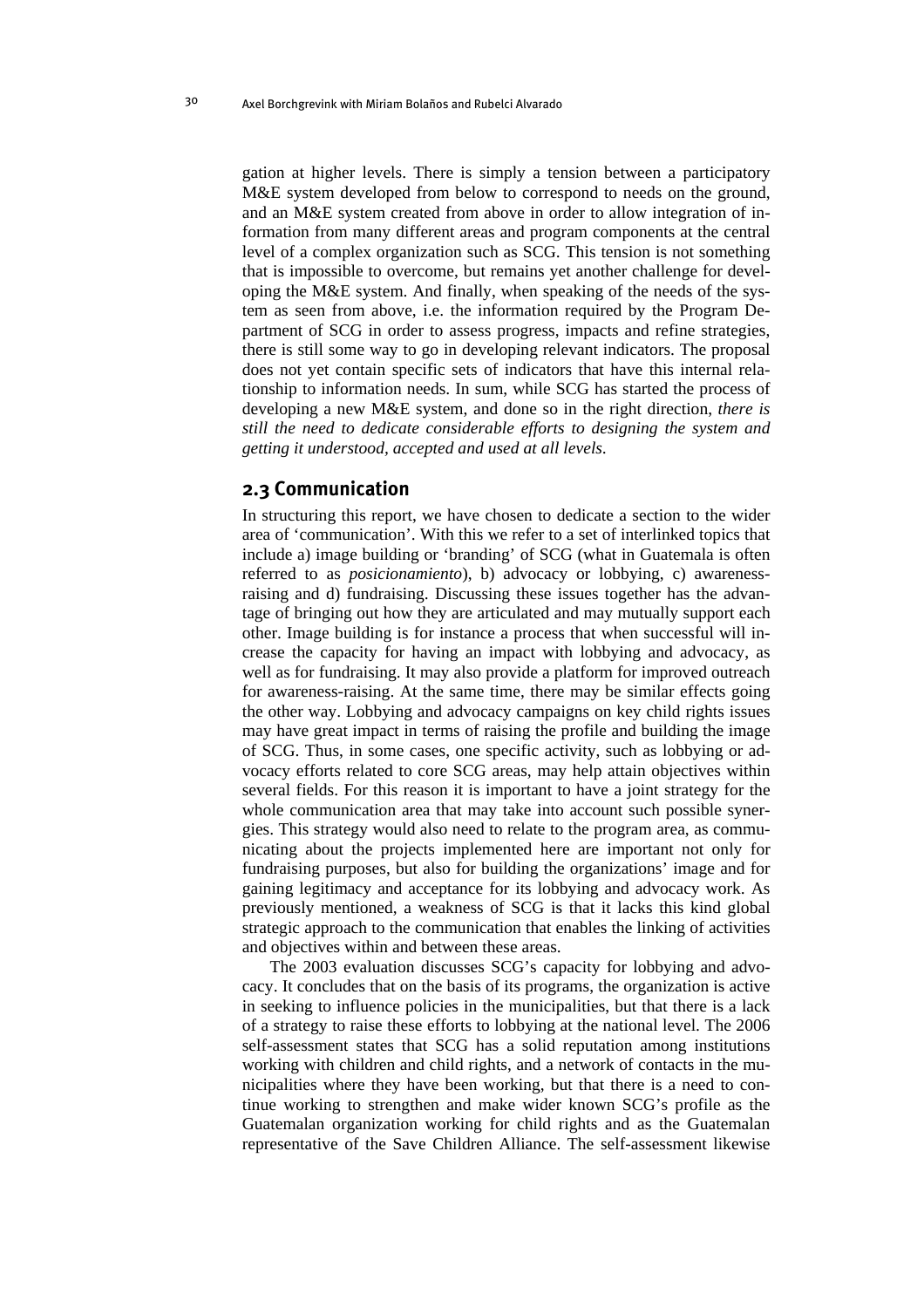gation at higher levels. There is simply a tension between a participatory M&E system developed from below to correspond to needs on the ground, and an M&E system created from above in order to allow integration of information from many different areas and program components at the central level of a complex organization such as SCG. This tension is not something that is impossible to overcome, but remains yet another challenge for developing the M&E system. And finally, when speaking of the needs of the system as seen from above, i.e. the information required by the Program Department of SCG in order to assess progress, impacts and refine strategies, there is still some way to go in developing relevant indicators. The proposal does not yet contain specific sets of indicators that have this internal relationship to information needs. In sum, while SCG has started the process of developing a new M&E system, and done so in the right direction, *there is still the need to dedicate considerable efforts to designing the system and getting it understood, accepted and used at all levels*.

## 2.3 Communication

In structuring this report, we have chosen to dedicate a section to the wider area of 'communication'. With this we refer to a set of interlinked topics that include a) image building or 'branding' of SCG (what in Guatemala is often referred to as *posicionamiento*), b) advocacy or lobbying, c) awareness-raising and d) fundraising. Discussing these issues together has the advantage of bringing out how they are articulated and may mutually support each other. Image building is for instance a process that when successful will increase the capacity for having an impact with lobbying and advocacy, as well as for fundraising. It may also provide a platform for improved outreach for awareness-raising. At the same time, there may be similar effects going the other way. Lobbying and advocacy campaigns on key child rights issues may have great impact in terms of raising the profile and building the image of SCG. Thus, in some cases, one specific activity, such as lobbying or advocacy efforts related to core SCG areas, may help attain objectives within several fields. For this reason it is important to have a joint strategy for the whole communication area that may take into account such possible synergies. This strategy would also need to relate to the program area, as communicating about the projects implemented here are important not only for fundraising purposes, but also for building the organizations' image and for gaining legitimacy and acceptance for its lobbying and advocacy work. As previously mentioned, a weakness of SCG is that it lacks this kind global strategic approach to the communication that enables the linking of activities and objectives within and between these areas.

The 2003 evaluation discusses SCG's capacity for lobbying and advocacy. It concludes that on the basis of its programs, the organization is active in seeking to influence policies in the municipalities, but that there is a lack of a strategy to raise these efforts to lobbying at the national level. The 2006 self-assessment states that SCG has a solid reputation among institutions working with children and child rights, and a network of contacts in the municipalities where they have been working, but that there is a need to continue working to strengthen and make wider known SCG's profile as the Guatemalan organization working for child rights and as the Guatemalan representative of the Save Children Alliance. The self-assessment likewise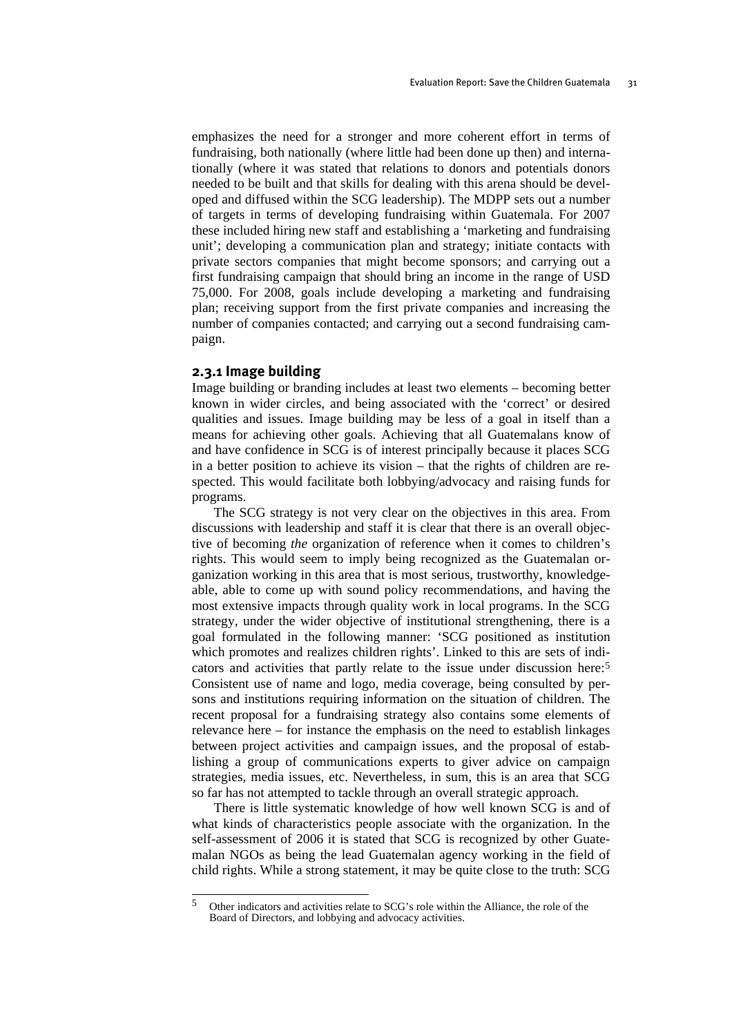emphasizes the need for a stronger and more coherent effort in terms of fundraising, both nationally (where little had been done up then) and internationally (where it was stated that relations to donors and potentials donors needed to be built and that skills for dealing with this arena should be developed and diffused within the SCG leadership). The MDPP sets out a number of targets in terms of developing fundraising within Guatemala. For 2007 these included hiring new staff and establishing a 'marketing and fundraising unit'; developing a communication plan and strategy; initiate contacts with private sectors companies that might become sponsors; and carrying out a first fundraising campaign that should bring an income in the range of USD 75,000. For 2008, goals include developing a marketing and fundraising plan; receiving support from the first private companies and increasing the number of companies contacted; and carrying out a second fundraising campaign.

### 2.3.1 Image building

Image building or branding includes at least two elements – becoming better known in wider circles, and being associated with the 'correct' or desired qualities and issues. Image building may be less of a goal in itself than a means for achieving other goals. Achieving that all Guatemalans know of and have confidence in SCG is of interest principally because it places SCG in a better position to achieve its vision – that the rights of children are respected. This would facilitate both lobbying/advocacy and raising funds for programs.

The SCG strategy is not very clear on the objectives in this area. From discussions with leadership and staff it is clear that there is an overall objective of becoming *the* organization of reference when it comes to children's rights. This would seem to imply being recognized as the Guatemalan organization working in this area that is most serious, trustworthy, knowledgeable, able to come up with sound policy recommendations, and having the most extensive impacts through quality work in local programs. In the SCG strategy, under the wider objective of institutional strengthening, there is a goal formulated in the following manner: 'SCG positioned as institution which promotes and realizes children rights'. Linked to this are sets of indicators and activities that partly relate to the issue under discussion here:[5] Consistent use of name and logo, media coverage, being consulted by persons and institutions requiring information on the situation of children. The recent proposal for a fundraising strategy also contains some elements of relevance here – for instance the emphasis on the need to establish linkages between project activities and campaign issues, and the proposal of establishing a group of communications experts to giver advice on campaign strategies, media issues, etc. Nevertheless, in sum, this is an area that SCG so far has not attempted to tackle through an overall strategic approach.

There is little systematic knowledge of how well known SCG is and of what kinds of characteristics people associate with the organization. In the self-assessment of 2006 it is stated that SCG is recognized by other Guatemalan NGOs as being the lead Guatemalan agency working in the field of child rights. While a strong statement, it may be quite close to the truth: SCG

[5] Other indicators and activities relate to SCG's role within the Alliance, the role of the Board of Directors, and lobbying and advocacy activities.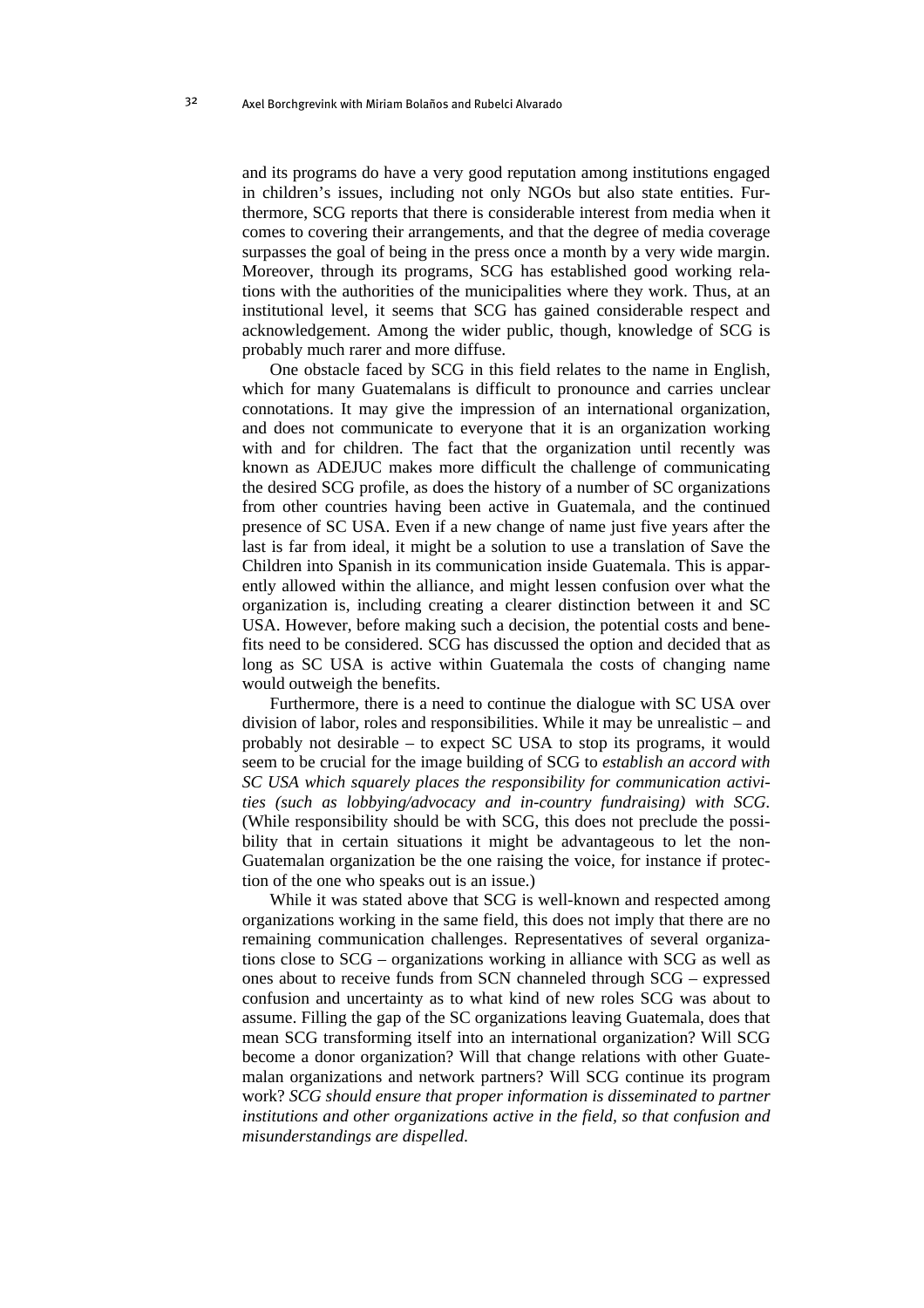and its programs do have a very good reputation among institutions engaged in children's issues, including not only NGOs but also state entities. Furthermore, SCG reports that there is considerable interest from media when it comes to covering their arrangements, and that the degree of media coverage surpasses the goal of being in the press once a month by a very wide margin. Moreover, through its programs, SCG has established good working relations with the authorities of the municipalities where they work. Thus, at an institutional level, it seems that SCG has gained considerable respect and acknowledgement. Among the wider public, though, knowledge of SCG is probably much rarer and more diffuse.

One obstacle faced by SCG in this field relates to the name in English, which for many Guatemalans is difficult to pronounce and carries unclear connotations. It may give the impression of an international organization, and does not communicate to everyone that it is an organization working with and for children. The fact that the organization until recently was known as ADEJUC makes more difficult the challenge of communicating the desired SCG profile, as does the history of a number of SC organizations from other countries having been active in Guatemala, and the continued presence of SC USA. Even if a new change of name just five years after the last is far from ideal, it might be a solution to use a translation of Save the Children into Spanish in its communication inside Guatemala. This is apparently allowed within the alliance, and might lessen confusion over what the organization is, including creating a clearer distinction between it and SC USA. However, before making such a decision, the potential costs and benefits need to be considered. SCG has discussed the option and decided that as long as SC USA is active within Guatemala the costs of changing name would outweigh the benefits.

Furthermore, there is a need to continue the dialogue with SC USA over division of labor, roles and responsibilities. While it may be unrealistic – and probably not desirable – to expect SC USA to stop its programs, it would seem to be crucial for the image building of SCG to *establish an accord with SC USA which squarely places the responsibility for communication activities (such as lobbying/advocacy and in-country fundraising) with SCG*. (While responsibility should be with SCG, this does not preclude the possibility that in certain situations it might be advantageous to let the non-Guatemalan organization be the one raising the voice, for instance if protection of the one who speaks out is an issue.)

While it was stated above that SCG is well-known and respected among organizations working in the same field, this does not imply that there are no remaining communication challenges. Representatives of several organizations close to SCG – organizations working in alliance with SCG as well as ones about to receive funds from SCN channeled through SCG – expressed confusion and uncertainty as to what kind of new roles SCG was about to assume. Filling the gap of the SC organizations leaving Guatemala, does that mean SCG transforming itself into an international organization? Will SCG become a donor organization? Will that change relations with other Guatemalan organizations and network partners? Will SCG continue its program work? *SCG should ensure that proper information is disseminated to partner institutions and other organizations active in the field, so that confusion and misunderstandings are dispelled.*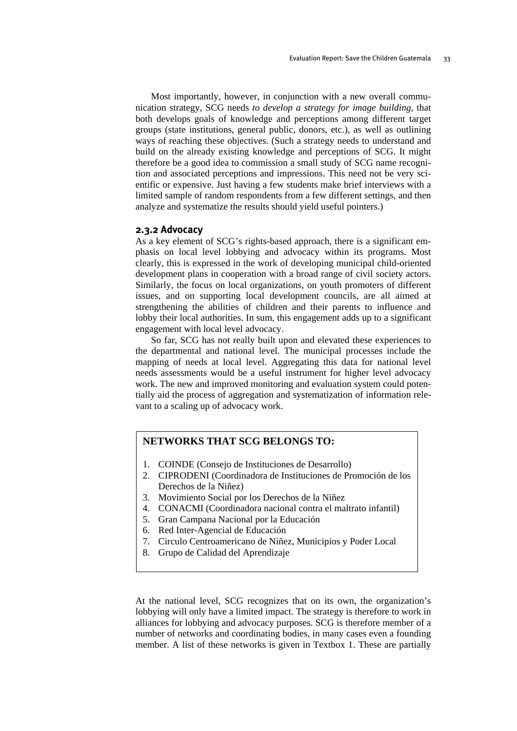Most importantly, however, in conjunction with a new overall communication strategy, SCG needs *to develop a strategy for image building*, that both develops goals of knowledge and perceptions among different target groups (state institutions, general public, donors, etc.), as well as outlining ways of reaching these objectives. (Such a strategy needs to understand and build on the already existing knowledge and perceptions of SCG. It might therefore be a good idea to commission a small study of SCG name recognition and associated perceptions and impressions. This need not be very scientific or expensive. Just having a few students make brief interviews with a limited sample of random respondents from a few different settings, and then analyze and systematize the results should yield useful pointers.)

### 2.3.2 Advocacy

As a key element of SCG's rights-based approach, there is a significant emphasis on local level lobbying and advocacy within its programs. Most clearly, this is expressed in the work of developing municipal child-oriented development plans in cooperation with a broad range of civil society actors. Similarly, the focus on local organizations, on youth promoters of different issues, and on supporting local development councils, are all aimed at strengthening the abilities of children and their parents to influence and lobby their local authorities. In sum, this engagement adds up to a significant engagement with local level advocacy.

So far, SCG has not really built upon and elevated these experiences to the departmental and national level. The municipal processes include the mapping of needs at local level. Aggregating this data for national level needs assessments would be a useful instrument for higher level advocacy work. The new and improved monitoring and evaluation system could potentially aid the process of aggregation and systematization of information relevant to a scaling up of advocacy work.

**NETWORKS THAT SCG BELONGS TO:**

1. COINDE (Consejo de Instituciones de Desarrollo)
2. CIPRODENI (Coordinadora de Instituciones de Promoción de los Derechos de la Niñez)
3. Movimiento Social por los Derechos de la Niñez
4. CONACMI (Coordinadora nacional contra el maltrato infantil)
5. Gran Campana Nacional por la Educación
6. Red Inter-Agencial de Educación
7. Circulo Centroamericano de Niñez, Municipios y Poder Local
8. Grupo de Calidad del Aprendizaje

At the national level, SCG recognizes that on its own, the organization's lobbying will only have a limited impact. The strategy is therefore to work in alliances for lobbying and advocacy purposes. SCG is therefore member of a number of networks and coordinating bodies, in many cases even a founding member. A list of these networks is given in Textbox 1. These are partially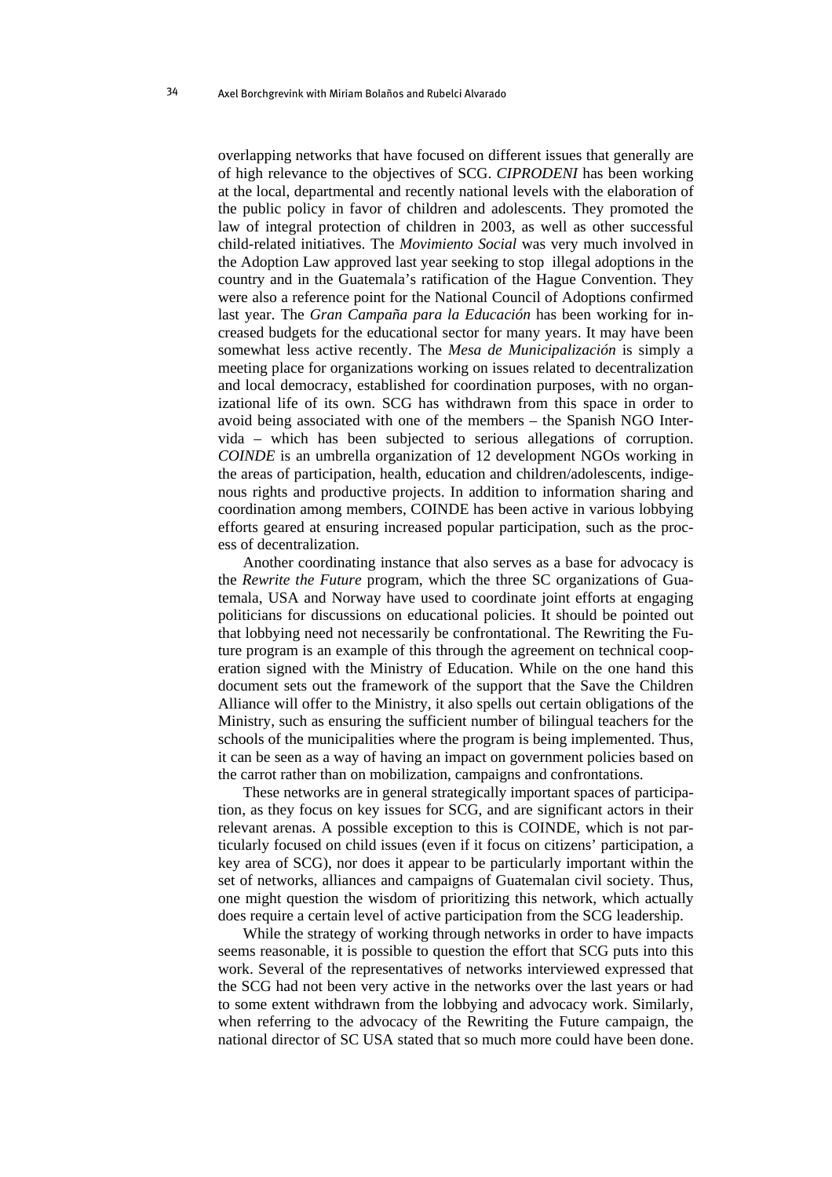overlapping networks that have focused on different issues that generally are of high relevance to the objectives of SCG. *CIPRODENI* has been working at the local, departmental and recently national levels with the elaboration of the public policy in favor of children and adolescents. They promoted the law of integral protection of children in 2003, as well as other successful child-related initiatives. The *Movimiento Social* was very much involved in the Adoption Law approved last year seeking to stop illegal adoptions in the country and in the Guatemala's ratification of the Hague Convention. They were also a reference point for the National Council of Adoptions confirmed last year. The *Gran Campaña para la Educación* has been working for increased budgets for the educational sector for many years. It may have been somewhat less active recently. The *Mesa de Municipalización* is simply a meeting place for organizations working on issues related to decentralization and local democracy, established for coordination purposes, with no organizational life of its own. SCG has withdrawn from this space in order to avoid being associated with one of the members – the Spanish NGO Intervida – which has been subjected to serious allegations of corruption. *COINDE* is an umbrella organization of 12 development NGOs working in the areas of participation, health, education and children/adolescents, indigenous rights and productive projects. In addition to information sharing and coordination among members, COINDE has been active in various lobbying efforts geared at ensuring increased popular participation, such as the process of decentralization.

Another coordinating instance that also serves as a base for advocacy is the *Rewrite the Future* program, which the three SC organizations of Guatemala, USA and Norway have used to coordinate joint efforts at engaging politicians for discussions on educational policies. It should be pointed out that lobbying need not necessarily be confrontational. The Rewriting the Future program is an example of this through the agreement on technical cooperation signed with the Ministry of Education. While on the one hand this document sets out the framework of the support that the Save the Children Alliance will offer to the Ministry, it also spells out certain obligations of the Ministry, such as ensuring the sufficient number of bilingual teachers for the schools of the municipalities where the program is being implemented. Thus, it can be seen as a way of having an impact on government policies based on the carrot rather than on mobilization, campaigns and confrontations.

These networks are in general strategically important spaces of participation, as they focus on key issues for SCG, and are significant actors in their relevant arenas. A possible exception to this is COINDE, which is not particularly focused on child issues (even if it focus on citizens' participation, a key area of SCG), nor does it appear to be particularly important within the set of networks, alliances and campaigns of Guatemalan civil society. Thus, one might question the wisdom of prioritizing this network, which actually does require a certain level of active participation from the SCG leadership.

While the strategy of working through networks in order to have impacts seems reasonable, it is possible to question the effort that SCG puts into this work. Several of the representatives of networks interviewed expressed that the SCG had not been very active in the networks over the last years or had to some extent withdrawn from the lobbying and advocacy work. Similarly, when referring to the advocacy of the Rewriting the Future campaign, the national director of SC USA stated that so much more could have been done.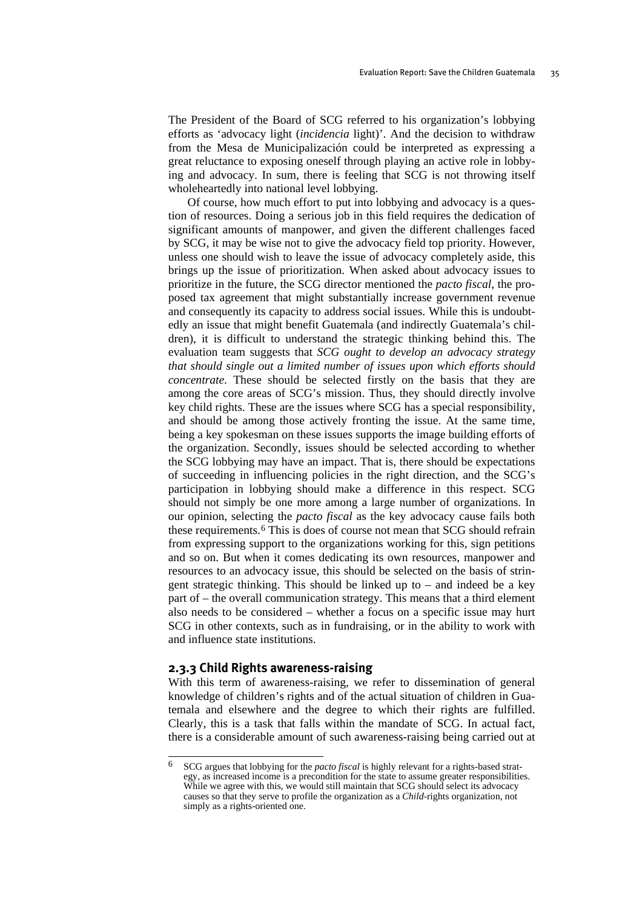The President of the Board of SCG referred to his organization's lobbying efforts as 'advocacy light (*incidencia* light)'. And the decision to withdraw from the Mesa de Municipalización could be interpreted as expressing a great reluctance to exposing oneself through playing an active role in lobbying and advocacy. In sum, there is feeling that SCG is not throwing itself wholeheartedly into national level lobbying.

Of course, how much effort to put into lobbying and advocacy is a question of resources. Doing a serious job in this field requires the dedication of significant amounts of manpower, and given the different challenges faced by SCG, it may be wise not to give the advocacy field top priority. However, unless one should wish to leave the issue of advocacy completely aside, this brings up the issue of prioritization. When asked about advocacy issues to prioritize in the future, the SCG director mentioned the *pacto fiscal*, the proposed tax agreement that might substantially increase government revenue and consequently its capacity to address social issues. While this is undoubtedly an issue that might benefit Guatemala (and indirectly Guatemala's children), it is difficult to understand the strategic thinking behind this. The evaluation team suggests that *SCG ought to develop an advocacy strategy that should single out a limited number of issues upon which efforts should concentrate*. These should be selected firstly on the basis that they are among the core areas of SCG's mission. Thus, they should directly involve key child rights. These are the issues where SCG has a special responsibility, and should be among those actively fronting the issue. At the same time, being a key spokesman on these issues supports the image building efforts of the organization. Secondly, issues should be selected according to whether the SCG lobbying may have an impact. That is, there should be expectations of succeeding in influencing policies in the right direction, and the SCG's participation in lobbying should make a difference in this respect. SCG should not simply be one more among a large number of organizations. In our opinion, selecting the *pacto fiscal* as the key advocacy cause fails both these requirements.[6] This is does of course not mean that SCG should refrain from expressing support to the organizations working for this, sign petitions and so on. But when it comes dedicating its own resources, manpower and resources to an advocacy issue, this should be selected on the basis of stringent strategic thinking. This should be linked up to – and indeed be a key part of – the overall communication strategy. This means that a third element also needs to be considered – whether a focus on a specific issue may hurt SCG in other contexts, such as in fundraising, or in the ability to work with and influence state institutions.

### 2.3.3 Child Rights awareness-raising

With this term of awareness-raising, we refer to dissemination of general knowledge of children's rights and of the actual situation of children in Guatemala and elsewhere and the degree to which their rights are fulfilled. Clearly, this is a task that falls within the mandate of SCG. In actual fact, there is a considerable amount of such awareness-raising being carried out at

---

[6] SCG argues that lobbying for the *pacto fiscal* is highly relevant for a rights-based strategy, as increased income is a precondition for the state to assume greater responsibilities. While we agree with this, we would still maintain that SCG should select its advocacy causes so that they serve to profile the organization as a *Child*-rights organization, not simply as a rights-oriented one.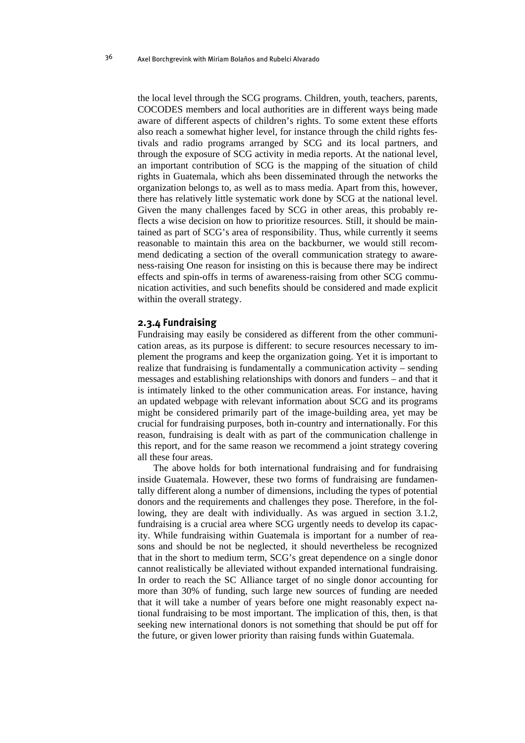the local level through the SCG programs. Children, youth, teachers, parents, COCODES members and local authorities are in different ways being made aware of different aspects of children's rights. To some extent these efforts also reach a somewhat higher level, for instance through the child rights festivals and radio programs arranged by SCG and its local partners, and through the exposure of SCG activity in media reports. At the national level, an important contribution of SCG is the mapping of the situation of child rights in Guatemala, which ahs been disseminated through the networks the organization belongs to, as well as to mass media. Apart from this, however, there has relatively little systematic work done by SCG at the national level. Given the many challenges faced by SCG in other areas, this probably reflects a wise decision on how to prioritize resources. Still, it should be maintained as part of SCG's area of responsibility. Thus, while currently it seems reasonable to maintain this area on the backburner, we would still recommend dedicating a section of the overall communication strategy to awareness-raising One reason for insisting on this is because there may be indirect effects and spin-offs in terms of awareness-raising from other SCG communication activities, and such benefits should be considered and made explicit within the overall strategy.

### 2.3.4 Fundraising

Fundraising may easily be considered as different from the other communication areas, as its purpose is different: to secure resources necessary to implement the programs and keep the organization going. Yet it is important to realize that fundraising is fundamentally a communication activity – sending messages and establishing relationships with donors and funders – and that it is intimately linked to the other communication areas. For instance, having an updated webpage with relevant information about SCG and its programs might be considered primarily part of the image-building area, yet may be crucial for fundraising purposes, both in-country and internationally. For this reason, fundraising is dealt with as part of the communication challenge in this report, and for the same reason we recommend a joint strategy covering all these four areas.

The above holds for both international fundraising and for fundraising inside Guatemala. However, these two forms of fundraising are fundamentally different along a number of dimensions, including the types of potential donors and the requirements and challenges they pose. Therefore, in the following, they are dealt with individually. As was argued in section 3.1.2, fundraising is a crucial area where SCG urgently needs to develop its capacity. While fundraising within Guatemala is important for a number of reasons and should be not be neglected, it should nevertheless be recognized that in the short to medium term, SCG's great dependence on a single donor cannot realistically be alleviated without expanded international fundraising. In order to reach the SC Alliance target of no single donor accounting for more than 30% of funding, such large new sources of funding are needed that it will take a number of years before one might reasonably expect national fundraising to be most important. The implication of this, then, is that seeking new international donors is not something that should be put off for the future, or given lower priority than raising funds within Guatemala.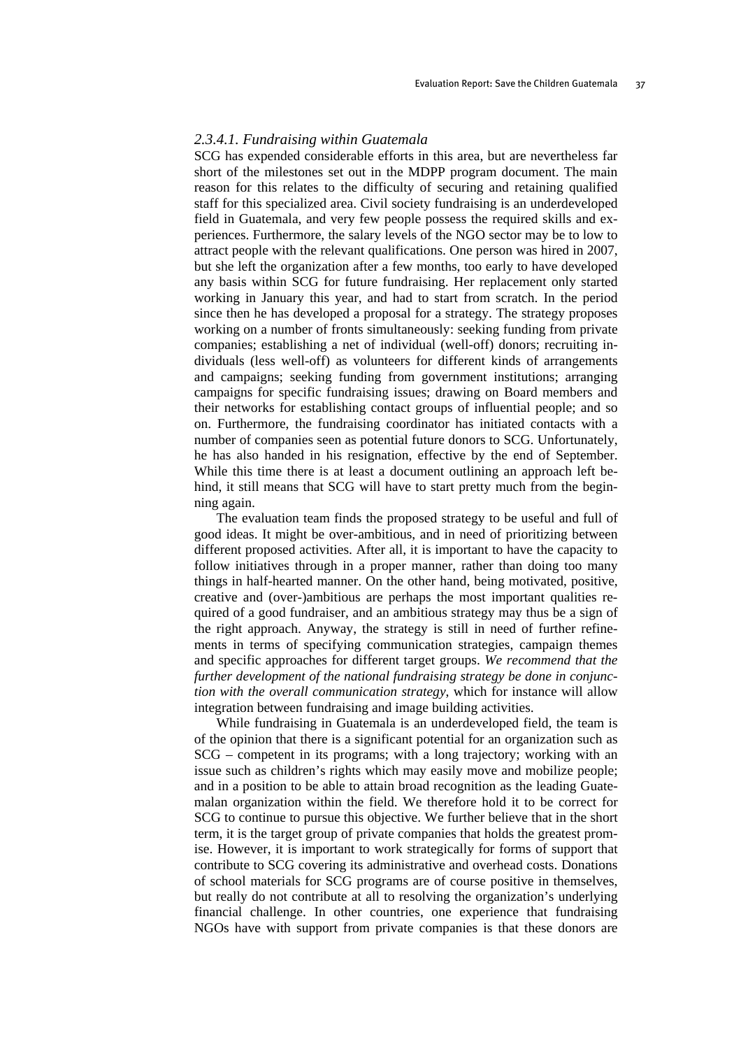### *2.3.4.1. Fundraising within Guatemala*

SCG has expended considerable efforts in this area, but are nevertheless far short of the milestones set out in the MDPP program document. The main reason for this relates to the difficulty of securing and retaining qualified staff for this specialized area. Civil society fundraising is an underdeveloped field in Guatemala, and very few people possess the required skills and experiences. Furthermore, the salary levels of the NGO sector may be to low to attract people with the relevant qualifications. One person was hired in 2007, but she left the organization after a few months, too early to have developed any basis within SCG for future fundraising. Her replacement only started working in January this year, and had to start from scratch. In the period since then he has developed a proposal for a strategy. The strategy proposes working on a number of fronts simultaneously: seeking funding from private companies; establishing a net of individual (well-off) donors; recruiting individuals (less well-off) as volunteers for different kinds of arrangements and campaigns; seeking funding from government institutions; arranging campaigns for specific fundraising issues; drawing on Board members and their networks for establishing contact groups of influential people; and so on. Furthermore, the fundraising coordinator has initiated contacts with a number of companies seen as potential future donors to SCG. Unfortunately, he has also handed in his resignation, effective by the end of September. While this time there is at least a document outlining an approach left behind, it still means that SCG will have to start pretty much from the beginning again.

The evaluation team finds the proposed strategy to be useful and full of good ideas. It might be over-ambitious, and in need of prioritizing between different proposed activities. After all, it is important to have the capacity to follow initiatives through in a proper manner, rather than doing too many things in half-hearted manner. On the other hand, being motivated, positive, creative and (over-)ambitious are perhaps the most important qualities required of a good fundraiser, and an ambitious strategy may thus be a sign of the right approach. Anyway, the strategy is still in need of further refinements in terms of specifying communication strategies, campaign themes and specific approaches for different target groups. *We recommend that the further development of the national fundraising strategy be done in conjunction with the overall communication strategy*, which for instance will allow integration between fundraising and image building activities.

While fundraising in Guatemala is an underdeveloped field, the team is of the opinion that there is a significant potential for an organization such as SCG – competent in its programs; with a long trajectory; working with an issue such as children's rights which may easily move and mobilize people; and in a position to be able to attain broad recognition as the leading Guatemalan organization within the field. We therefore hold it to be correct for SCG to continue to pursue this objective. We further believe that in the short term, it is the target group of private companies that holds the greatest promise. However, it is important to work strategically for forms of support that contribute to SCG covering its administrative and overhead costs. Donations of school materials for SCG programs are of course positive in themselves, but really do not contribute at all to resolving the organization's underlying financial challenge. In other countries, one experience that fundraising NGOs have with support from private companies is that these donors are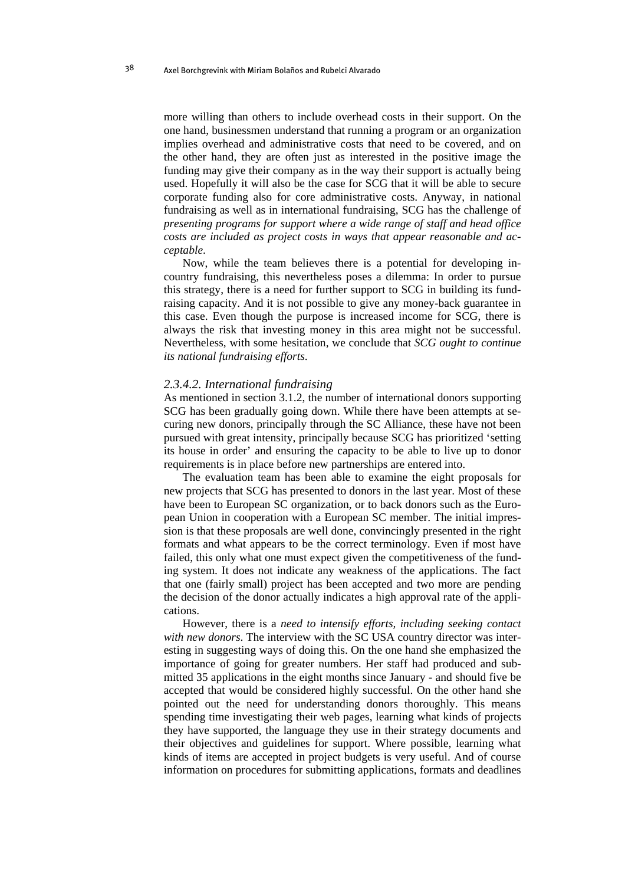more willing than others to include overhead costs in their support. On the one hand, businessmen understand that running a program or an organization implies overhead and administrative costs that need to be covered, and on the other hand, they are often just as interested in the positive image the funding may give their company as in the way their support is actually being used. Hopefully it will also be the case for SCG that it will be able to secure corporate funding also for core administrative costs. Anyway, in national fundraising as well as in international fundraising, SCG has the challenge of *presenting programs for support where a wide range of staff and head office costs are included as project costs in ways that appear reasonable and acceptable*.

Now, while the team believes there is a potential for developing in-country fundraising, this nevertheless poses a dilemma: In order to pursue this strategy, there is a need for further support to SCG in building its fund-raising capacity. And it is not possible to give any money-back guarantee in this case. Even though the purpose is increased income for SCG, there is always the risk that investing money in this area might not be successful. Nevertheless, with some hesitation, we conclude that *SCG ought to continue its national fundraising efforts*.

### *2.3.4.2. International fundraising*

As mentioned in section 3.1.2, the number of international donors supporting SCG has been gradually going down. While there have been attempts at securing new donors, principally through the SC Alliance, these have not been pursued with great intensity, principally because SCG has prioritized 'setting its house in order' and ensuring the capacity to be able to live up to donor requirements is in place before new partnerships are entered into.

The evaluation team has been able to examine the eight proposals for new projects that SCG has presented to donors in the last year. Most of these have been to European SC organization, or to back donors such as the European Union in cooperation with a European SC member. The initial impression is that these proposals are well done, convincingly presented in the right formats and what appears to be the correct terminology. Even if most have failed, this only what one must expect given the competitiveness of the funding system. It does not indicate any weakness of the applications. The fact that one (fairly small) project has been accepted and two more are pending the decision of the donor actually indicates a high approval rate of the applications.

However, there is a *need to intensify efforts, including seeking contact with new donors*. The interview with the SC USA country director was interesting in suggesting ways of doing this. On the one hand she emphasized the importance of going for greater numbers. Her staff had produced and submitted 35 applications in the eight months since January - and should five be accepted that would be considered highly successful. On the other hand she pointed out the need for understanding donors thoroughly. This means spending time investigating their web pages, learning what kinds of projects they have supported, the language they use in their strategy documents and their objectives and guidelines for support. Where possible, learning what kinds of items are accepted in project budgets is very useful. And of course information on procedures for submitting applications, formats and deadlines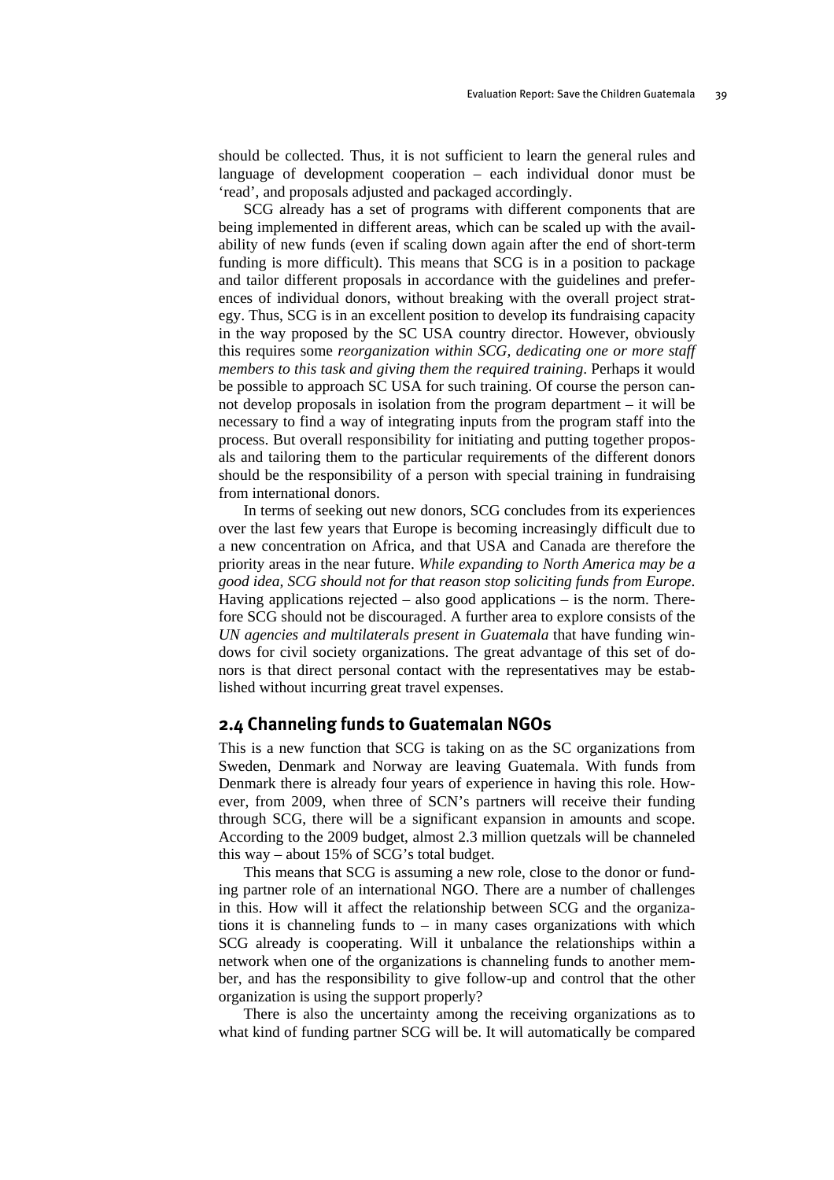should be collected. Thus, it is not sufficient to learn the general rules and language of development cooperation – each individual donor must be 'read', and proposals adjusted and packaged accordingly.

SCG already has a set of programs with different components that are being implemented in different areas, which can be scaled up with the availability of new funds (even if scaling down again after the end of short-term funding is more difficult). This means that SCG is in a position to package and tailor different proposals in accordance with the guidelines and preferences of individual donors, without breaking with the overall project strategy. Thus, SCG is in an excellent position to develop its fundraising capacity in the way proposed by the SC USA country director. However, obviously this requires some *reorganization within SCG, dedicating one or more staff members to this task and giving them the required training*. Perhaps it would be possible to approach SC USA for such training. Of course the person cannot develop proposals in isolation from the program department – it will be necessary to find a way of integrating inputs from the program staff into the process. But overall responsibility for initiating and putting together proposals and tailoring them to the particular requirements of the different donors should be the responsibility of a person with special training in fundraising from international donors.

In terms of seeking out new donors, SCG concludes from its experiences over the last few years that Europe is becoming increasingly difficult due to a new concentration on Africa, and that USA and Canada are therefore the priority areas in the near future. *While expanding to North America may be a good idea, SCG should not for that reason stop soliciting funds from Europe*. Having applications rejected – also good applications – is the norm. Therefore SCG should not be discouraged. A further area to explore consists of the *UN agencies and multilaterals present in Guatemala* that have funding windows for civil society organizations. The great advantage of this set of donors is that direct personal contact with the representatives may be established without incurring great travel expenses.

## 2.4 Channeling funds to Guatemalan NGOs

This is a new function that SCG is taking on as the SC organizations from Sweden, Denmark and Norway are leaving Guatemala. With funds from Denmark there is already four years of experience in having this role. However, from 2009, when three of SCN's partners will receive their funding through SCG, there will be a significant expansion in amounts and scope. According to the 2009 budget, almost 2.3 million quetzals will be channeled this way – about 15% of SCG's total budget.

This means that SCG is assuming a new role, close to the donor or funding partner role of an international NGO. There are a number of challenges in this. How will it affect the relationship between SCG and the organizations it is channeling funds to – in many cases organizations with which SCG already is cooperating. Will it unbalance the relationships within a network when one of the organizations is channeling funds to another member, and has the responsibility to give follow-up and control that the other organization is using the support properly?

There is also the uncertainty among the receiving organizations as to what kind of funding partner SCG will be. It will automatically be compared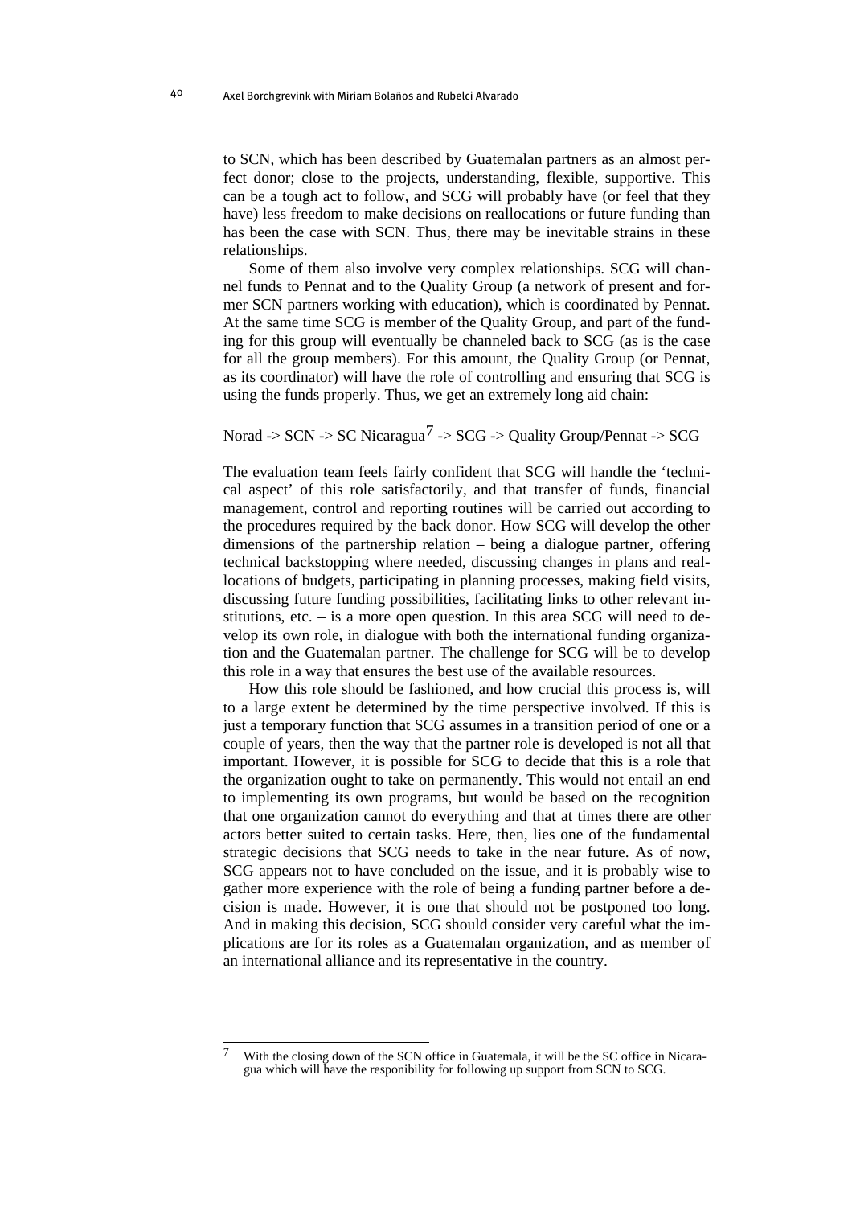to SCN, which has been described by Guatemalan partners as an almost perfect donor; close to the projects, understanding, flexible, supportive. This can be a tough act to follow, and SCG will probably have (or feel that they have) less freedom to make decisions on reallocations or future funding than has been the case with SCN. Thus, there may be inevitable strains in these relationships.

Some of them also involve very complex relationships. SCG will channel funds to Pennat and to the Quality Group (a network of present and former SCN partners working with education), which is coordinated by Pennat. At the same time SCG is member of the Quality Group, and part of the funding for this group will eventually be channeled back to SCG (as is the case for all the group members). For this amount, the Quality Group (or Pennat, as its coordinator) will have the role of controlling and ensuring that SCG is using the funds properly. Thus, we get an extremely long aid chain:

Norad -> SCN -> SC Nicaragua[7] -> SCG -> Quality Group/Pennat -> SCG

The evaluation team feels fairly confident that SCG will handle the 'technical aspect' of this role satisfactorily, and that transfer of funds, financial management, control and reporting routines will be carried out according to the procedures required by the back donor. How SCG will develop the other dimensions of the partnership relation – being a dialogue partner, offering technical backstopping where needed, discussing changes in plans and reallocations of budgets, participating in planning processes, making field visits, discussing future funding possibilities, facilitating links to other relevant institutions, etc. – is a more open question. In this area SCG will need to develop its own role, in dialogue with both the international funding organization and the Guatemalan partner. The challenge for SCG will be to develop this role in a way that ensures the best use of the available resources.

How this role should be fashioned, and how crucial this process is, will to a large extent be determined by the time perspective involved. If this is just a temporary function that SCG assumes in a transition period of one or a couple of years, then the way that the partner role is developed is not all that important. However, it is possible for SCG to decide that this is a role that the organization ought to take on permanently. This would not entail an end to implementing its own programs, but would be based on the recognition that one organization cannot do everything and that at times there are other actors better suited to certain tasks. Here, then, lies one of the fundamental strategic decisions that SCG needs to take in the near future. As of now, SCG appears not to have concluded on the issue, and it is probably wise to gather more experience with the role of being a funding partner before a decision is made. However, it is one that should not be postponed too long. And in making this decision, SCG should consider very careful what the implications are for its roles as a Guatemalan organization, and as member of an international alliance and its representative in the country.

[7] With the closing down of the SCN office in Guatemala, it will be the SC office in Nicaragua which will have the responibility for following up support from SCN to SCG.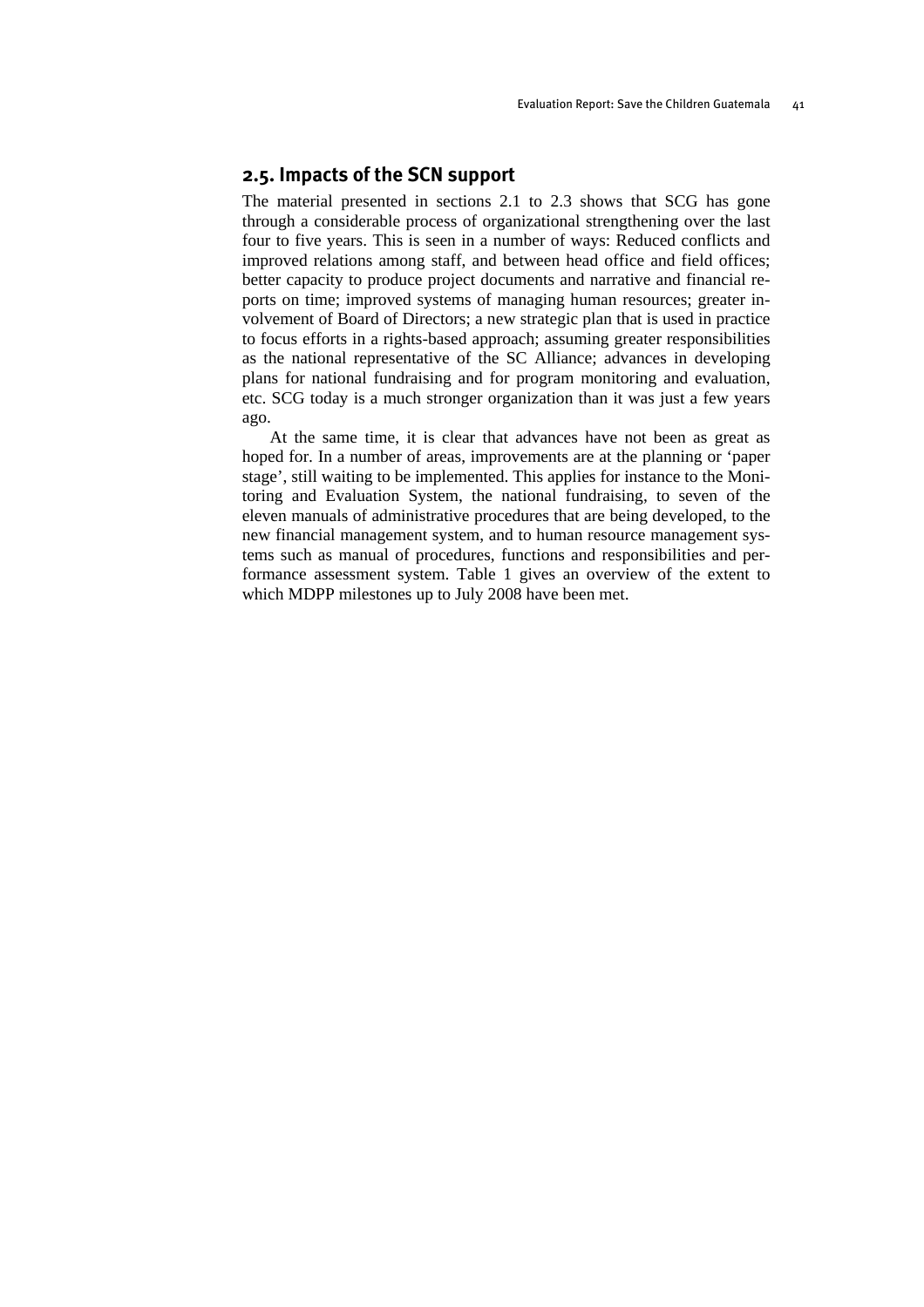## 2.5. Impacts of the SCN support

The material presented in sections 2.1 to 2.3 shows that SCG has gone through a considerable process of organizational strengthening over the last four to five years. This is seen in a number of ways: Reduced conflicts and improved relations among staff, and between head office and field offices; better capacity to produce project documents and narrative and financial reports on time; improved systems of managing human resources; greater involvement of Board of Directors; a new strategic plan that is used in practice to focus efforts in a rights-based approach; assuming greater responsibilities as the national representative of the SC Alliance; advances in developing plans for national fundraising and for program monitoring and evaluation, etc. SCG today is a much stronger organization than it was just a few years ago.

At the same time, it is clear that advances have not been as great as hoped for. In a number of areas, improvements are at the planning or 'paper stage', still waiting to be implemented. This applies for instance to the Monitoring and Evaluation System, the national fundraising, to seven of the eleven manuals of administrative procedures that are being developed, to the new financial management system, and to human resource management systems such as manual of procedures, functions and responsibilities and performance assessment system. Table 1 gives an overview of the extent to which MDPP milestones up to July 2008 have been met.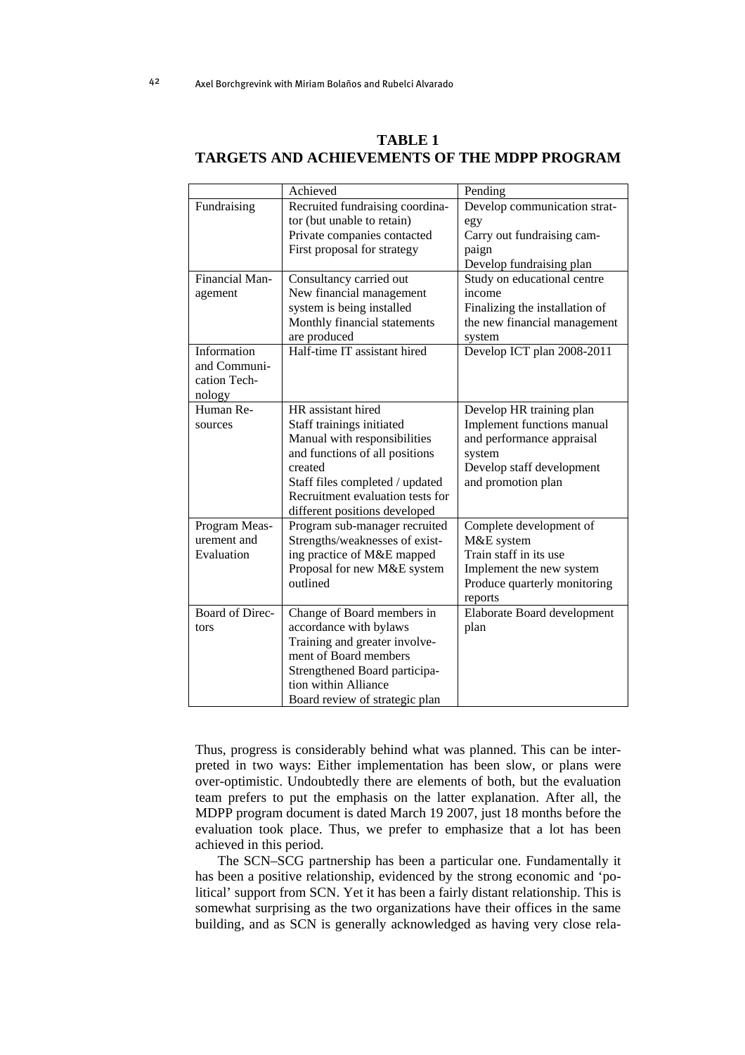## TABLE 1
## TARGETS AND ACHIEVEMENTS OF THE MDPP PROGRAM

| | Achieved | Pending |
|---|---|---|
| Fundraising | Recruited fundraising coordinator (but unable to retain)<br>Private companies contacted<br>First proposal for strategy | Develop communication strategy<br>Carry out fundraising campaign<br>Develop fundraising plan |
| Financial Management | Consultancy carried out<br>New financial management system is being installed<br>Monthly financial statements are produced | Study on educational centre income<br>Finalizing the installation of the new financial management system |
| Information and Communication Technology | Half-time IT assistant hired | Develop ICT plan 2008-2011 |
| Human Resources | HR assistant hired<br>Staff trainings initiated<br>Manual with responsibilities and functions of all positions created<br>Staff files completed / updated<br>Recruitment evaluation tests for different positions developed | Develop HR training plan<br>Implement functions manual and performance appraisal system<br>Develop staff development and promotion plan |
| Program Measurement and Evaluation | Program sub-manager recruited<br>Strengths/weaknesses of existing practice of M&E mapped<br>Proposal for new M&E system outlined | Complete development of M&E system<br>Train staff in its use<br>Implement the new system<br>Produce quarterly monitoring reports |
| Board of Directors | Change of Board members in accordance with bylaws<br>Training and greater involvement of Board members<br>Strengthened Board participation within Alliance<br>Board review of strategic plan | Elaborate Board development plan |

Thus, progress is considerably behind what was planned. This can be interpreted in two ways: Either implementation has been slow, or plans were over-optimistic. Undoubtedly there are elements of both, but the evaluation team prefers to put the emphasis on the latter explanation. After all, the MDPP program document is dated March 19 2007, just 18 months before the evaluation took place. Thus, we prefer to emphasize that a lot has been achieved in this period.

The SCN–SCG partnership has been a particular one. Fundamentally it has been a positive relationship, evidenced by the strong economic and 'political' support from SCN. Yet it has been a fairly distant relationship. This is somewhat surprising as the two organizations have their offices in the same building, and as SCN is generally acknowledged as having very close rela-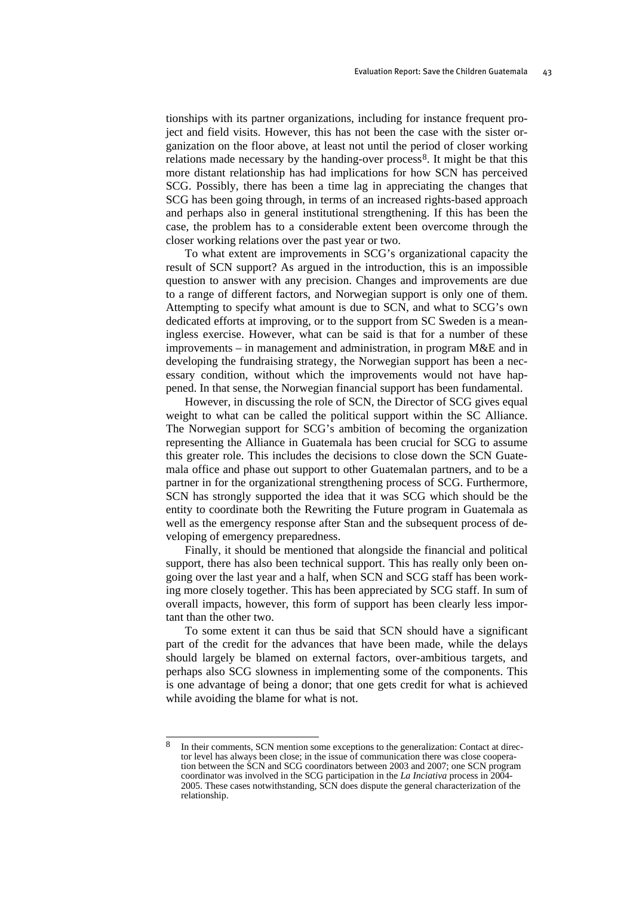tionships with its partner organizations, including for instance frequent project and field visits. However, this has not been the case with the sister organization on the floor above, at least not until the period of closer working relations made necessary by the handing-over process[8]. It might be that this more distant relationship has had implications for how SCN has perceived SCG. Possibly, there has been a time lag in appreciating the changes that SCG has been going through, in terms of an increased rights-based approach and perhaps also in general institutional strengthening. If this has been the case, the problem has to a considerable extent been overcome through the closer working relations over the past year or two.

To what extent are improvements in SCG's organizational capacity the result of SCN support? As argued in the introduction, this is an impossible question to answer with any precision. Changes and improvements are due to a range of different factors, and Norwegian support is only one of them. Attempting to specify what amount is due to SCN, and what to SCG's own dedicated efforts at improving, or to the support from SC Sweden is a meaningless exercise. However, what can be said is that for a number of these improvements – in management and administration, in program M&E and in developing the fundraising strategy, the Norwegian support has been a necessary condition, without which the improvements would not have happened. In that sense, the Norwegian financial support has been fundamental.

However, in discussing the role of SCN, the Director of SCG gives equal weight to what can be called the political support within the SC Alliance. The Norwegian support for SCG's ambition of becoming the organization representing the Alliance in Guatemala has been crucial for SCG to assume this greater role. This includes the decisions to close down the SCN Guatemala office and phase out support to other Guatemalan partners, and to be a partner in for the organizational strengthening process of SCG. Furthermore, SCN has strongly supported the idea that it was SCG which should be the entity to coordinate both the Rewriting the Future program in Guatemala as well as the emergency response after Stan and the subsequent process of developing of emergency preparedness.

Finally, it should be mentioned that alongside the financial and political support, there has also been technical support. This has really only been ongoing over the last year and a half, when SCN and SCG staff has been working more closely together. This has been appreciated by SCG staff. In sum of overall impacts, however, this form of support has been clearly less important than the other two.

To some extent it can thus be said that SCN should have a significant part of the credit for the advances that have been made, while the delays should largely be blamed on external factors, over-ambitious targets, and perhaps also SCG slowness in implementing some of the components. This is one advantage of being a donor; that one gets credit for what is achieved while avoiding the blame for what is not.

---

[8] In their comments, SCN mention some exceptions to the generalization: Contact at director level has always been close; in the issue of communication there was close cooperation between the SCN and SCG coordinators between 2003 and 2007; one SCN program coordinator was involved in the SCG participation in the *La Inciativa* process in 2004-2005. These cases notwithstanding, SCN does dispute the general characterization of the relationship.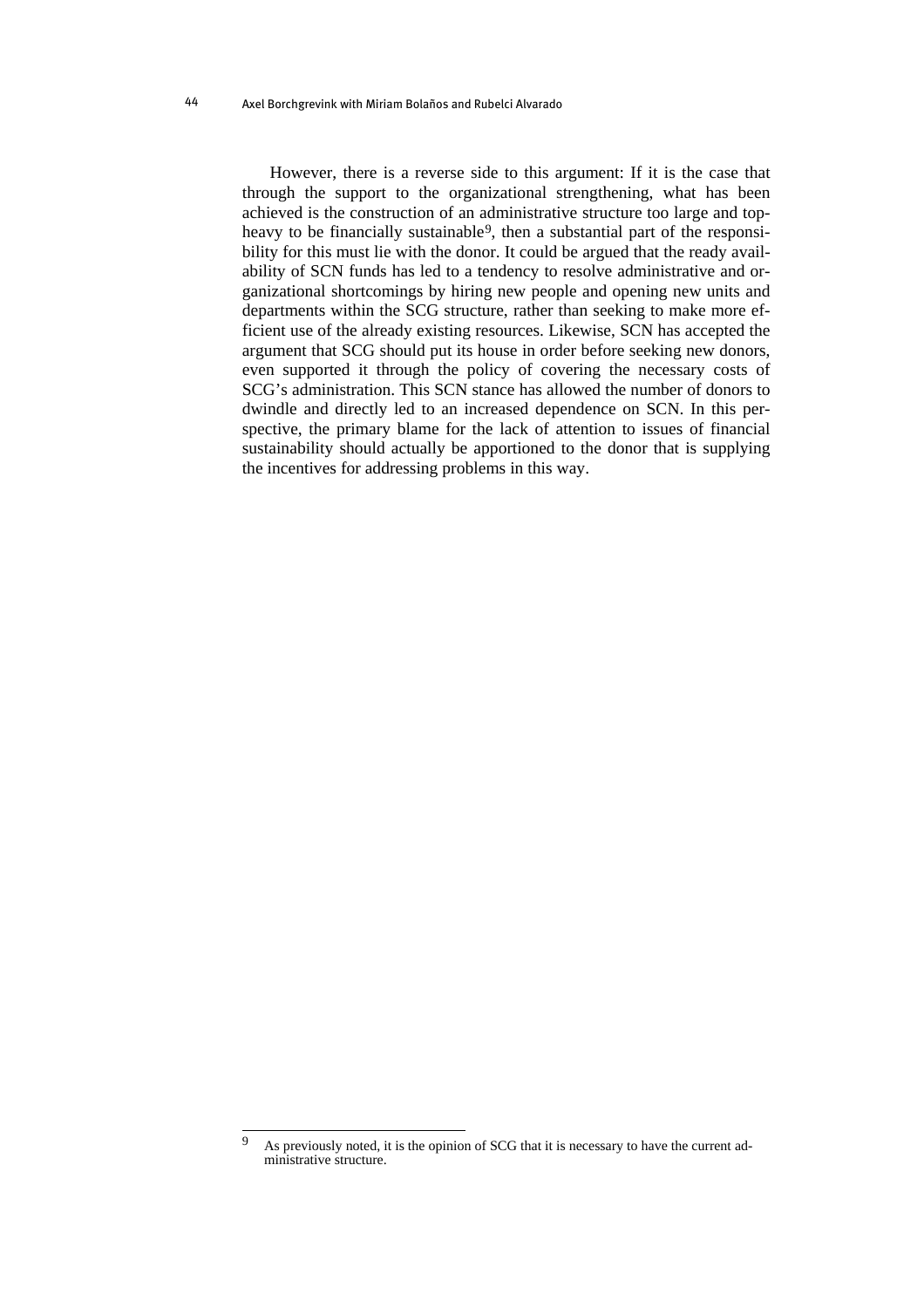However, there is a reverse side to this argument: If it is the case that through the support to the organizational strengthening, what has been achieved is the construction of an administrative structure too large and top-heavy to be financially sustainable[9], then a substantial part of the responsibility for this must lie with the donor. It could be argued that the ready availability of SCN funds has led to a tendency to resolve administrative and organizational shortcomings by hiring new people and opening new units and departments within the SCG structure, rather than seeking to make more efficient use of the already existing resources. Likewise, SCN has accepted the argument that SCG should put its house in order before seeking new donors, even supported it through the policy of covering the necessary costs of SCG's administration. This SCN stance has allowed the number of donors to dwindle and directly led to an increased dependence on SCN. In this perspective, the primary blame for the lack of attention to issues of financial sustainability should actually be apportioned to the donor that is supplying the incentives for addressing problems in this way.

---

[9] As previously noted, it is the opinion of SCG that it is necessary to have the current administrative structure.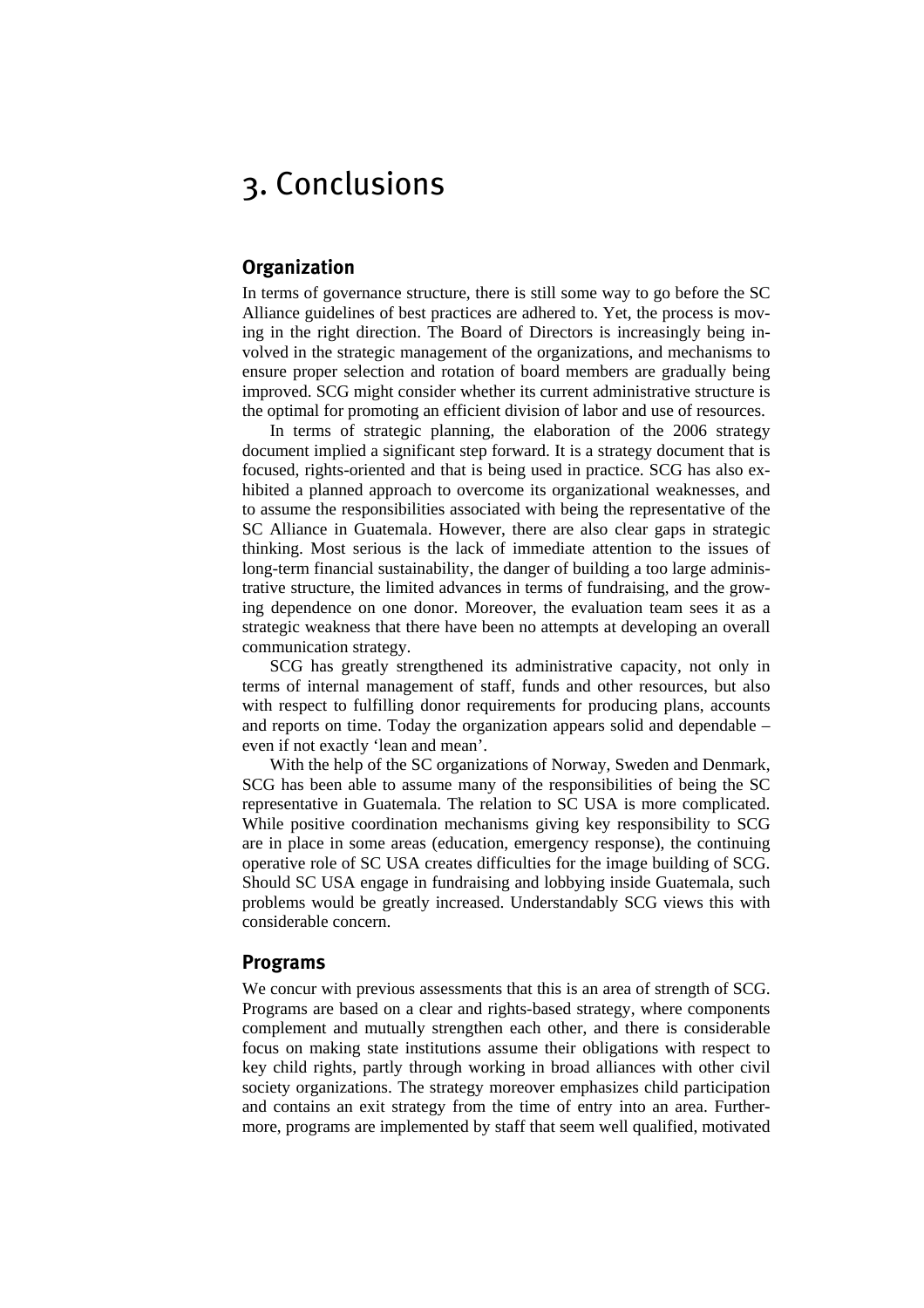// 3. Conclusions

## Organization

In terms of governance structure, there is still some way to go before the SC Alliance guidelines of best practices are adhered to. Yet, the process is moving in the right direction. The Board of Directors is increasingly being involved in the strategic management of the organizations, and mechanisms to ensure proper selection and rotation of board members are gradually being improved. SCG might consider whether its current administrative structure is the optimal for promoting an efficient division of labor and use of resources.

In terms of strategic planning, the elaboration of the 2006 strategy document implied a significant step forward. It is a strategy document that is focused, rights-oriented and that is being used in practice. SCG has also exhibited a planned approach to overcome its organizational weaknesses, and to assume the responsibilities associated with being the representative of the SC Alliance in Guatemala. However, there are also clear gaps in strategic thinking. Most serious is the lack of immediate attention to the issues of long-term financial sustainability, the danger of building a too large administrative structure, the limited advances in terms of fundraising, and the growing dependence on one donor. Moreover, the evaluation team sees it as a strategic weakness that there have been no attempts at developing an overall communication strategy.

SCG has greatly strengthened its administrative capacity, not only in terms of internal management of staff, funds and other resources, but also with respect to fulfilling donor requirements for producing plans, accounts and reports on time. Today the organization appears solid and dependable – even if not exactly 'lean and mean'.

With the help of the SC organizations of Norway, Sweden and Denmark, SCG has been able to assume many of the responsibilities of being the SC representative in Guatemala. The relation to SC USA is more complicated. While positive coordination mechanisms giving key responsibility to SCG are in place in some areas (education, emergency response), the continuing operative role of SC USA creates difficulties for the image building of SCG. Should SC USA engage in fundraising and lobbying inside Guatemala, such problems would be greatly increased. Understandably SCG views this with considerable concern.

## Programs

We concur with previous assessments that this is an area of strength of SCG. Programs are based on a clear and rights-based strategy, where components complement and mutually strengthen each other, and there is considerable focus on making state institutions assume their obligations with respect to key child rights, partly through working in broad alliances with other civil society organizations. The strategy moreover emphasizes child participation and contains an exit strategy from the time of entry into an area. Furthermore, programs are implemented by staff that seem well qualified, motivated

# 3. Conclusions

## Organization

In terms of governance structure, there is still some way to go before the SC Alliance guidelines of best practices are adhered to. Yet, the process is moving in the right direction. The Board of Directors is increasingly being involved in the strategic management of the organizations, and mechanisms to ensure proper selection and rotation of board members are gradually being improved. SCG might consider whether its current administrative structure is the optimal for promoting an efficient division of labor and use of resources.

In terms of strategic planning, the elaboration of the 2006 strategy document implied a significant step forward. It is a strategy document that is focused, rights-oriented and that is being used in practice. SCG has also exhibited a planned approach to overcome its organizational weaknesses, and to assume the responsibilities associated with being the representative of the SC Alliance in Guatemala. However, there are also clear gaps in strategic thinking. Most serious is the lack of immediate attention to the issues of long-term financial sustainability, the danger of building a too large administrative structure, the limited advances in terms of fundraising, and the growing dependence on one donor. Moreover, the evaluation team sees it as a strategic weakness that there have been no attempts at developing an overall communication strategy.

SCG has greatly strengthened its administrative capacity, not only in terms of internal management of staff, funds and other resources, but also with respect to fulfilling donor requirements for producing plans, accounts and reports on time. Today the organization appears solid and dependable – even if not exactly 'lean and mean'.

With the help of the SC organizations of Norway, Sweden and Denmark, SCG has been able to assume many of the responsibilities of being the SC representative in Guatemala. The relation to SC USA is more complicated. While positive coordination mechanisms giving key responsibility to SCG are in place in some areas (education, emergency response), the continuing operative role of SC USA creates difficulties for the image building of SCG. Should SC USA engage in fundraising and lobbying inside Guatemala, such problems would be greatly increased. Understandably SCG views this with considerable concern.

## Programs

We concur with previous assessments that this is an area of strength of SCG. Programs are based on a clear and rights-based strategy, where components complement and mutually strengthen each other, and there is considerable focus on making state institutions assume their obligations with respect to key child rights, partly through working in broad alliances with other civil society organizations. The strategy moreover emphasizes child participation and contains an exit strategy from the time of entry into an area. Furthermore, programs are implemented by staff that seem well qualified, motivated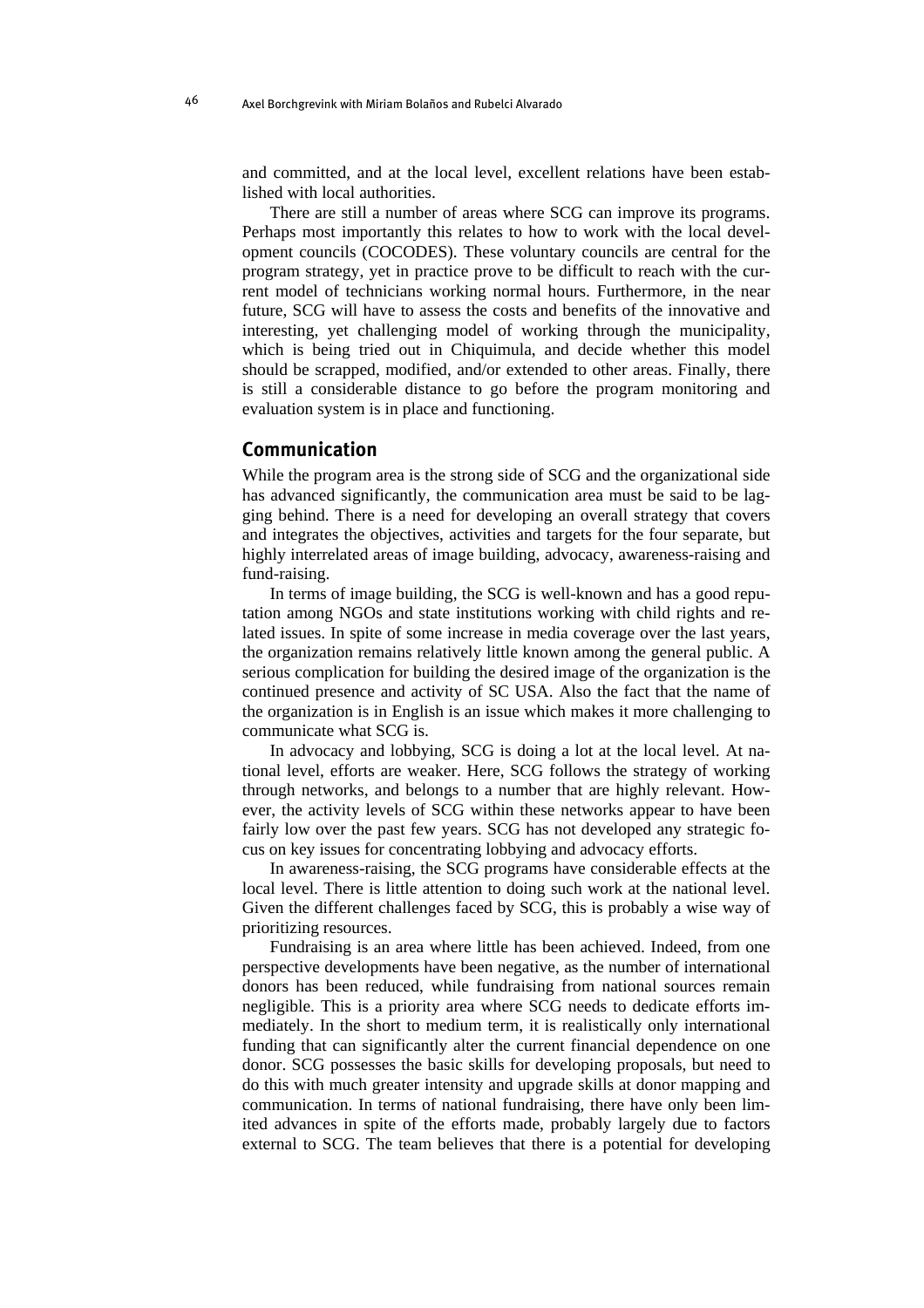and committed, and at the local level, excellent relations have been established with local authorities.

There are still a number of areas where SCG can improve its programs. Perhaps most importantly this relates to how to work with the local development councils (COCODES). These voluntary councils are central for the program strategy, yet in practice prove to be difficult to reach with the current model of technicians working normal hours. Furthermore, in the near future, SCG will have to assess the costs and benefits of the innovative and interesting, yet challenging model of working through the municipality, which is being tried out in Chiquimula, and decide whether this model should be scrapped, modified, and/or extended to other areas. Finally, there is still a considerable distance to go before the program monitoring and evaluation system is in place and functioning.

## Communication

While the program area is the strong side of SCG and the organizational side has advanced significantly, the communication area must be said to be lagging behind. There is a need for developing an overall strategy that covers and integrates the objectives, activities and targets for the four separate, but highly interrelated areas of image building, advocacy, awareness-raising and fund-raising.

In terms of image building, the SCG is well-known and has a good reputation among NGOs and state institutions working with child rights and related issues. In spite of some increase in media coverage over the last years, the organization remains relatively little known among the general public. A serious complication for building the desired image of the organization is the continued presence and activity of SC USA. Also the fact that the name of the organization is in English is an issue which makes it more challenging to communicate what SCG is.

In advocacy and lobbying, SCG is doing a lot at the local level. At national level, efforts are weaker. Here, SCG follows the strategy of working through networks, and belongs to a number that are highly relevant. However, the activity levels of SCG within these networks appear to have been fairly low over the past few years. SCG has not developed any strategic focus on key issues for concentrating lobbying and advocacy efforts.

In awareness-raising, the SCG programs have considerable effects at the local level. There is little attention to doing such work at the national level. Given the different challenges faced by SCG, this is probably a wise way of prioritizing resources.

Fundraising is an area where little has been achieved. Indeed, from one perspective developments have been negative, as the number of international donors has been reduced, while fundraising from national sources remain negligible. This is a priority area where SCG needs to dedicate efforts immediately. In the short to medium term, it is realistically only international funding that can significantly alter the current financial dependence on one donor. SCG possesses the basic skills for developing proposals, but need to do this with much greater intensity and upgrade skills at donor mapping and communication. In terms of national fundraising, there have only been limited advances in spite of the efforts made, probably largely due to factors external to SCG. The team believes that there is a potential for developing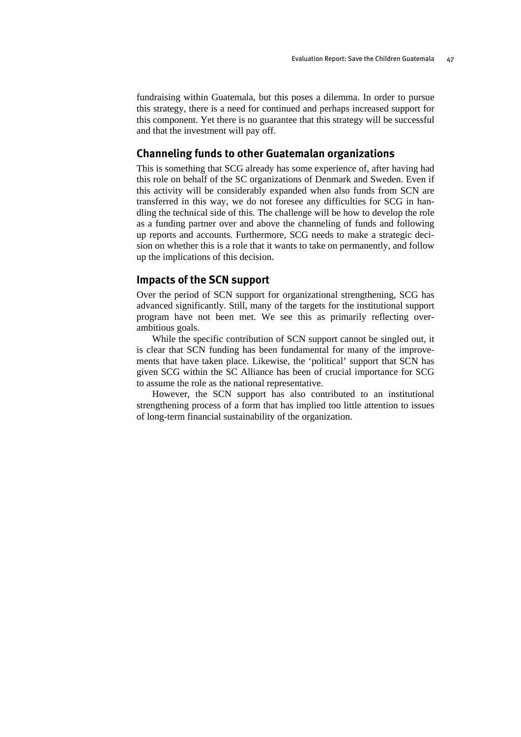fundraising within Guatemala, but this poses a dilemma. In order to pursue this strategy, there is a need for continued and perhaps increased support for this component. Yet there is no guarantee that this strategy will be successful and that the investment will pay off.

## Channeling funds to other Guatemalan organizations

This is something that SCG already has some experience of, after having had this role on behalf of the SC organizations of Denmark and Sweden. Even if this activity will be considerably expanded when also funds from SCN are transferred in this way, we do not foresee any difficulties for SCG in handling the technical side of this. The challenge will be how to develop the role as a funding partner over and above the channeling of funds and following up reports and accounts. Furthermore, SCG needs to make a strategic decision on whether this is a role that it wants to take on permanently, and follow up the implications of this decision.

## Impacts of the SCN support

Over the period of SCN support for organizational strengthening, SCG has advanced significantly. Still, many of the targets for the institutional support program have not been met. We see this as primarily reflecting over-ambitious goals.

While the specific contribution of SCN support cannot be singled out, it is clear that SCN funding has been fundamental for many of the improvements that have taken place. Likewise, the 'political' support that SCN has given SCG within the SC Alliance has been of crucial importance for SCG to assume the role as the national representative.

However, the SCN support has also contributed to an institutional strengthening process of a form that has implied too little attention to issues of long-term financial sustainability of the organization.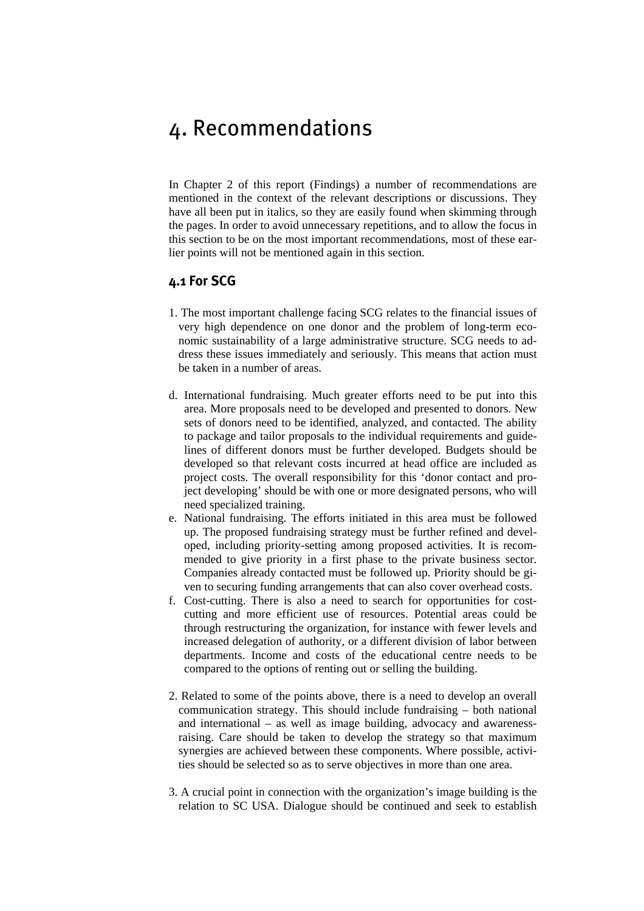# 4. Recommendations

In Chapter 2 of this report (Findings) a number of recommendations are mentioned in the context of the relevant descriptions or discussions. They have all been put in italics, so they are easily found when skimming through the pages. In order to avoid unnecessary repetitions, and to allow the focus in this section to be on the most important recommendations, most of these earlier points will not be mentioned again in this section.

## 4.1 For SCG

1. The most important challenge facing SCG relates to the financial issues of very high dependence on one donor and the problem of long-term economic sustainability of a large administrative structure. SCG needs to address these issues immediately and seriously. This means that action must be taken in a number of areas.

d. International fundraising. Much greater efforts need to be put into this area. More proposals need to be developed and presented to donors. New sets of donors need to be identified, analyzed, and contacted. The ability to package and tailor proposals to the individual requirements and guidelines of different donors must be further developed. Budgets should be developed so that relevant costs incurred at head office are included as project costs. The overall responsibility for this 'donor contact and project developing' should be with one or more designated persons, who will need specialized training.

e. National fundraising. The efforts initiated in this area must be followed up. The proposed fundraising strategy must be further refined and developed, including priority-setting among proposed activities. It is recommended to give priority in a first phase to the private business sector. Companies already contacted must be followed up. Priority should be given to securing funding arrangements that can also cover overhead costs.

f. Cost-cutting. There is also a need to search for opportunities for cost-cutting and more efficient use of resources. Potential areas could be through restructuring the organization, for instance with fewer levels and increased delegation of authority, or a different division of labor between departments. Income and costs of the educational centre needs to be compared to the options of renting out or selling the building.

2. Related to some of the points above, there is a need to develop an overall communication strategy. This should include fundraising – both national and international – as well as image building, advocacy and awareness-raising. Care should be taken to develop the strategy so that maximum synergies are achieved between these components. Where possible, activities should be selected so as to serve objectives in more than one area.

3. A crucial point in connection with the organization's image building is the relation to SC USA. Dialogue should be continued and seek to establish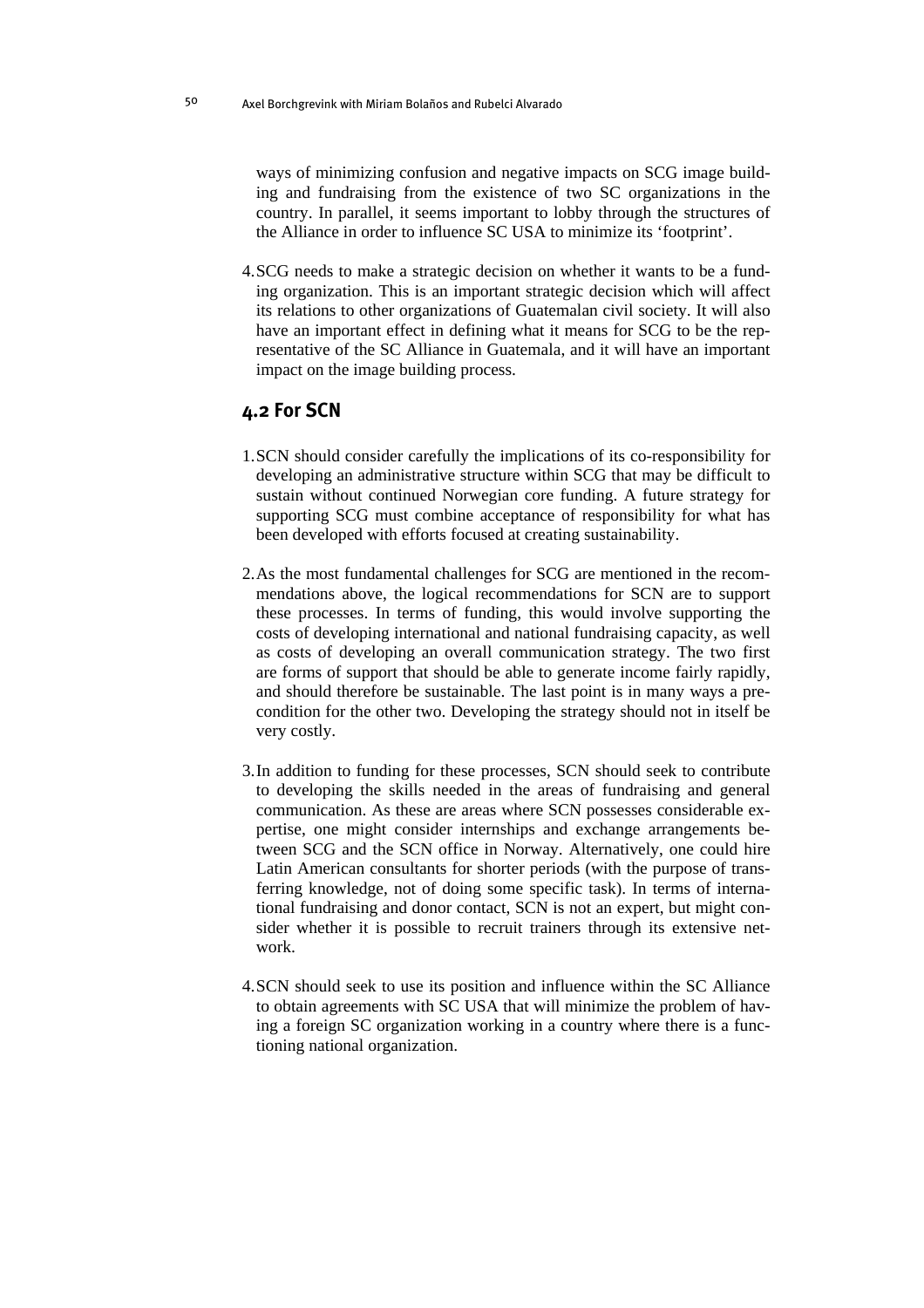ways of minimizing confusion and negative impacts on SCG image building and fundraising from the existence of two SC organizations in the country. In parallel, it seems important to lobby through the structures of the Alliance in order to influence SC USA to minimize its 'footprint'.

4. SCG needs to make a strategic decision on whether it wants to be a funding organization. This is an important strategic decision which will affect its relations to other organizations of Guatemalan civil society. It will also have an important effect in defining what it means for SCG to be the representative of the SC Alliance in Guatemala, and it will have an important impact on the image building process.

## 4.2 For SCN

1. SCN should consider carefully the implications of its co-responsibility for developing an administrative structure within SCG that may be difficult to sustain without continued Norwegian core funding. A future strategy for supporting SCG must combine acceptance of responsibility for what has been developed with efforts focused at creating sustainability.

2. As the most fundamental challenges for SCG are mentioned in the recommendations above, the logical recommendations for SCN are to support these processes. In terms of funding, this would involve supporting the costs of developing international and national fundraising capacity, as well as costs of developing an overall communication strategy. The two first are forms of support that should be able to generate income fairly rapidly, and should therefore be sustainable. The last point is in many ways a precondition for the other two. Developing the strategy should not in itself be very costly.

3. In addition to funding for these processes, SCN should seek to contribute to developing the skills needed in the areas of fundraising and general communication. As these are areas where SCN possesses considerable expertise, one might consider internships and exchange arrangements between SCG and the SCN office in Norway. Alternatively, one could hire Latin American consultants for shorter periods (with the purpose of transferring knowledge, not of doing some specific task). In terms of international fundraising and donor contact, SCN is not an expert, but might consider whether it is possible to recruit trainers through its extensive network.

4. SCN should seek to use its position and influence within the SC Alliance to obtain agreements with SC USA that will minimize the problem of having a foreign SC organization working in a country where there is a functioning national organization.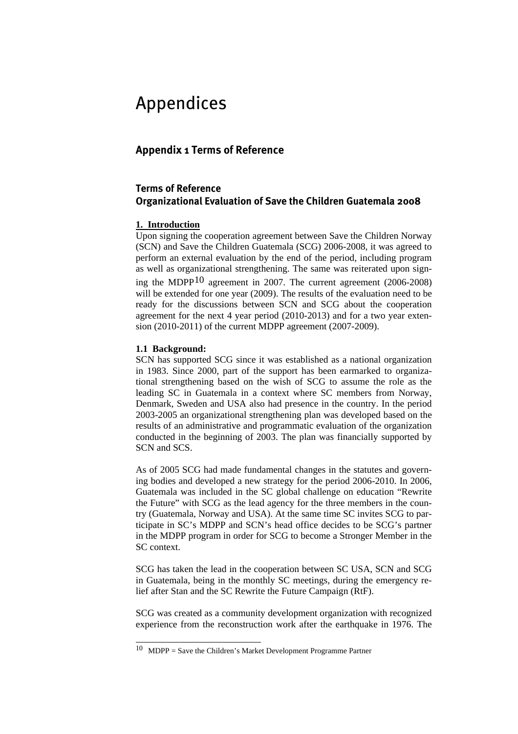# Appendices

## Appendix 1 Terms of Reference

### Terms of Reference
### Organizational Evaluation of Save the Children Guatemala 2008

**1. Introduction**

Upon signing the cooperation agreement between Save the Children Norway (SCN) and Save the Children Guatemala (SCG) 2006-2008, it was agreed to perform an external evaluation by the end of the period, including program as well as organizational strengthening. The same was reiterated upon signing the MDPP[10] agreement in 2007. The current agreement (2006-2008) will be extended for one year (2009). The results of the evaluation need to be ready for the discussions between SCN and SCG about the cooperation agreement for the next 4 year period (2010-2013) and for a two year extension (2010-2011) of the current MDPP agreement (2007-2009).

**1.1 Background:**

SCN has supported SCG since it was established as a national organization in 1983. Since 2000, part of the support has been earmarked to organizational strengthening based on the wish of SCG to assume the role as the leading SC in Guatemala in a context where SC members from Norway, Denmark, Sweden and USA also had presence in the country. In the period 2003-2005 an organizational strengthening plan was developed based on the results of an administrative and programmatic evaluation of the organization conducted in the beginning of 2003. The plan was financially supported by SCN and SCS.

As of 2005 SCG had made fundamental changes in the statutes and governing bodies and developed a new strategy for the period 2006-2010. In 2006, Guatemala was included in the SC global challenge on education "Rewrite the Future" with SCG as the lead agency for the three members in the country (Guatemala, Norway and USA). At the same time SC invites SCG to participate in SC's MDPP and SCN's head office decides to be SCG's partner in the MDPP program in order for SCG to become a Stronger Member in the SC context.

SCG has taken the lead in the cooperation between SC USA, SCN and SCG in Guatemala, being in the monthly SC meetings, during the emergency relief after Stan and the SC Rewrite the Future Campaign (RtF).

SCG was created as a community development organization with recognized experience from the reconstruction work after the earthquake in 1976. The

[10] MDPP = Save the Children's Market Development Programme Partner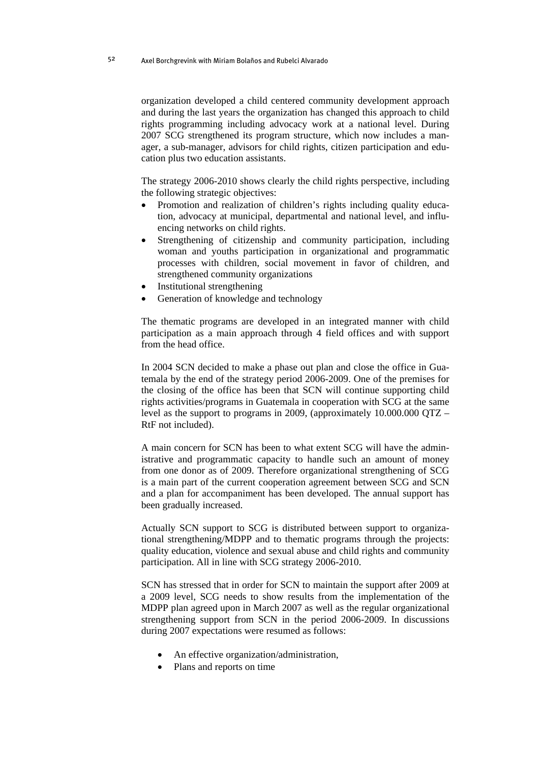organization developed a child centered community development approach and during the last years the organization has changed this approach to child rights programming including advocacy work at a national level. During 2007 SCG strengthened its program structure, which now includes a manager, a sub-manager, advisors for child rights, citizen participation and education plus two education assistants.

The strategy 2006-2010 shows clearly the child rights perspective, including the following strategic objectives:

- Promotion and realization of children's rights including quality education, advocacy at municipal, departmental and national level, and influencing networks on child rights.
- Strengthening of citizenship and community participation, including woman and youths participation in organizational and programmatic processes with children, social movement in favor of children, and strengthened community organizations
- Institutional strengthening
- Generation of knowledge and technology

The thematic programs are developed in an integrated manner with child participation as a main approach through 4 field offices and with support from the head office.

In 2004 SCN decided to make a phase out plan and close the office in Guatemala by the end of the strategy period 2006-2009. One of the premises for the closing of the office has been that SCN will continue supporting child rights activities/programs in Guatemala in cooperation with SCG at the same level as the support to programs in 2009, (approximately 10.000.000 QTZ – RtF not included).

A main concern for SCN has been to what extent SCG will have the administrative and programmatic capacity to handle such an amount of money from one donor as of 2009. Therefore organizational strengthening of SCG is a main part of the current cooperation agreement between SCG and SCN and a plan for accompaniment has been developed. The annual support has been gradually increased.

Actually SCN support to SCG is distributed between support to organizational strengthening/MDPP and to thematic programs through the projects: quality education, violence and sexual abuse and child rights and community participation. All in line with SCG strategy 2006-2010.

SCN has stressed that in order for SCN to maintain the support after 2009 at a 2009 level, SCG needs to show results from the implementation of the MDPP plan agreed upon in March 2007 as well as the regular organizational strengthening support from SCN in the period 2006-2009. In discussions during 2007 expectations were resumed as follows:

- An effective organization/administration,
- Plans and reports on time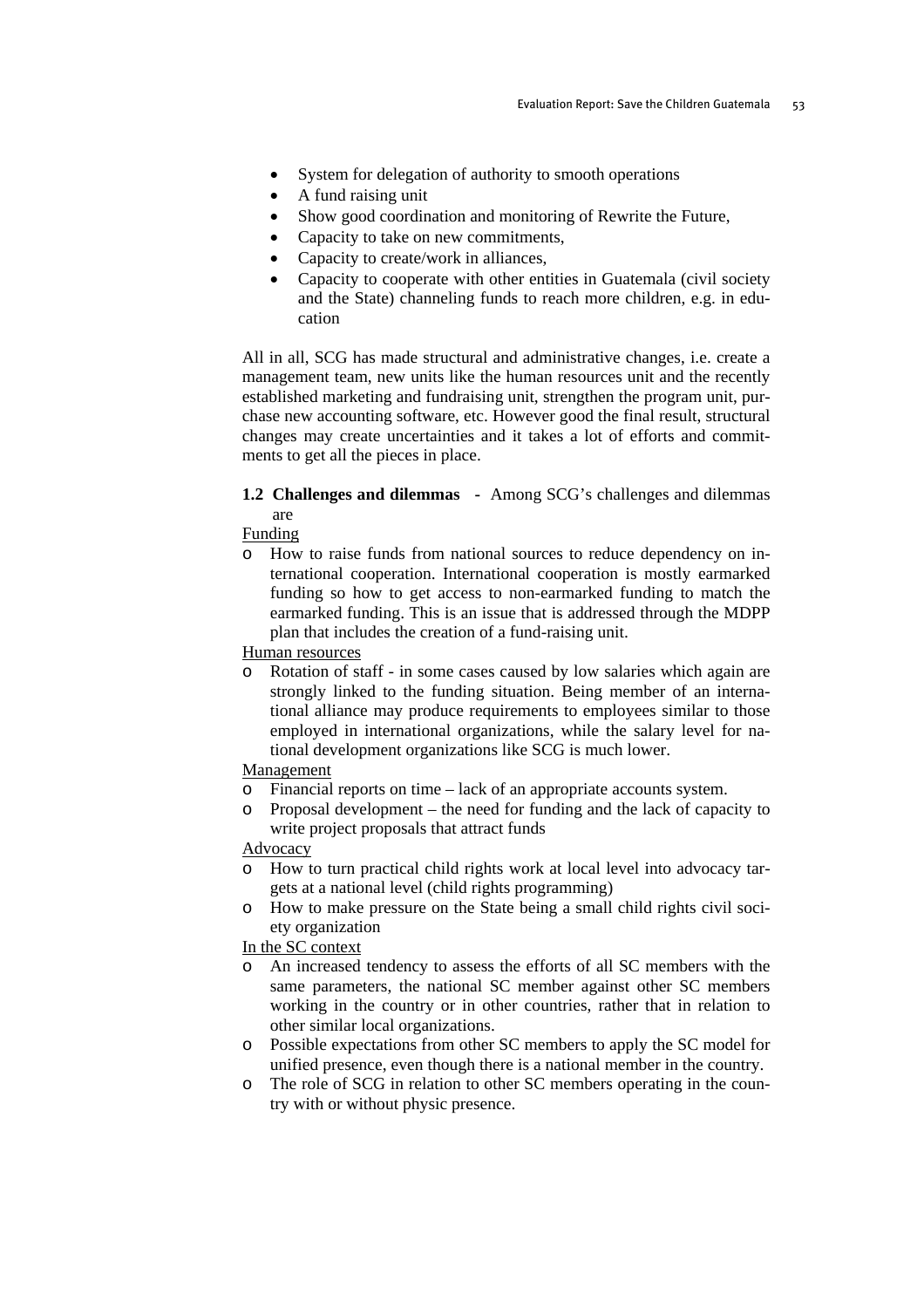- System for delegation of authority to smooth operations
- A fund raising unit
- Show good coordination and monitoring of Rewrite the Future,
- Capacity to take on new commitments,
- Capacity to create/work in alliances,
- Capacity to cooperate with other entities in Guatemala (civil society and the State) channeling funds to reach more children, e.g. in education

All in all, SCG has made structural and administrative changes, i.e. create a management team, new units like the human resources unit and the recently established marketing and fundraising unit, strengthen the program unit, purchase new accounting software, etc. However good the final result, structural changes may create uncertainties and it takes a lot of efforts and commitments to get all the pieces in place.

**1.2 Challenges and dilemmas** - Among SCG's challenges and dilemmas are

Funding

- How to raise funds from national sources to reduce dependency on international cooperation. International cooperation is mostly earmarked funding so how to get access to non-earmarked funding to match the earmarked funding. This is an issue that is addressed through the MDPP plan that includes the creation of a fund-raising unit.

Human resources

- Rotation of staff - in some cases caused by low salaries which again are strongly linked to the funding situation. Being member of an international alliance may produce requirements to employees similar to those employed in international organizations, while the salary level for national development organizations like SCG is much lower.

Management

- Financial reports on time – lack of an appropriate accounts system.
- Proposal development – the need for funding and the lack of capacity to write project proposals that attract funds

Advocacy

- How to turn practical child rights work at local level into advocacy targets at a national level (child rights programming)
- How to make pressure on the State being a small child rights civil society organization

In the SC context

- An increased tendency to assess the efforts of all SC members with the same parameters, the national SC member against other SC members working in the country or in other countries, rather that in relation to other similar local organizations.
- Possible expectations from other SC members to apply the SC model for unified presence, even though there is a national member in the country.
- The role of SCG in relation to other SC members operating in the country with or without physic presence.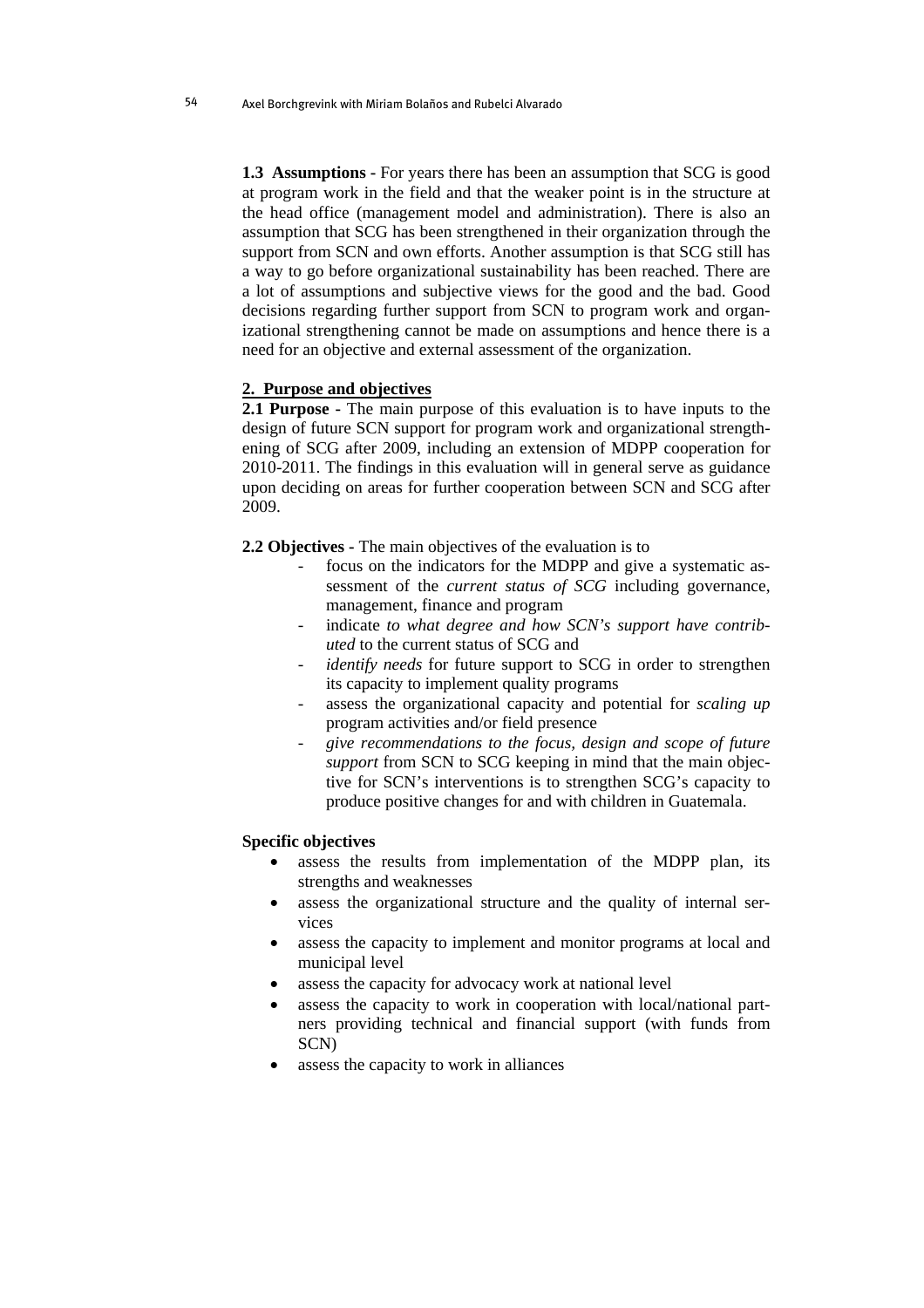**1.3 Assumptions -** For years there has been an assumption that SCG is good at program work in the field and that the weaker point is in the structure at the head office (management model and administration). There is also an assumption that SCG has been strengthened in their organization through the support from SCN and own efforts. Another assumption is that SCG still has a way to go before organizational sustainability has been reached. There are a lot of assumptions and subjective views for the good and the bad. Good decisions regarding further support from SCN to program work and organizational strengthening cannot be made on assumptions and hence there is a need for an objective and external assessment of the organization.

## 2. Purpose and objectives

**2.1 Purpose -** The main purpose of this evaluation is to have inputs to the design of future SCN support for program work and organizational strengthening of SCG after 2009, including an extension of MDPP cooperation for 2010-2011. The findings in this evaluation will in general serve as guidance upon deciding on areas for further cooperation between SCN and SCG after 2009.

**2.2 Objectives -** The main objectives of the evaluation is to

- focus on the indicators for the MDPP and give a systematic assessment of the *current status of SCG* including governance, management, finance and program
- indicate *to what degree and how SCN's support have contributed* to the current status of SCG and
- *identify needs* for future support to SCG in order to strengthen its capacity to implement quality programs
- assess the organizational capacity and potential for *scaling up* program activities and/or field presence
- *give recommendations to the focus, design and scope of future support* from SCN to SCG keeping in mind that the main objective for SCN's interventions is to strengthen SCG's capacity to produce positive changes for and with children in Guatemala.

**Specific objectives**

- assess the results from implementation of the MDPP plan, its strengths and weaknesses
- assess the organizational structure and the quality of internal services
- assess the capacity to implement and monitor programs at local and municipal level
- assess the capacity for advocacy work at national level
- assess the capacity to work in cooperation with local/national partners providing technical and financial support (with funds from SCN)
- assess the capacity to work in alliances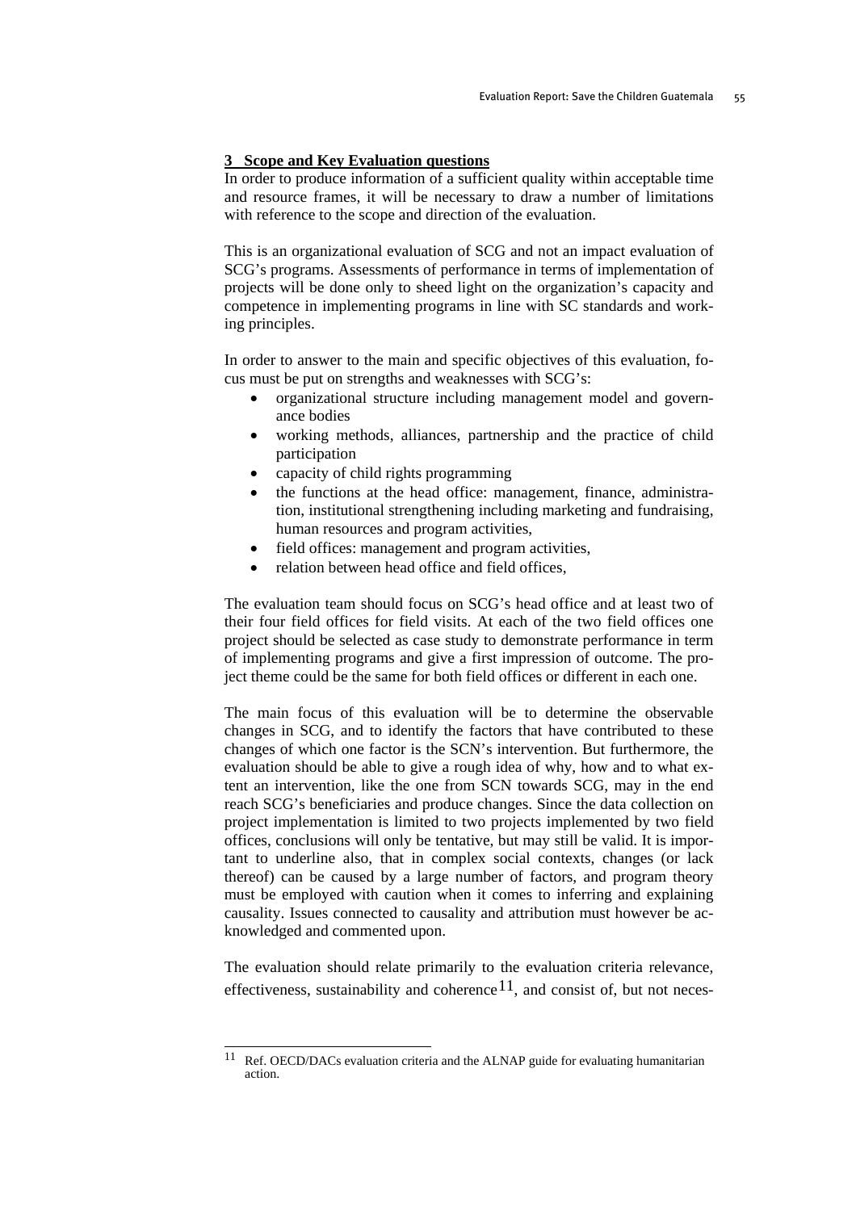## 3 Scope and Key Evaluation questions

In order to produce information of a sufficient quality within acceptable time and resource frames, it will be necessary to draw a number of limitations with reference to the scope and direction of the evaluation.

This is an organizational evaluation of SCG and not an impact evaluation of SCG's programs. Assessments of performance in terms of implementation of projects will be done only to sheed light on the organization's capacity and competence in implementing programs in line with SC standards and working principles.

In order to answer to the main and specific objectives of this evaluation, focus must be put on strengths and weaknesses with SCG's:

- organizational structure including management model and governance bodies
- working methods, alliances, partnership and the practice of child participation
- capacity of child rights programming
- the functions at the head office: management, finance, administration, institutional strengthening including marketing and fundraising, human resources and program activities,
- field offices: management and program activities,
- relation between head office and field offices,

The evaluation team should focus on SCG's head office and at least two of their four field offices for field visits. At each of the two field offices one project should be selected as case study to demonstrate performance in term of implementing programs and give a first impression of outcome. The project theme could be the same for both field offices or different in each one.

The main focus of this evaluation will be to determine the observable changes in SCG, and to identify the factors that have contributed to these changes of which one factor is the SCN's intervention. But furthermore, the evaluation should be able to give a rough idea of why, how and to what extent an intervention, like the one from SCN towards SCG, may in the end reach SCG's beneficiaries and produce changes. Since the data collection on project implementation is limited to two projects implemented by two field offices, conclusions will only be tentative, but may still be valid. It is important to underline also, that in complex social contexts, changes (or lack thereof) can be caused by a large number of factors, and program theory must be employed with caution when it comes to inferring and explaining causality. Issues connected to causality and attribution must however be acknowledged and commented upon.

The evaluation should relate primarily to the evaluation criteria relevance, effectiveness, sustainability and coherence[11], and consist of, but not neces-

[11] Ref. OECD/DACs evaluation criteria and the ALNAP guide for evaluating humanitarian action.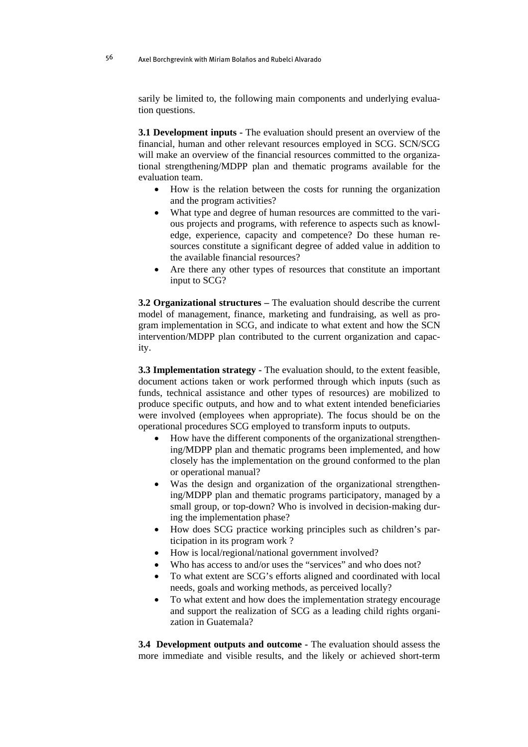sarily be limited to, the following main components and underlying evaluation questions.

**3.1 Development inputs** - The evaluation should present an overview of the financial, human and other relevant resources employed in SCG. SCN/SCG will make an overview of the financial resources committed to the organizational strengthening/MDPP plan and thematic programs available for the evaluation team.

- How is the relation between the costs for running the organization and the program activities?
- What type and degree of human resources are committed to the various projects and programs, with reference to aspects such as knowledge, experience, capacity and competence? Do these human resources constitute a significant degree of added value in addition to the available financial resources?
- Are there any other types of resources that constitute an important input to SCG?

**3.2 Organizational structures –** The evaluation should describe the current model of management, finance, marketing and fundraising, as well as program implementation in SCG, and indicate to what extent and how the SCN intervention/MDPP plan contributed to the current organization and capacity.

**3.3 Implementation strategy** - The evaluation should, to the extent feasible, document actions taken or work performed through which inputs (such as funds, technical assistance and other types of resources) are mobilized to produce specific outputs, and how and to what extent intended beneficiaries were involved (employees when appropriate). The focus should be on the operational procedures SCG employed to transform inputs to outputs.

- How have the different components of the organizational strengthening/MDPP plan and thematic programs been implemented, and how closely has the implementation on the ground conformed to the plan or operational manual?
- Was the design and organization of the organizational strengthening/MDPP plan and thematic programs participatory, managed by a small group, or top-down? Who is involved in decision-making during the implementation phase?
- How does SCG practice working principles such as children's participation in its program work ?
- How is local/regional/national government involved?
- Who has access to and/or uses the "services" and who does not?
- To what extent are SCG's efforts aligned and coordinated with local needs, goals and working methods, as perceived locally?
- To what extent and how does the implementation strategy encourage and support the realization of SCG as a leading child rights organization in Guatemala?

**3.4 Development outputs and outcome** - The evaluation should assess the more immediate and visible results, and the likely or achieved short-term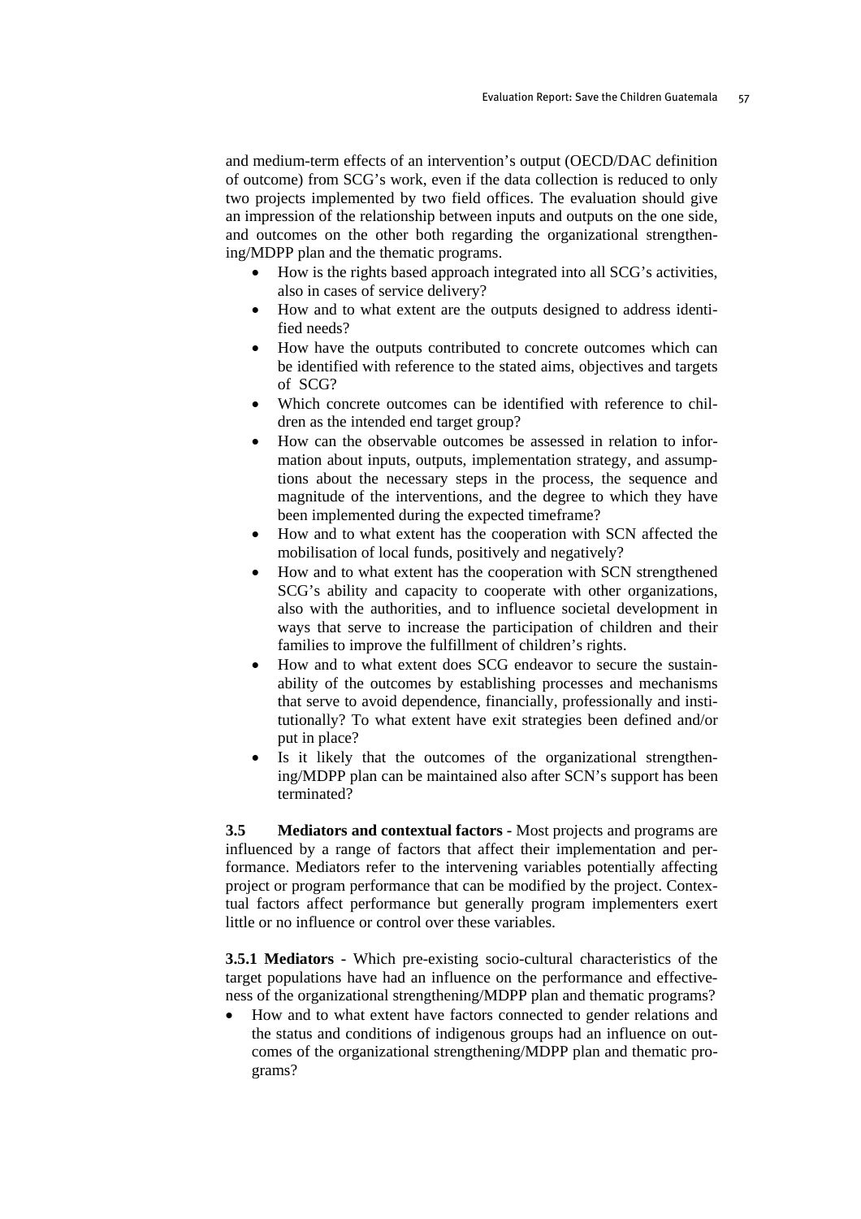and medium-term effects of an intervention's output (OECD/DAC definition of outcome) from SCG's work, even if the data collection is reduced to only two projects implemented by two field offices. The evaluation should give an impression of the relationship between inputs and outputs on the one side, and outcomes on the other both regarding the organizational strengthening/MDPP plan and the thematic programs.

- How is the rights based approach integrated into all SCG's activities, also in cases of service delivery?
- How and to what extent are the outputs designed to address identified needs?
- How have the outputs contributed to concrete outcomes which can be identified with reference to the stated aims, objectives and targets of SCG?
- Which concrete outcomes can be identified with reference to children as the intended end target group?
- How can the observable outcomes be assessed in relation to information about inputs, outputs, implementation strategy, and assumptions about the necessary steps in the process, the sequence and magnitude of the interventions, and the degree to which they have been implemented during the expected timeframe?
- How and to what extent has the cooperation with SCN affected the mobilisation of local funds, positively and negatively?
- How and to what extent has the cooperation with SCN strengthened SCG's ability and capacity to cooperate with other organizations, also with the authorities, and to influence societal development in ways that serve to increase the participation of children and their families to improve the fulfillment of children's rights.
- How and to what extent does SCG endeavor to secure the sustainability of the outcomes by establishing processes and mechanisms that serve to avoid dependence, financially, professionally and institutionally? To what extent have exit strategies been defined and/or put in place?
- Is it likely that the outcomes of the organizational strengthening/MDPP plan can be maintained also after SCN's support has been terminated?

**3.5 Mediators and contextual factors** - Most projects and programs are influenced by a range of factors that affect their implementation and performance. Mediators refer to the intervening variables potentially affecting project or program performance that can be modified by the project. Contextual factors affect performance but generally program implementers exert little or no influence or control over these variables.

**3.5.1 Mediators** - Which pre-existing socio-cultural characteristics of the target populations have had an influence on the performance and effectiveness of the organizational strengthening/MDPP plan and thematic programs?

- How and to what extent have factors connected to gender relations and the status and conditions of indigenous groups had an influence on outcomes of the organizational strengthening/MDPP plan and thematic programs?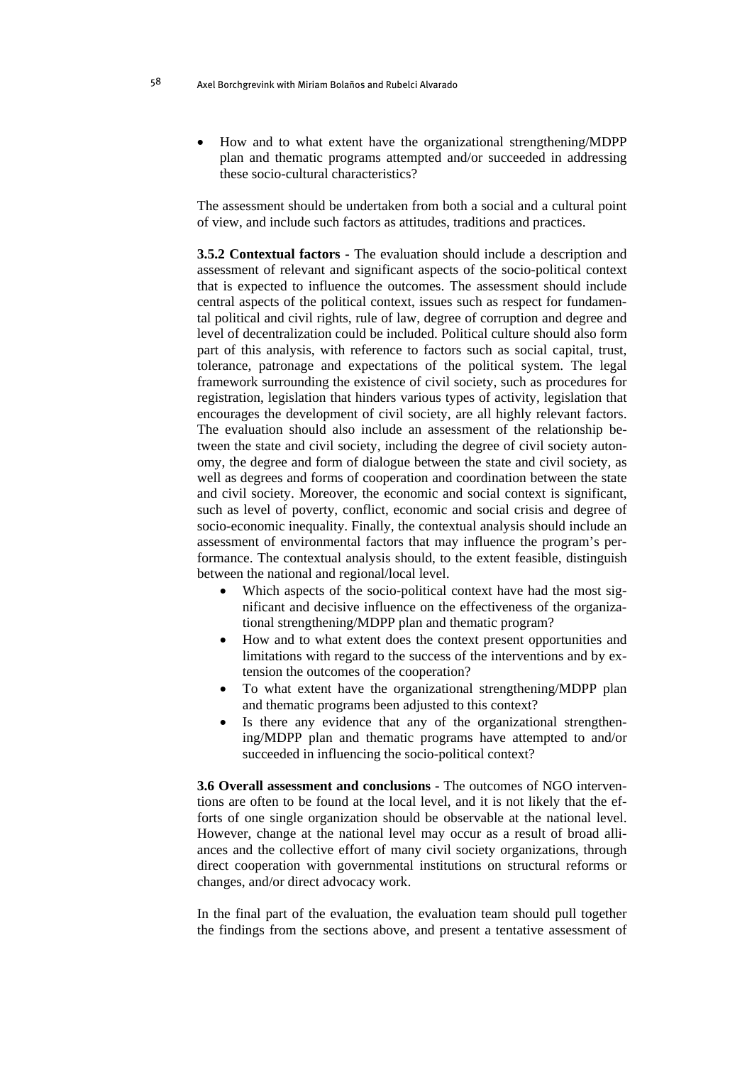- How and to what extent have the organizational strengthening/MDPP plan and thematic programs attempted and/or succeeded in addressing these socio-cultural characteristics?

The assessment should be undertaken from both a social and a cultural point of view, and include such factors as attitudes, traditions and practices.

**3.5.2 Contextual factors -** The evaluation should include a description and assessment of relevant and significant aspects of the socio-political context that is expected to influence the outcomes. The assessment should include central aspects of the political context, issues such as respect for fundamental political and civil rights, rule of law, degree of corruption and degree and level of decentralization could be included. Political culture should also form part of this analysis, with reference to factors such as social capital, trust, tolerance, patronage and expectations of the political system. The legal framework surrounding the existence of civil society, such as procedures for registration, legislation that hinders various types of activity, legislation that encourages the development of civil society, are all highly relevant factors. The evaluation should also include an assessment of the relationship between the state and civil society, including the degree of civil society autonomy, the degree and form of dialogue between the state and civil society, as well as degrees and forms of cooperation and coordination between the state and civil society. Moreover, the economic and social context is significant, such as level of poverty, conflict, economic and social crisis and degree of socio-economic inequality. Finally, the contextual analysis should include an assessment of environmental factors that may influence the program's performance. The contextual analysis should, to the extent feasible, distinguish between the national and regional/local level.

- Which aspects of the socio-political context have had the most significant and decisive influence on the effectiveness of the organizational strengthening/MDPP plan and thematic program?
- How and to what extent does the context present opportunities and limitations with regard to the success of the interventions and by extension the outcomes of the cooperation?
- To what extent have the organizational strengthening/MDPP plan and thematic programs been adjusted to this context?
- Is there any evidence that any of the organizational strengthening/MDPP plan and thematic programs have attempted to and/or succeeded in influencing the socio-political context?

**3.6 Overall assessment and conclusions -** The outcomes of NGO interventions are often to be found at the local level, and it is not likely that the efforts of one single organization should be observable at the national level. However, change at the national level may occur as a result of broad alliances and the collective effort of many civil society organizations, through direct cooperation with governmental institutions on structural reforms or changes, and/or direct advocacy work.

In the final part of the evaluation, the evaluation team should pull together the findings from the sections above, and present a tentative assessment of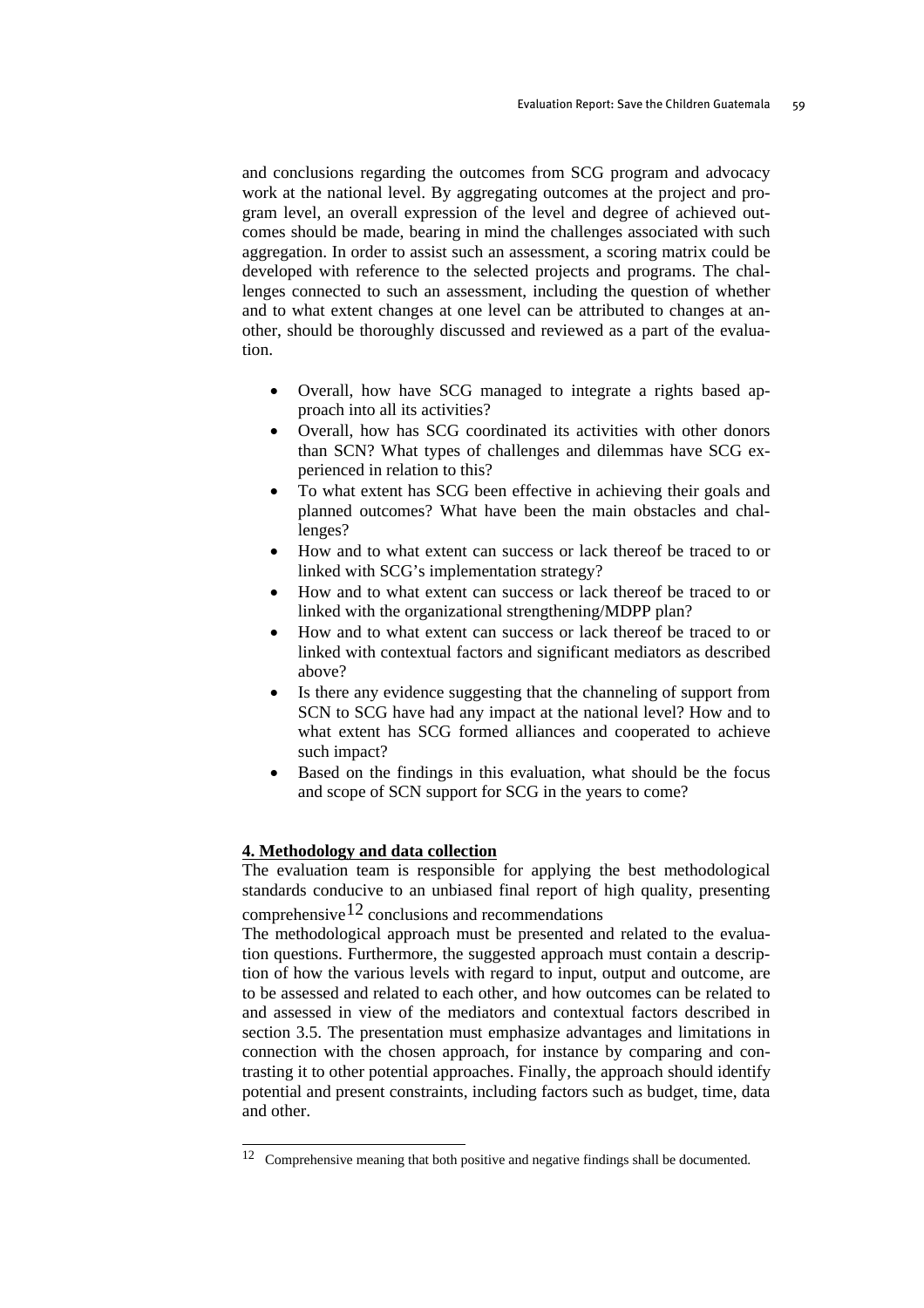and conclusions regarding the outcomes from SCG program and advocacy work at the national level. By aggregating outcomes at the project and program level, an overall expression of the level and degree of achieved outcomes should be made, bearing in mind the challenges associated with such aggregation. In order to assist such an assessment, a scoring matrix could be developed with reference to the selected projects and programs. The challenges connected to such an assessment, including the question of whether and to what extent changes at one level can be attributed to changes at another, should be thoroughly discussed and reviewed as a part of the evaluation.

- Overall, how have SCG managed to integrate a rights based approach into all its activities?
- Overall, how has SCG coordinated its activities with other donors than SCN? What types of challenges and dilemmas have SCG experienced in relation to this?
- To what extent has SCG been effective in achieving their goals and planned outcomes? What have been the main obstacles and challenges?
- How and to what extent can success or lack thereof be traced to or linked with SCG's implementation strategy?
- How and to what extent can success or lack thereof be traced to or linked with the organizational strengthening/MDPP plan?
- How and to what extent can success or lack thereof be traced to or linked with contextual factors and significant mediators as described above?
- Is there any evidence suggesting that the channeling of support from SCN to SCG have had any impact at the national level? How and to what extent has SCG formed alliances and cooperated to achieve such impact?
- Based on the findings in this evaluation, what should be the focus and scope of SCN support for SCG in the years to come?

## 4. Methodology and data collection

The evaluation team is responsible for applying the best methodological standards conducive to an unbiased final report of high quality, presenting comprehensive[12] conclusions and recommendations

The methodological approach must be presented and related to the evaluation questions. Furthermore, the suggested approach must contain a description of how the various levels with regard to input, output and outcome, are to be assessed and related to each other, and how outcomes can be related to and assessed in view of the mediators and contextual factors described in section 3.5. The presentation must emphasize advantages and limitations in connection with the chosen approach, for instance by comparing and contrasting it to other potential approaches. Finally, the approach should identify potential and present constraints, including factors such as budget, time, data and other.

[12] Comprehensive meaning that both positive and negative findings shall be documented.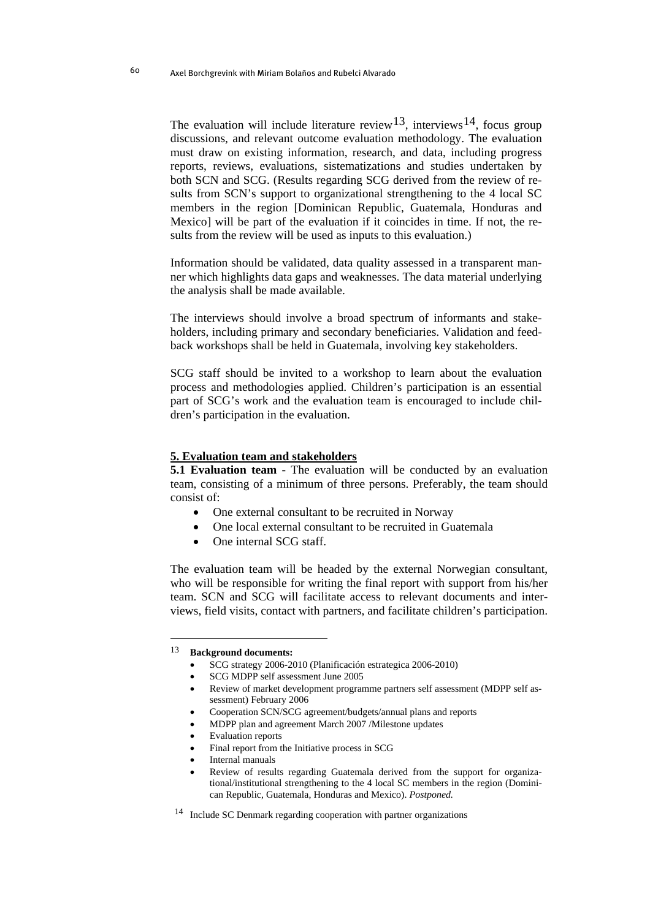The evaluation will include literature review[13], interviews[14], focus group discussions, and relevant outcome evaluation methodology. The evaluation must draw on existing information, research, and data, including progress reports, reviews, evaluations, sistematizations and studies undertaken by both SCN and SCG. (Results regarding SCG derived from the review of results from SCN's support to organizational strengthening to the 4 local SC members in the region [Dominican Republic, Guatemala, Honduras and Mexico] will be part of the evaluation if it coincides in time. If not, the results from the review will be used as inputs to this evaluation.)

Information should be validated, data quality assessed in a transparent manner which highlights data gaps and weaknesses. The data material underlying the analysis shall be made available.

The interviews should involve a broad spectrum of informants and stakeholders, including primary and secondary beneficiaries. Validation and feedback workshops shall be held in Guatemala, involving key stakeholders.

SCG staff should be invited to a workshop to learn about the evaluation process and methodologies applied. Children's participation is an essential part of SCG's work and the evaluation team is encouraged to include children's participation in the evaluation.

**5. Evaluation team and stakeholders**

**5.1 Evaluation team -** The evaluation will be conducted by an evaluation team, consisting of a minimum of three persons. Preferably, the team should consist of:

- One external consultant to be recruited in Norway
- One local external consultant to be recruited in Guatemala
- One internal SCG staff.

The evaluation team will be headed by the external Norwegian consultant, who will be responsible for writing the final report with support from his/her team. SCN and SCG will facilitate access to relevant documents and interviews, field visits, contact with partners, and facilitate children's participation.

---

[13] **Background documents:**

- SCG strategy 2006-2010 (Planificación estrategica 2006-2010)
- SCG MDPP self assessment June 2005
- Review of market development programme partners self assessment (MDPP self assessment) February 2006
- Cooperation SCN/SCG agreement/budgets/annual plans and reports
- MDPP plan and agreement March 2007 /Milestone updates
- Evaluation reports
- Final report from the Initiative process in SCG
- Internal manuals
- Review of results regarding Guatemala derived from the support for organizational/institutional strengthening to the 4 local SC members in the region (Dominican Republic, Guatemala, Honduras and Mexico). *Postponed.*

[14] Include SC Denmark regarding cooperation with partner organizations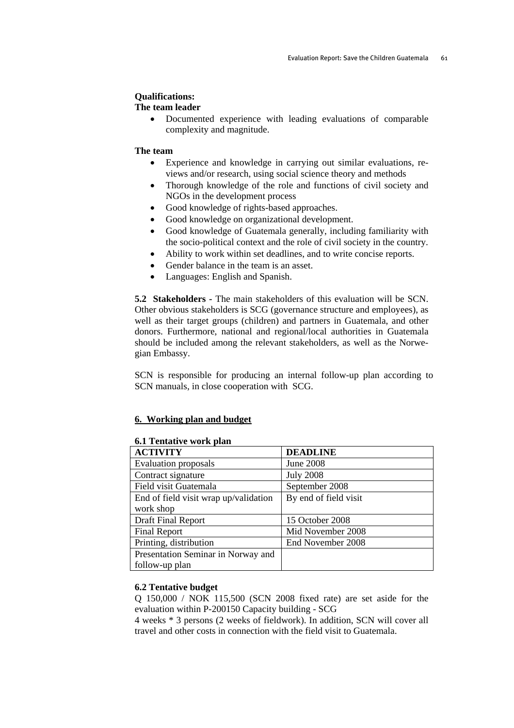**Qualifications:**

**The team leader**

- Documented experience with leading evaluations of comparable complexity and magnitude.

**The team**

- Experience and knowledge in carrying out similar evaluations, reviews and/or research, using social science theory and methods
- Thorough knowledge of the role and functions of civil society and NGOs in the development process
- Good knowledge of rights-based approaches.
- Good knowledge on organizational development.
- Good knowledge of Guatemala generally, including familiarity with the socio-political context and the role of civil society in the country.
- Ability to work within set deadlines, and to write concise reports.
- Gender balance in the team is an asset.
- Languages: English and Spanish.

**5.2 Stakeholders -** The main stakeholders of this evaluation will be SCN. Other obvious stakeholders is SCG (governance structure and employees), as well as their target groups (children) and partners in Guatemala, and other donors. Furthermore, national and regional/local authorities in Guatemala should be included among the relevant stakeholders, as well as the Norwegian Embassy.

SCN is responsible for producing an internal follow-up plan according to SCN manuals, in close cooperation with SCG.

## 6. Working plan and budget

### 6.1 Tentative work plan

| ACTIVITY | DEADLINE |
|---|---|
| Evaluation proposals | June 2008 |
| Contract signature | July 2008 |
| Field visit Guatemala | September 2008 |
| End of field visit wrap up/validation work shop | By end of field visit |
| Draft Final Report | 15 October 2008 |
| Final Report | Mid November 2008 |
| Printing, distribution | End November 2008 |
| Presentation Seminar in Norway and follow-up plan | |

### 6.2 Tentative budget

Q 150,000 / NOK 115,500 (SCN 2008 fixed rate) are set aside for the evaluation within P-200150 Capacity building - SCG

4 weeks * 3 persons (2 weeks of fieldwork). In addition, SCN will cover all travel and other costs in connection with the field visit to Guatemala.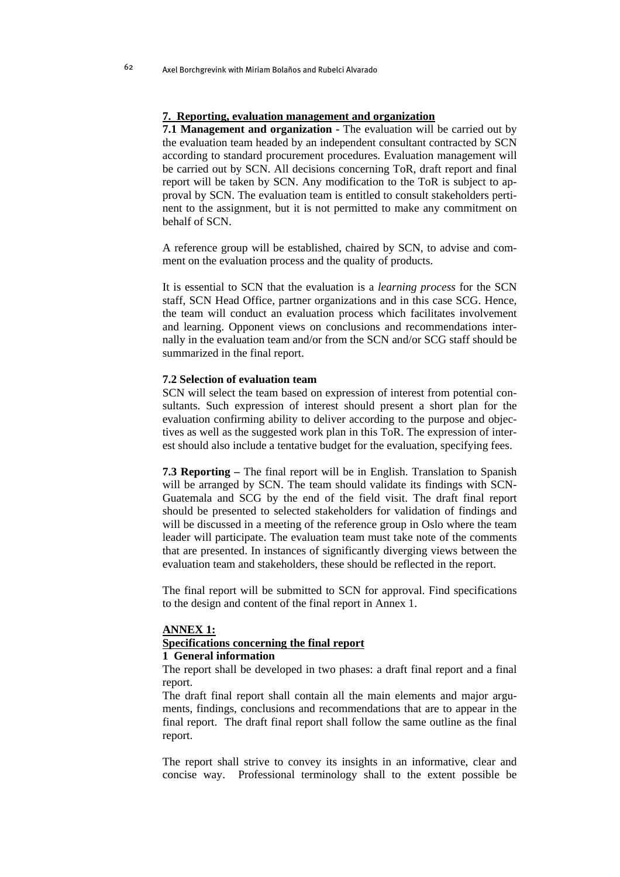## 7. Reporting, evaluation management and organization

**7.1 Management and organization** - The evaluation will be carried out by the evaluation team headed by an independent consultant contracted by SCN according to standard procurement procedures. Evaluation management will be carried out by SCN. All decisions concerning ToR, draft report and final report will be taken by SCN. Any modification to the ToR is subject to approval by SCN. The evaluation team is entitled to consult stakeholders pertinent to the assignment, but it is not permitted to make any commitment on behalf of SCN.

A reference group will be established, chaired by SCN, to advise and comment on the evaluation process and the quality of products.

It is essential to SCN that the evaluation is a *learning process* for the SCN staff, SCN Head Office, partner organizations and in this case SCG. Hence, the team will conduct an evaluation process which facilitates involvement and learning. Opponent views on conclusions and recommendations internally in the evaluation team and/or from the SCN and/or SCG staff should be summarized in the final report.

**7.2 Selection of evaluation team**

SCN will select the team based on expression of interest from potential consultants. Such expression of interest should present a short plan for the evaluation confirming ability to deliver according to the purpose and objectives as well as the suggested work plan in this ToR. The expression of interest should also include a tentative budget for the evaluation, specifying fees.

**7.3 Reporting –** The final report will be in English. Translation to Spanish will be arranged by SCN. The team should validate its findings with SCN-Guatemala and SCG by the end of the field visit. The draft final report should be presented to selected stakeholders for validation of findings and will be discussed in a meeting of the reference group in Oslo where the team leader will participate. The evaluation team must take note of the comments that are presented. In instances of significantly diverging views between the evaluation team and stakeholders, these should be reflected in the report.

The final report will be submitted to SCN for approval. Find specifications to the design and content of the final report in Annex 1.

## ANNEX 1:

## Specifications concerning the final report

**1 General information**

The report shall be developed in two phases: a draft final report and a final report.

The draft final report shall contain all the main elements and major arguments, findings, conclusions and recommendations that are to appear in the final report. The draft final report shall follow the same outline as the final report.

The report shall strive to convey its insights in an informative, clear and concise way. Professional terminology shall to the extent possible be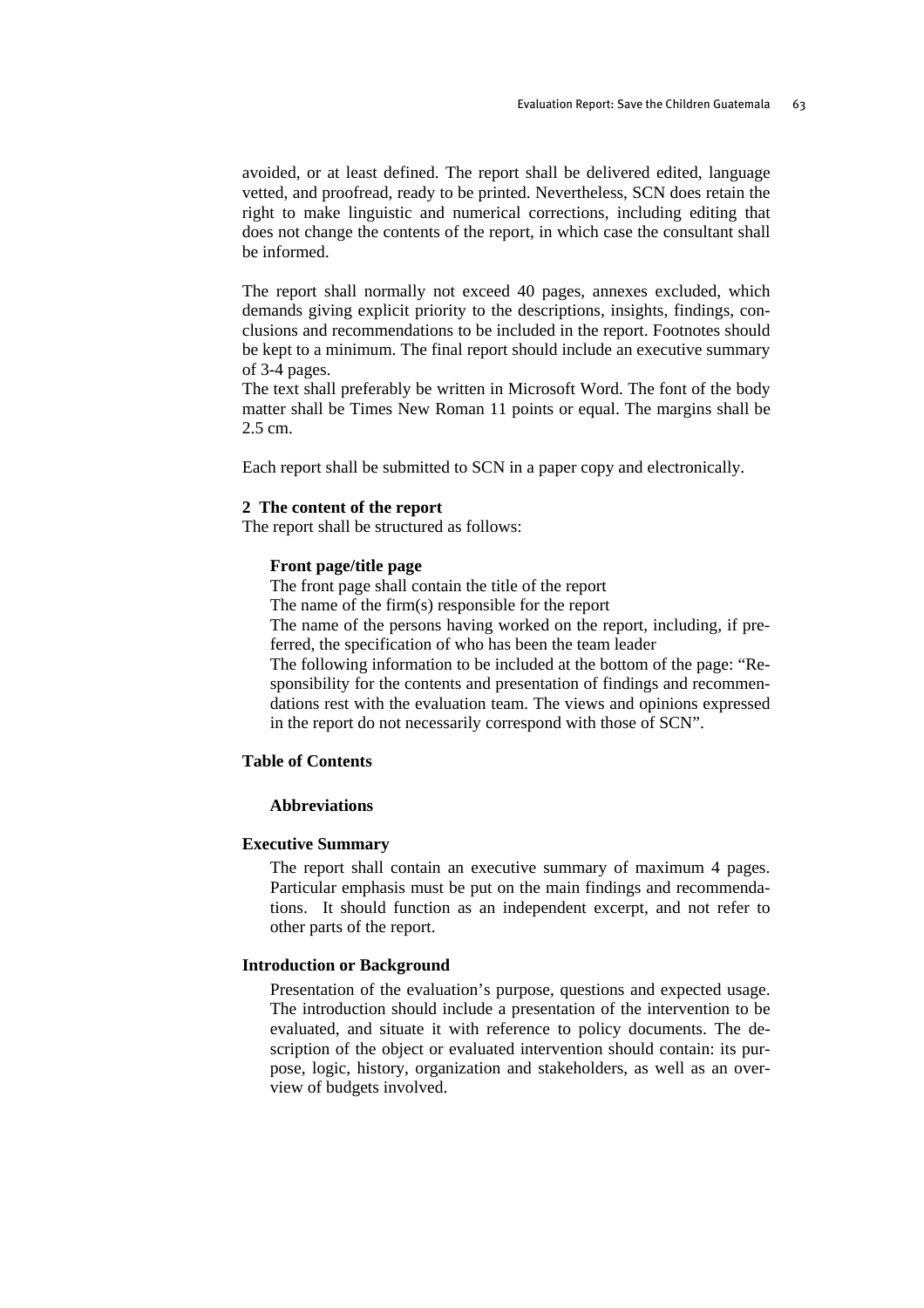avoided, or at least defined. The report shall be delivered edited, language vetted, and proofread, ready to be printed. Nevertheless, SCN does retain the right to make linguistic and numerical corrections, including editing that does not change the contents of the report, in which case the consultant shall be informed.

The report shall normally not exceed 40 pages, annexes excluded, which demands giving explicit priority to the descriptions, insights, findings, conclusions and recommendations to be included in the report. Footnotes should be kept to a minimum. The final report should include an executive summary of 3-4 pages.
The text shall preferably be written in Microsoft Word. The font of the body matter shall be Times New Roman 11 points or equal. The margins shall be 2.5 cm.

Each report shall be submitted to SCN in a paper copy and electronically.

## 2 The content of the report

The report shall be structured as follows:

**Front page/title page**

The front page shall contain the title of the report
The name of the firm(s) responsible for the report
The name of the persons having worked on the report, including, if preferred, the specification of who has been the team leader
The following information to be included at the bottom of the page: "Responsibility for the contents and presentation of findings and recommendations rest with the evaluation team. The views and opinions expressed in the report do not necessarily correspond with those of SCN".

**Table of Contents**

**Abbreviations**

**Executive Summary**

The report shall contain an executive summary of maximum 4 pages. Particular emphasis must be put on the main findings and recommendations. It should function as an independent excerpt, and not refer to other parts of the report.

**Introduction or Background**

Presentation of the evaluation's purpose, questions and expected usage. The introduction should include a presentation of the intervention to be evaluated, and situate it with reference to policy documents. The description of the object or evaluated intervention should contain: its purpose, logic, history, organization and stakeholders, as well as an overview of budgets involved.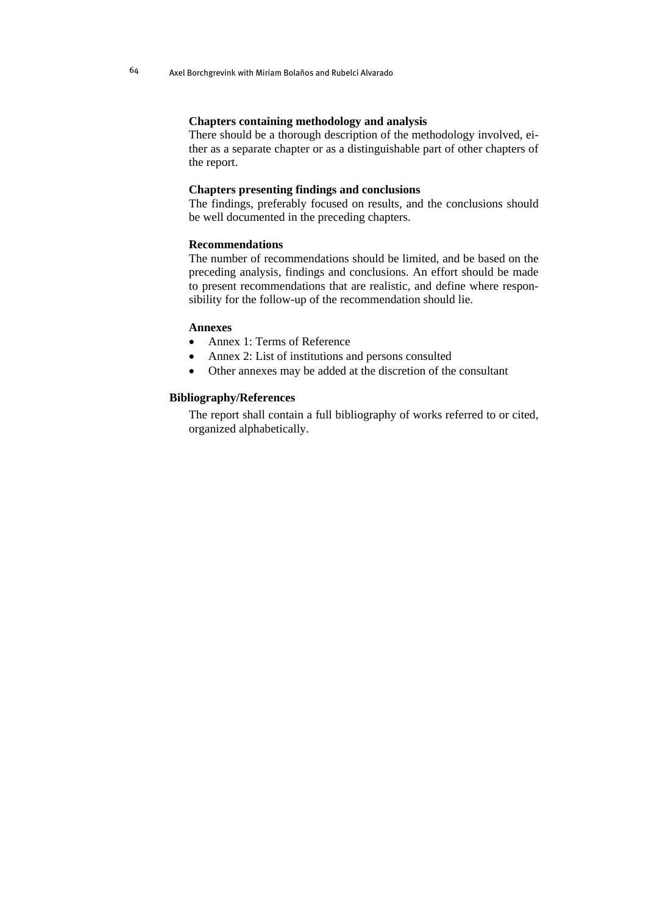**Chapters containing methodology and analysis**

There should be a thorough description of the methodology involved, either as a separate chapter or as a distinguishable part of other chapters of the report.

**Chapters presenting findings and conclusions**

The findings, preferably focused on results, and the conclusions should be well documented in the preceding chapters.

**Recommendations**

The number of recommendations should be limited, and be based on the preceding analysis, findings and conclusions. An effort should be made to present recommendations that are realistic, and define where responsibility for the follow-up of the recommendation should lie.

**Annexes**

- Annex 1: Terms of Reference
- Annex 2: List of institutions and persons consulted
- Other annexes may be added at the discretion of the consultant

**Bibliography/References**

The report shall contain a full bibliography of works referred to or cited, organized alphabetically.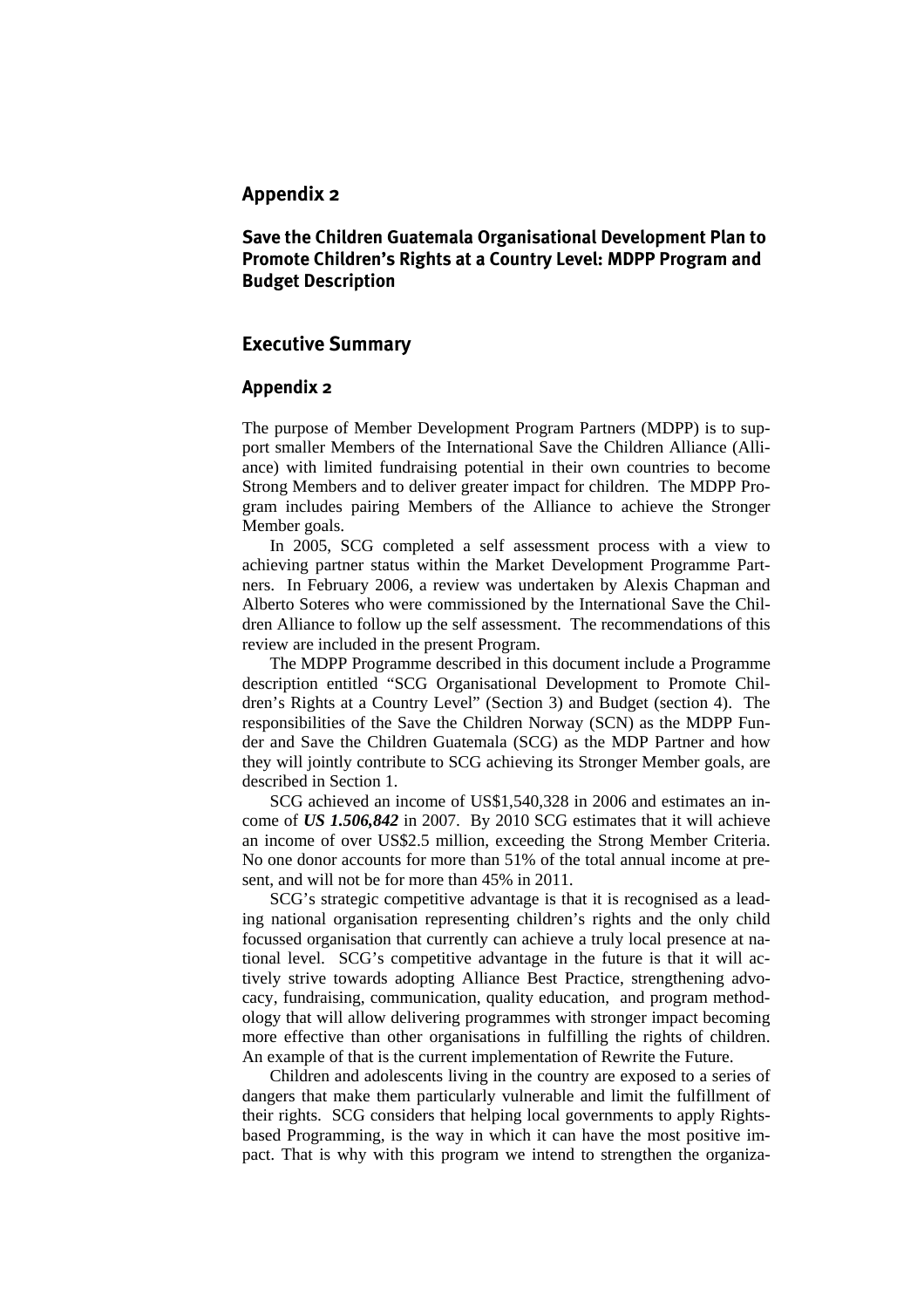## Appendix 2

### Save the Children Guatemala Organisational Development Plan to Promote Children's Rights at a Country Level: MDPP Program and Budget Description

## Executive Summary

### Appendix 2

The purpose of Member Development Program Partners (MDPP) is to support smaller Members of the International Save the Children Alliance (Alliance) with limited fundraising potential in their own countries to become Strong Members and to deliver greater impact for children. The MDPP Program includes pairing Members of the Alliance to achieve the Stronger Member goals.

In 2005, SCG completed a self assessment process with a view to achieving partner status within the Market Development Programme Partners. In February 2006, a review was undertaken by Alexis Chapman and Alberto Soteres who were commissioned by the International Save the Children Alliance to follow up the self assessment. The recommendations of this review are included in the present Program.

The MDPP Programme described in this document include a Programme description entitled "SCG Organisational Development to Promote Children's Rights at a Country Level" (Section 3) and Budget (section 4). The responsibilities of the Save the Children Norway (SCN) as the MDPP Funder and Save the Children Guatemala (SCG) as the MDP Partner and how they will jointly contribute to SCG achieving its Stronger Member goals, are described in Section 1.

SCG achieved an income of US$1,540,328 in 2006 and estimates an income of ***US 1.506,842*** in 2007. By 2010 SCG estimates that it will achieve an income of over US$2.5 million, exceeding the Strong Member Criteria. No one donor accounts for more than 51% of the total annual income at present, and will not be for more than 45% in 2011.

SCG's strategic competitive advantage is that it is recognised as a leading national organisation representing children's rights and the only child focussed organisation that currently can achieve a truly local presence at national level. SCG's competitive advantage in the future is that it will actively strive towards adopting Alliance Best Practice, strengthening advocacy, fundraising, communication, quality education, and program methodology that will allow delivering programmes with stronger impact becoming more effective than other organisations in fulfilling the rights of children. An example of that is the current implementation of Rewrite the Future.

Children and adolescents living in the country are exposed to a series of dangers that make them particularly vulnerable and limit the fulfillment of their rights. SCG considers that helping local governments to apply Rights-based Programming, is the way in which it can have the most positive impact. That is why with this program we intend to strengthen the organiza-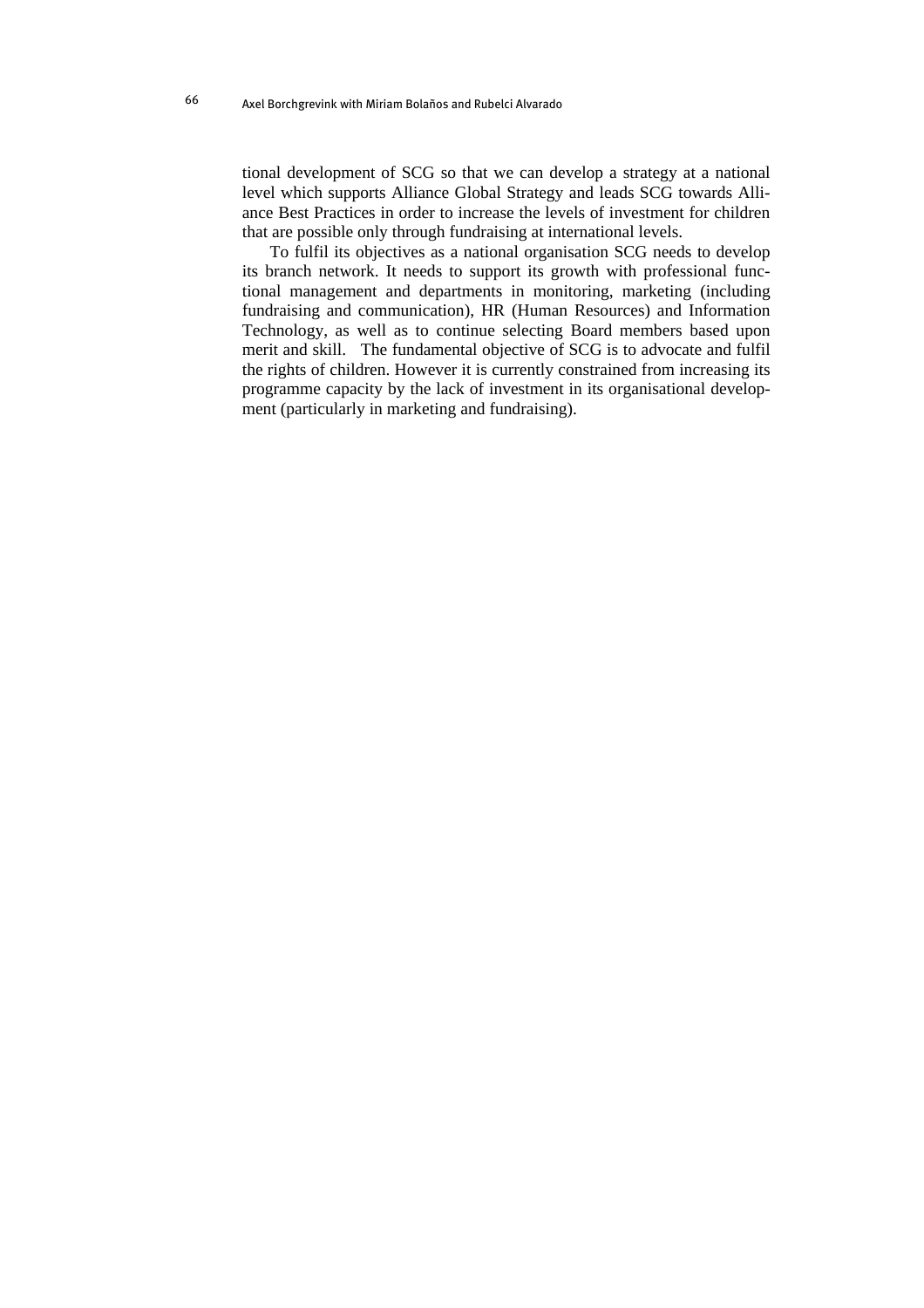tional development of SCG so that we can develop a strategy at a national level which supports Alliance Global Strategy and leads SCG towards Alliance Best Practices in order to increase the levels of investment for children that are possible only through fundraising at international levels.

To fulfil its objectives as a national organisation SCG needs to develop its branch network. It needs to support its growth with professional functional management and departments in monitoring, marketing (including fundraising and communication), HR (Human Resources) and Information Technology, as well as to continue selecting Board members based upon merit and skill. The fundamental objective of SCG is to advocate and fulfil the rights of children. However it is currently constrained from increasing its programme capacity by the lack of investment in its organisational development (particularly in marketing and fundraising).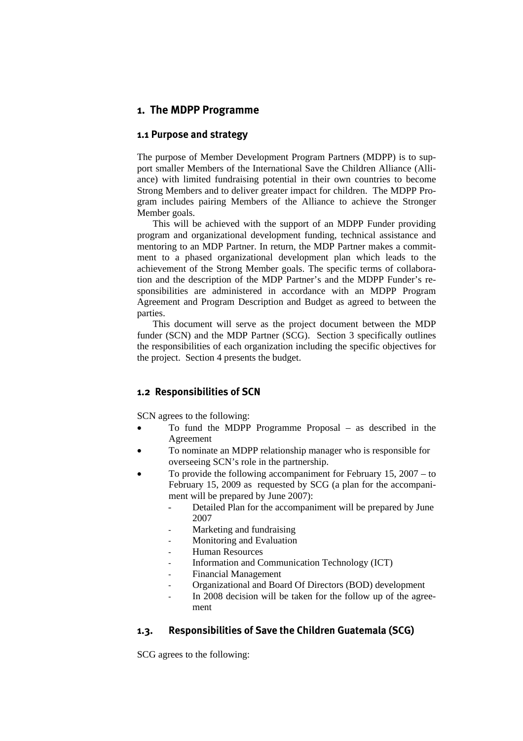# 1. The MDPP Programme

## 1.1 Purpose and strategy

The purpose of Member Development Program Partners (MDPP) is to support smaller Members of the International Save the Children Alliance (Alliance) with limited fundraising potential in their own countries to become Strong Members and to deliver greater impact for children. The MDPP Program includes pairing Members of the Alliance to achieve the Stronger Member goals.

This will be achieved with the support of an MDPP Funder providing program and organizational development funding, technical assistance and mentoring to an MDP Partner. In return, the MDP Partner makes a commitment to a phased organizational development plan which leads to the achievement of the Strong Member goals. The specific terms of collaboration and the description of the MDP Partner's and the MDPP Funder's responsibilities are administered in accordance with an MDPP Program Agreement and Program Description and Budget as agreed to between the parties.

This document will serve as the project document between the MDP funder (SCN) and the MDP Partner (SCG). Section 3 specifically outlines the responsibilities of each organization including the specific objectives for the project. Section 4 presents the budget.

## 1.2 Responsibilities of SCN

SCN agrees to the following:

- To fund the MDPP Programme Proposal – as described in the Agreement
- To nominate an MDPP relationship manager who is responsible for overseeing SCN's role in the partnership.
- To provide the following accompaniment for February 15, 2007 – to February 15, 2009 as requested by SCG (a plan for the accompaniment will be prepared by June 2007):
  - Detailed Plan for the accompaniment will be prepared by June 2007
  - Marketing and fundraising
  - Monitoring and Evaluation
  - Human Resources
  - Information and Communication Technology (ICT)
  - Financial Management
  - Organizational and Board Of Directors (BOD) development
  - In 2008 decision will be taken for the follow up of the agreement

## 1.3. Responsibilities of Save the Children Guatemala (SCG)

SCG agrees to the following: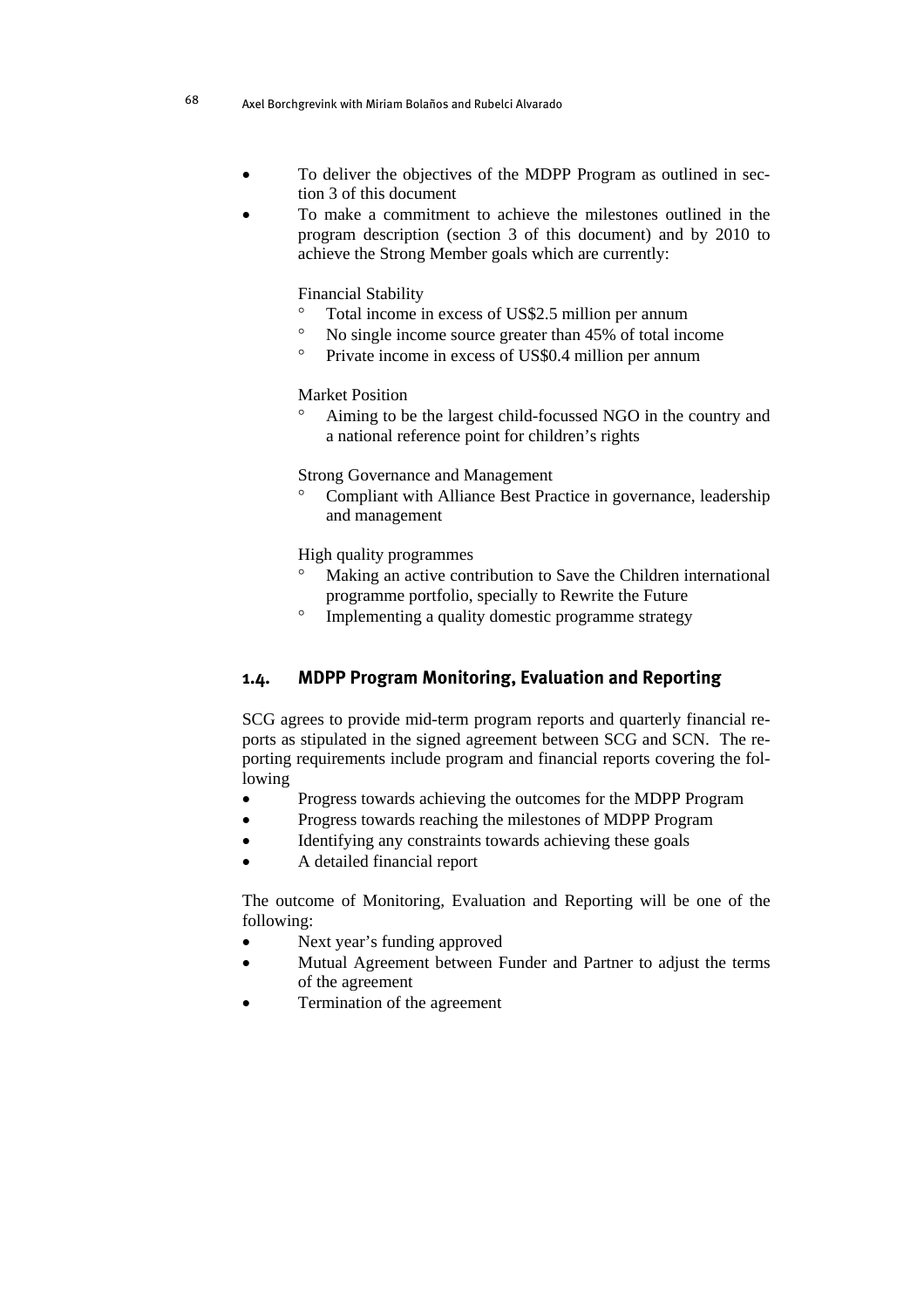- To deliver the objectives of the MDPP Program as outlined in section 3 of this document
- To make a commitment to achieve the milestones outlined in the program description (section 3 of this document) and by 2010 to achieve the Strong Member goals which are currently:

  Financial Stability
  - Total income in excess of US$2.5 million per annum
  - No single income source greater than 45% of total income
  - Private income in excess of US$0.4 million per annum

  Market Position
  - Aiming to be the largest child-focussed NGO in the country and a national reference point for children's rights

  Strong Governance and Management
  - Compliant with Alliance Best Practice in governance, leadership and management

  High quality programmes
  - Making an active contribution to Save the Children international programme portfolio, specially to Rewrite the Future
  - Implementing a quality domestic programme strategy

## 1.4. MDPP Program Monitoring, Evaluation and Reporting

SCG agrees to provide mid-term program reports and quarterly financial reports as stipulated in the signed agreement between SCG and SCN. The reporting requirements include program and financial reports covering the following

- Progress towards achieving the outcomes for the MDPP Program
- Progress towards reaching the milestones of MDPP Program
- Identifying any constraints towards achieving these goals
- A detailed financial report

The outcome of Monitoring, Evaluation and Reporting will be one of the following:

- Next year's funding approved
- Mutual Agreement between Funder and Partner to adjust the terms of the agreement
- Termination of the agreement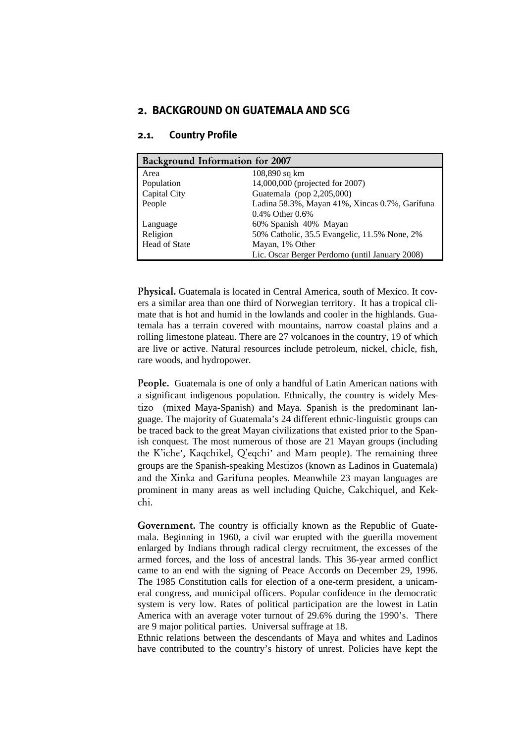## 2. BACKGROUND ON GUATEMALA AND SCG

### 2.1. Country Profile

| Background Information for 2007 | |
|---|---|
| Area | 108,890 sq km |
| Population | 14,000,000 (projected for 2007) |
| Capital City | Guatemala (pop 2,205,000) |
| People | Ladina 58.3%, Mayan 41%, Xincas 0.7%, Garífuna 0.4% Other 0.6% |
| Language | 60% Spanish 40% Mayan |
| Religion | 50% Catholic, 35.5 Evangelic, 11.5% None, 2% Mayan, 1% Other |
| Head of State | Lic. Oscar Berger Perdomo (until January 2008) |

**Physical.** Guatemala is located in Central America, south of Mexico. It covers a similar area than one third of Norwegian territory. It has a tropical climate that is hot and humid in the lowlands and cooler in the highlands. Guatemala has a terrain covered with mountains, narrow coastal plains and a rolling limestone plateau. There are 27 volcanoes in the country, 19 of which are live or active. Natural resources include petroleum, nickel, chicle, fish, rare woods, and hydropower.

**People.** Guatemala is one of only a handful of Latin American nations with a significant indigenous population. Ethnically, the country is widely Mestizo (mixed Maya-Spanish) and Maya. Spanish is the predominant language. The majority of Guatemala's 24 different ethnic-linguistic groups can be traced back to the great Mayan civilizations that existed prior to the Spanish conquest. The most numerous of those are 21 Mayan groups (including the K'iche', Kaqchikel, Q'eqchi' and Mam people). The remaining three groups are the Spanish-speaking Mestizos (known as Ladinos in Guatemala) and the Xinka and Garifuna peoples. Meanwhile 23 mayan languages are prominent in many areas as well including Quiche, Cakchiquel, and Kekchi.

**Government.** The country is officially known as the Republic of Guatemala. Beginning in 1960, a civil war erupted with the guerilla movement enlarged by Indians through radical clergy recruitment, the excesses of the armed forces, and the loss of ancestral lands. This 36-year armed conflict came to an end with the signing of Peace Accords on December 29, 1996. The 1985 Constitution calls for election of a one-term president, a unicameral congress, and municipal officers. Popular confidence in the democratic system is very low. Rates of political participation are the lowest in Latin America with an average voter turnout of 29.6% during the 1990's. There are 9 major political parties. Universal suffrage at 18.

Ethnic relations between the descendants of Maya and whites and Ladinos have contributed to the country's history of unrest. Policies have kept the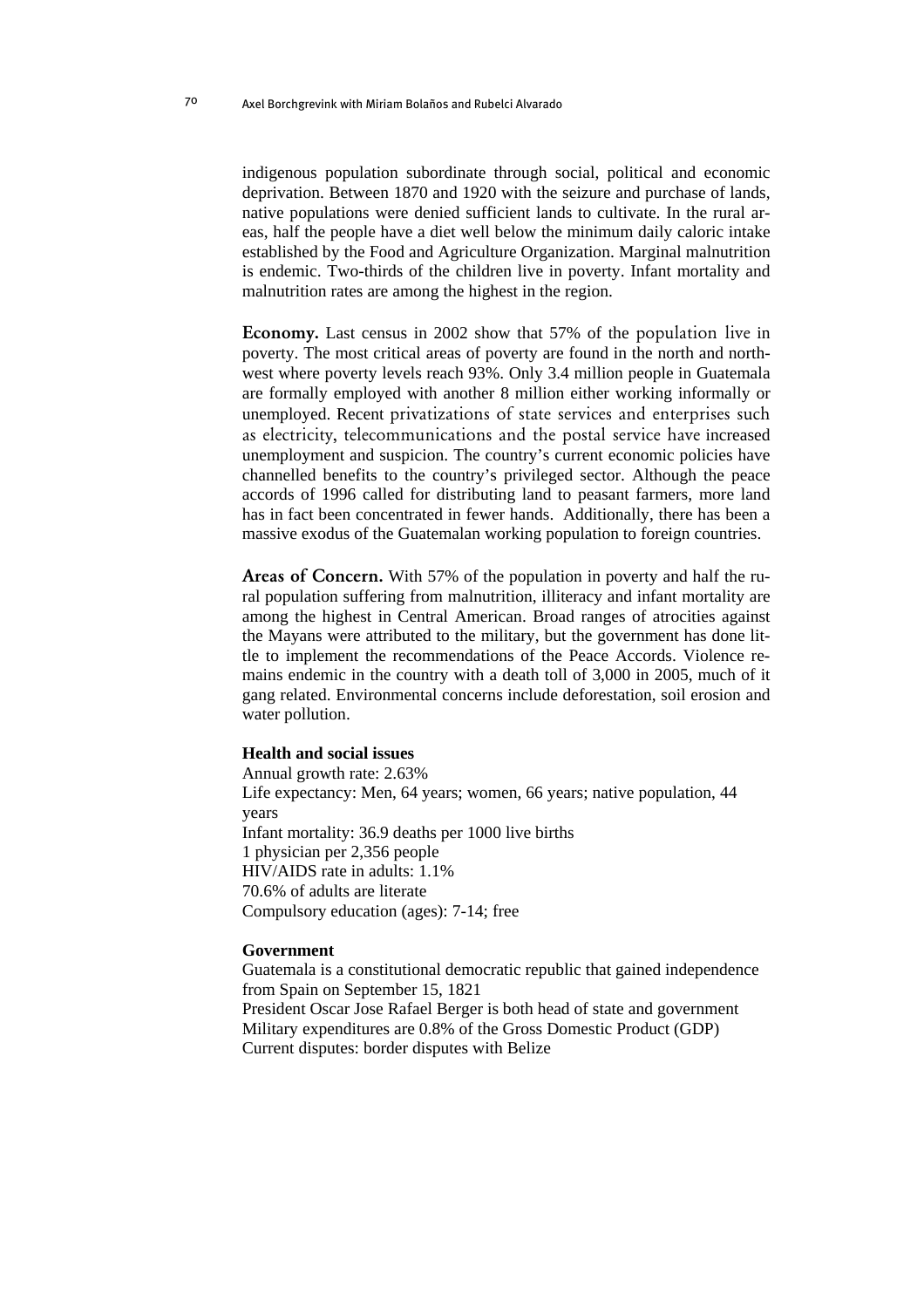indigenous population subordinate through social, political and economic deprivation. Between 1870 and 1920 with the seizure and purchase of lands, native populations were denied sufficient lands to cultivate. In the rural areas, half the people have a diet well below the minimum daily caloric intake established by the Food and Agriculture Organization. Marginal malnutrition is endemic. Two-thirds of the children live in poverty. Infant mortality and malnutrition rates are among the highest in the region.

**Economy.** Last census in 2002 show that 57% of the population live in poverty. The most critical areas of poverty are found in the north and northwest where poverty levels reach 93%. Only 3.4 million people in Guatemala are formally employed with another 8 million either working informally or unemployed. Recent privatizations of state services and enterprises such as electricity, telecommunications and the postal service have increased unemployment and suspicion. The country's current economic policies have channelled benefits to the country's privileged sector. Although the peace accords of 1996 called for distributing land to peasant farmers, more land has in fact been concentrated in fewer hands. Additionally, there has been a massive exodus of the Guatemalan working population to foreign countries.

**Areas of Concern.** With 57% of the population in poverty and half the rural population suffering from malnutrition, illiteracy and infant mortality are among the highest in Central American. Broad ranges of atrocities against the Mayans were attributed to the military, but the government has done little to implement the recommendations of the Peace Accords. Violence remains endemic in the country with a death toll of 3,000 in 2005, much of it gang related. Environmental concerns include deforestation, soil erosion and water pollution.

**Health and social issues**

Annual growth rate: 2.63%
Life expectancy: Men, 64 years; women, 66 years; native population, 44 years
Infant mortality: 36.9 deaths per 1000 live births
1 physician per 2,356 people
HIV/AIDS rate in adults: 1.1%
70.6% of adults are literate
Compulsory education (ages): 7-14; free

**Government**

Guatemala is a constitutional democratic republic that gained independence from Spain on September 15, 1821
President Oscar Jose Rafael Berger is both head of state and government
Military expenditures are 0.8% of the Gross Domestic Product (GDP)
Current disputes: border disputes with Belize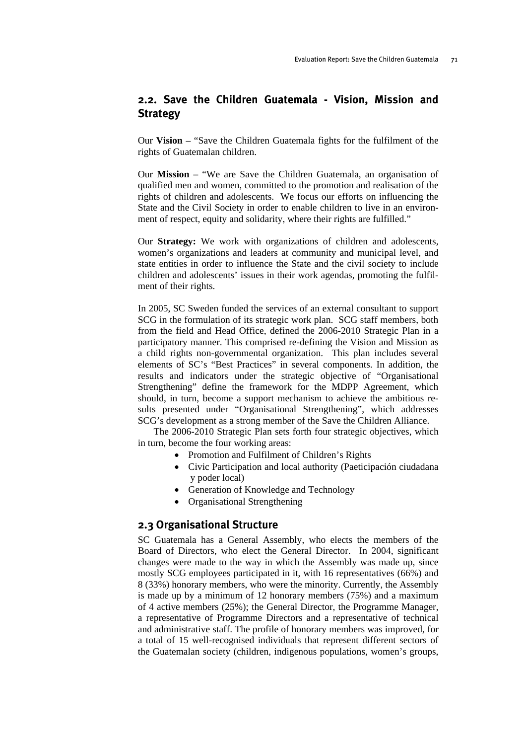## 2.2. Save the Children Guatemala - Vision, Mission and Strategy

Our **Vision** – "Save the Children Guatemala fights for the fulfilment of the rights of Guatemalan children.

Our **Mission –** "We are Save the Children Guatemala, an organisation of qualified men and women, committed to the promotion and realisation of the rights of children and adolescents. We focus our efforts on influencing the State and the Civil Society in order to enable children to live in an environment of respect, equity and solidarity, where their rights are fulfilled."

Our **Strategy:** We work with organizations of children and adolescents, women's organizations and leaders at community and municipal level, and state entities in order to influence the State and the civil society to include children and adolescents' issues in their work agendas, promoting the fulfilment of their rights.

In 2005, SC Sweden funded the services of an external consultant to support SCG in the formulation of its strategic work plan. SCG staff members, both from the field and Head Office, defined the 2006-2010 Strategic Plan in a participatory manner. This comprised re-defining the Vision and Mission as a child rights non-governmental organization. This plan includes several elements of SC's "Best Practices" in several components. In addition, the results and indicators under the strategic objective of "Organisational Strengthening" define the framework for the MDPP Agreement, which should, in turn, become a support mechanism to achieve the ambitious results presented under "Organisational Strengthening", which addresses SCG's development as a strong member of the Save the Children Alliance.

The 2006-2010 Strategic Plan sets forth four strategic objectives, which in turn, become the four working areas:

- Promotion and Fulfilment of Children's Rights
- Civic Participation and local authority (Paeticipación ciudadana y poder local)
- Generation of Knowledge and Technology
- Organisational Strengthening

## 2.3 Organisational Structure

SC Guatemala has a General Assembly, who elects the members of the Board of Directors, who elect the General Director. In 2004, significant changes were made to the way in which the Assembly was made up, since mostly SCG employees participated in it, with 16 representatives (66%) and 8 (33%) honorary members, who were the minority. Currently, the Assembly is made up by a minimum of 12 honorary members (75%) and a maximum of 4 active members (25%); the General Director, the Programme Manager, a representative of Programme Directors and a representative of technical and administrative staff. The profile of honorary members was improved, for a total of 15 well-recognised individuals that represent different sectors of the Guatemalan society (children, indigenous populations, women's groups,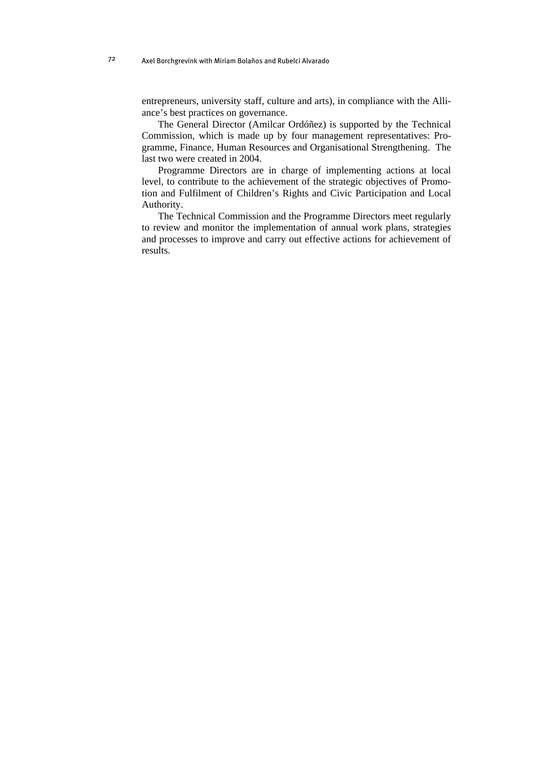entrepreneurs, university staff, culture and arts), in compliance with the Alliance's best practices on governance.

The General Director (Amilcar Ordóñez) is supported by the Technical Commission, which is made up by four management representatives: Programme, Finance, Human Resources and Organisational Strengthening. The last two were created in 2004.

Programme Directors are in charge of implementing actions at local level, to contribute to the achievement of the strategic objectives of Promotion and Fulfilment of Children's Rights and Civic Participation and Local Authority.

The Technical Commission and the Programme Directors meet regularly to review and monitor the implementation of annual work plans, strategies and processes to improve and carry out effective actions for achievement of results.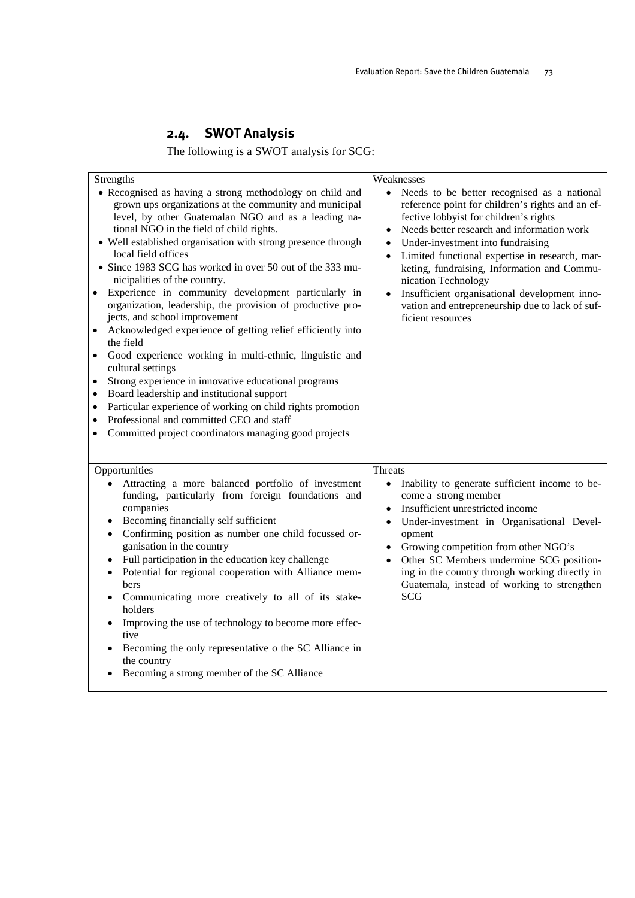## 2.4. SWOT Analysis

The following is a SWOT analysis for SCG:

| Strengths | Weaknesses |
|---|---|
| • Recognised as having a strong methodology on child and grown ups organizations at the community and municipal level, by other Guatemalan NGO and as a leading national NGO in the field of child rights.<br>• Well established organisation with strong presence through local field offices<br>• Since 1983 SCG has worked in over 50 out of the 333 municipalities of the country.<br>• Experience in community development particularly in organization, leadership, the provision of productive projects, and school improvement<br>• Acknowledged experience of getting relief efficiently into the field<br>• Good experience working in multi-ethnic, linguistic and cultural settings<br>• Strong experience in innovative educational programs<br>• Board leadership and institutional support<br>• Particular experience of working on child rights promotion<br>• Professional and committed CEO and staff<br>• Committed project coordinators managing good projects | • Needs to be better recognised as a national reference point for children's rights and an effective lobbyist for children's rights<br>• Needs better research and information work<br>• Under-investment into fundraising<br>• Limited functional expertise in research, marketing, fundraising, Information and Communication Technology<br>• Insufficient organisational development innovation and entrepreneurship due to lack of sufficient resources |
| **Opportunities** | **Threats** |
| • Attracting a more balanced portfolio of investment funding, particularly from foreign foundations and companies<br>• Becoming financially self sufficient<br>• Confirming position as number one child focussed organisation in the country<br>• Full participation in the education key challenge<br>• Potential for regional cooperation with Alliance members<br>• Communicating more creatively to all of its stakeholders<br>• Improving the use of technology to become more effective<br>• Becoming the only representative o the SC Alliance in the country<br>• Becoming a strong member of the SC Alliance | • Inability to generate sufficient income to become a strong member<br>• Insufficient unrestricted income<br>• Under-investment in Organisational Development<br>• Growing competition from other NGO's<br>• Other SC Members undermine SCG positioning in the country through working directly in Guatemala, instead of working to strengthen SCG |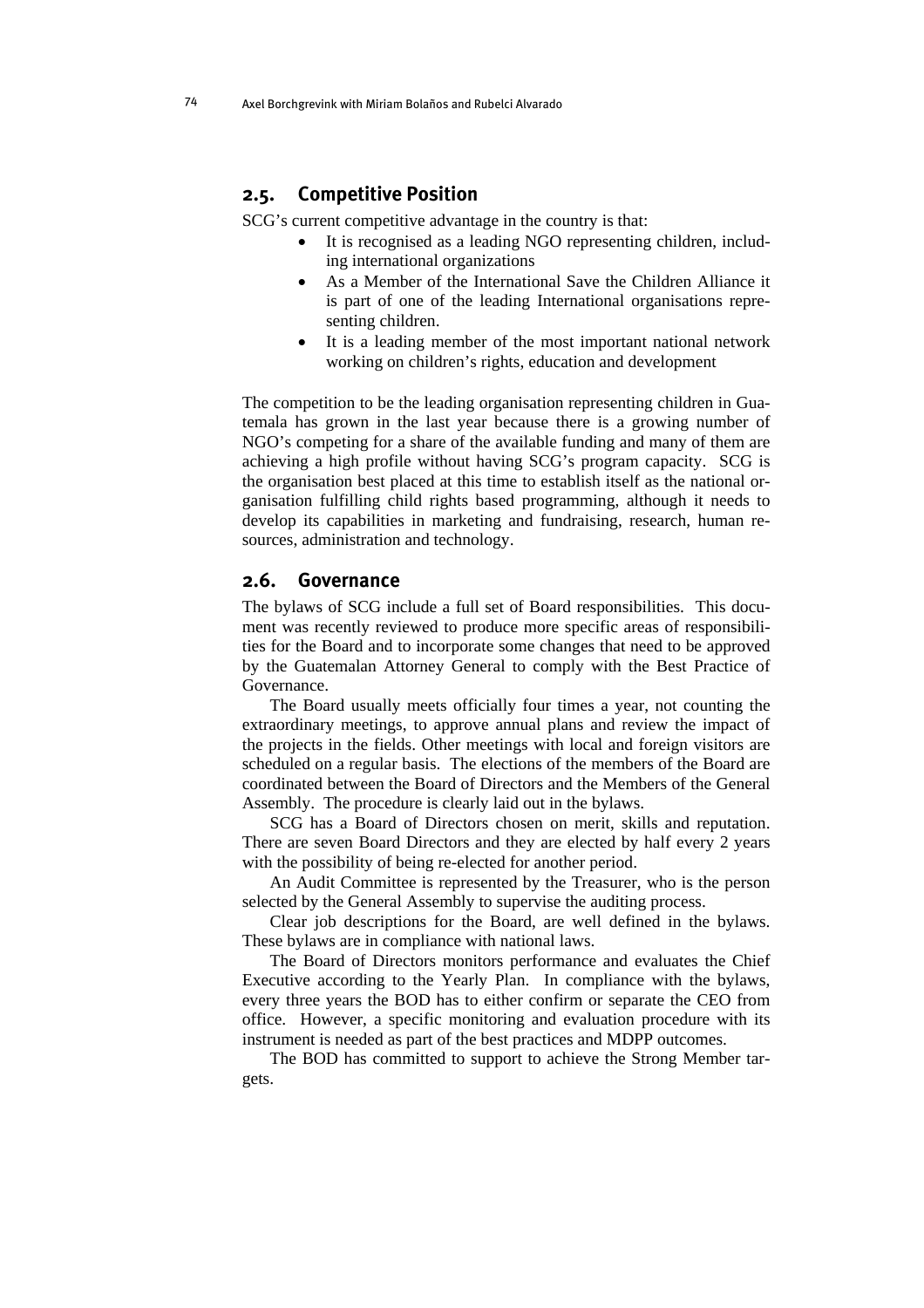## 2.5. Competitive Position

SCG's current competitive advantage in the country is that:

- It is recognised as a leading NGO representing children, including international organizations
- As a Member of the International Save the Children Alliance it is part of one of the leading International organisations representing children.
- It is a leading member of the most important national network working on children's rights, education and development

The competition to be the leading organisation representing children in Guatemala has grown in the last year because there is a growing number of NGO's competing for a share of the available funding and many of them are achieving a high profile without having SCG's program capacity. SCG is the organisation best placed at this time to establish itself as the national organisation fulfilling child rights based programming, although it needs to develop its capabilities in marketing and fundraising, research, human resources, administration and technology.

## 2.6. Governance

The bylaws of SCG include a full set of Board responsibilities. This document was recently reviewed to produce more specific areas of responsibilities for the Board and to incorporate some changes that need to be approved by the Guatemalan Attorney General to comply with the Best Practice of Governance.

The Board usually meets officially four times a year, not counting the extraordinary meetings, to approve annual plans and review the impact of the projects in the fields. Other meetings with local and foreign visitors are scheduled on a regular basis. The elections of the members of the Board are coordinated between the Board of Directors and the Members of the General Assembly. The procedure is clearly laid out in the bylaws.

SCG has a Board of Directors chosen on merit, skills and reputation. There are seven Board Directors and they are elected by half every 2 years with the possibility of being re-elected for another period.

An Audit Committee is represented by the Treasurer, who is the person selected by the General Assembly to supervise the auditing process.

Clear job descriptions for the Board, are well defined in the bylaws. These bylaws are in compliance with national laws.

The Board of Directors monitors performance and evaluates the Chief Executive according to the Yearly Plan. In compliance with the bylaws, every three years the BOD has to either confirm or separate the CEO from office. However, a specific monitoring and evaluation procedure with its instrument is needed as part of the best practices and MDPP outcomes.

The BOD has committed to support to achieve the Strong Member targets.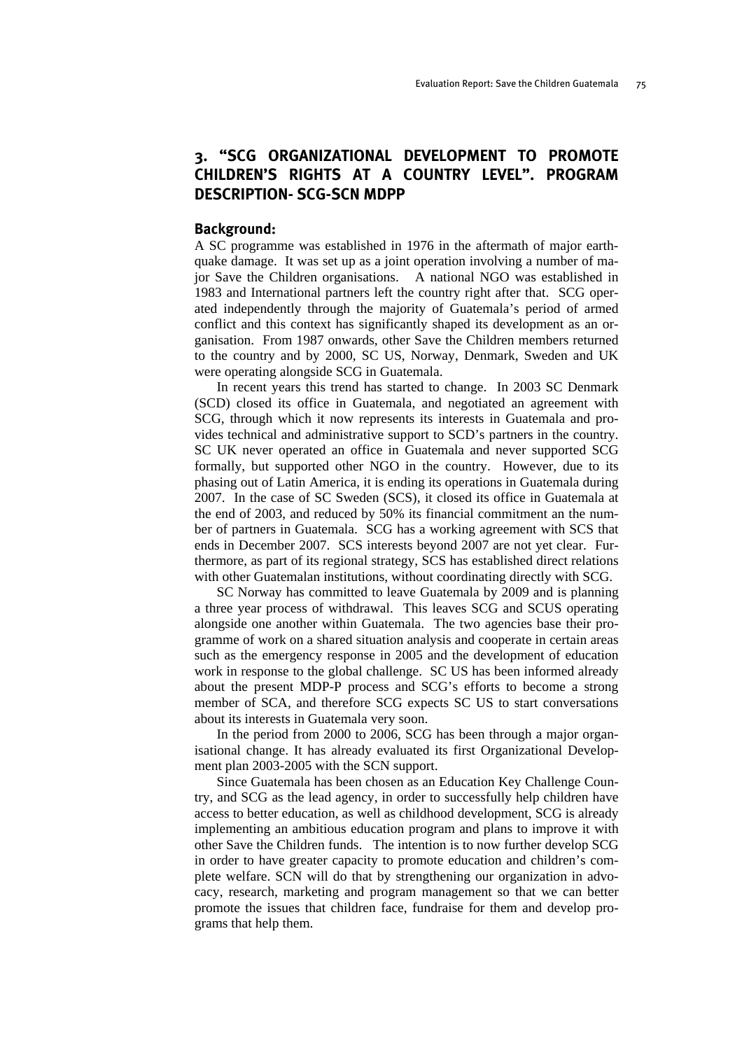## 3. "SCG ORGANIZATIONAL DEVELOPMENT TO PROMOTE CHILDREN'S RIGHTS AT A COUNTRY LEVEL". PROGRAM DESCRIPTION- SCG-SCN MDPP

### Background:

A SC programme was established in 1976 in the aftermath of major earthquake damage. It was set up as a joint operation involving a number of major Save the Children organisations. A national NGO was established in 1983 and International partners left the country right after that. SCG operated independently through the majority of Guatemala's period of armed conflict and this context has significantly shaped its development as an organisation. From 1987 onwards, other Save the Children members returned to the country and by 2000, SC US, Norway, Denmark, Sweden and UK were operating alongside SCG in Guatemala.

In recent years this trend has started to change. In 2003 SC Denmark (SCD) closed its office in Guatemala, and negotiated an agreement with SCG, through which it now represents its interests in Guatemala and provides technical and administrative support to SCD's partners in the country. SC UK never operated an office in Guatemala and never supported SCG formally, but supported other NGO in the country. However, due to its phasing out of Latin America, it is ending its operations in Guatemala during 2007. In the case of SC Sweden (SCS), it closed its office in Guatemala at the end of 2003, and reduced by 50% its financial commitment an the number of partners in Guatemala. SCG has a working agreement with SCS that ends in December 2007. SCS interests beyond 2007 are not yet clear. Furthermore, as part of its regional strategy, SCS has established direct relations with other Guatemalan institutions, without coordinating directly with SCG.

SC Norway has committed to leave Guatemala by 2009 and is planning a three year process of withdrawal. This leaves SCG and SCUS operating alongside one another within Guatemala. The two agencies base their programme of work on a shared situation analysis and cooperate in certain areas such as the emergency response in 2005 and the development of education work in response to the global challenge. SC US has been informed already about the present MDP-P process and SCG's efforts to become a strong member of SCA, and therefore SCG expects SC US to start conversations about its interests in Guatemala very soon.

In the period from 2000 to 2006, SCG has been through a major organisational change. It has already evaluated its first Organizational Development plan 2003-2005 with the SCN support.

Since Guatemala has been chosen as an Education Key Challenge Country, and SCG as the lead agency, in order to successfully help children have access to better education, as well as childhood development, SCG is already implementing an ambitious education program and plans to improve it with other Save the Children funds. The intention is to now further develop SCG in order to have greater capacity to promote education and children's complete welfare. SCN will do that by strengthening our organization in advocacy, research, marketing and program management so that we can better promote the issues that children face, fundraise for them and develop programs that help them.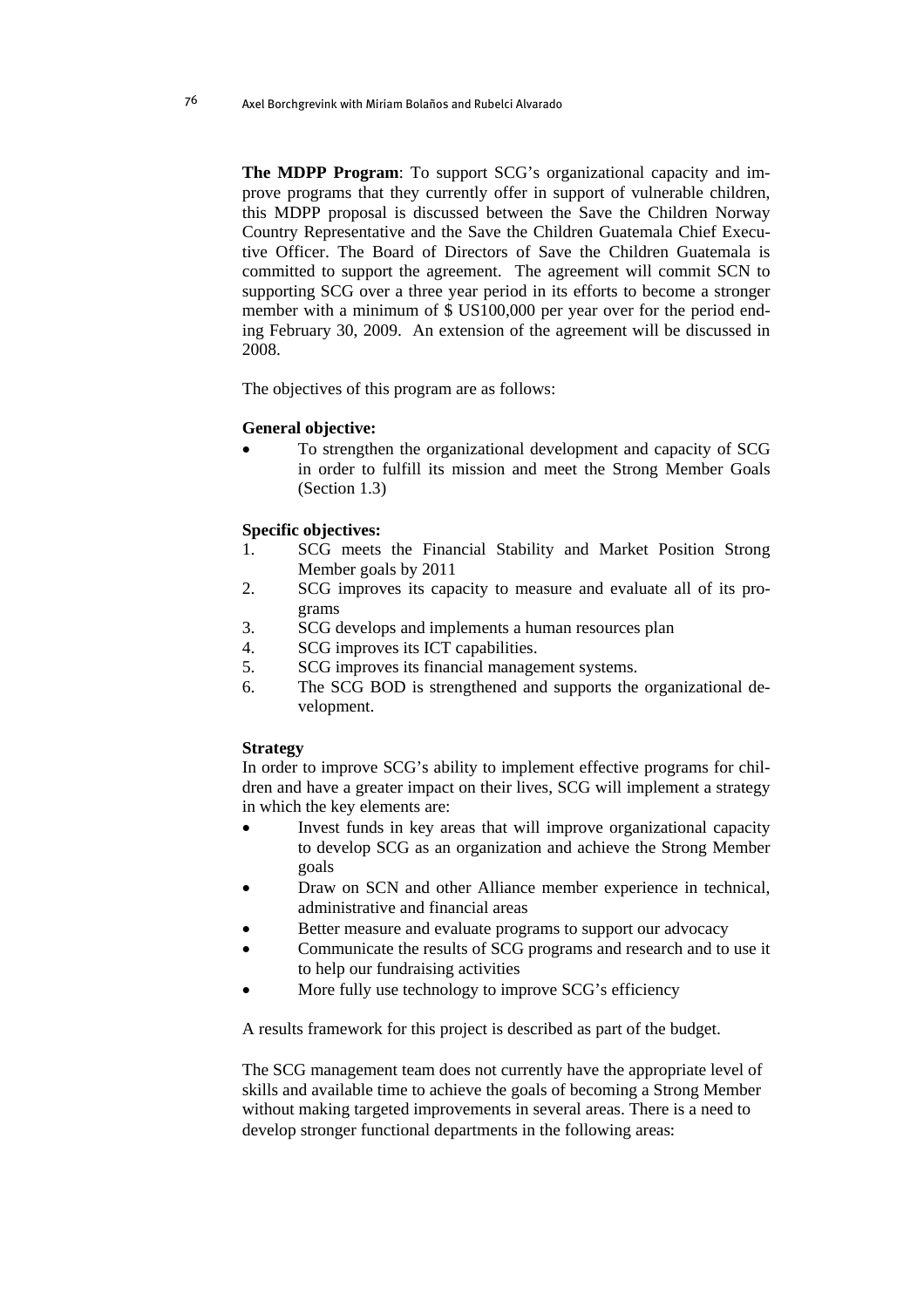**The MDPP Program**: To support SCG's organizational capacity and improve programs that they currently offer in support of vulnerable children, this MDPP proposal is discussed between the Save the Children Norway Country Representative and the Save the Children Guatemala Chief Executive Officer. The Board of Directors of Save the Children Guatemala is committed to support the agreement. The agreement will commit SCN to supporting SCG over a three year period in its efforts to become a stronger member with a minimum of $ US100,000 per year over for the period ending February 30, 2009. An extension of the agreement will be discussed in 2008.

The objectives of this program are as follows:

**General objective:**

- To strengthen the organizational development and capacity of SCG in order to fulfill its mission and meet the Strong Member Goals (Section 1.3)

**Specific objectives:**

1. SCG meets the Financial Stability and Market Position Strong Member goals by 2011
2. SCG improves its capacity to measure and evaluate all of its programs
3. SCG develops and implements a human resources plan
4. SCG improves its ICT capabilities.
5. SCG improves its financial management systems.
6. The SCG BOD is strengthened and supports the organizational development.

**Strategy**

In order to improve SCG's ability to implement effective programs for children and have a greater impact on their lives, SCG will implement a strategy in which the key elements are:

- Invest funds in key areas that will improve organizational capacity to develop SCG as an organization and achieve the Strong Member goals
- Draw on SCN and other Alliance member experience in technical, administrative and financial areas
- Better measure and evaluate programs to support our advocacy
- Communicate the results of SCG programs and research and to use it to help our fundraising activities
- More fully use technology to improve SCG's efficiency

A results framework for this project is described as part of the budget.

The SCG management team does not currently have the appropriate level of skills and available time to achieve the goals of becoming a Strong Member without making targeted improvements in several areas. There is a need to develop stronger functional departments in the following areas: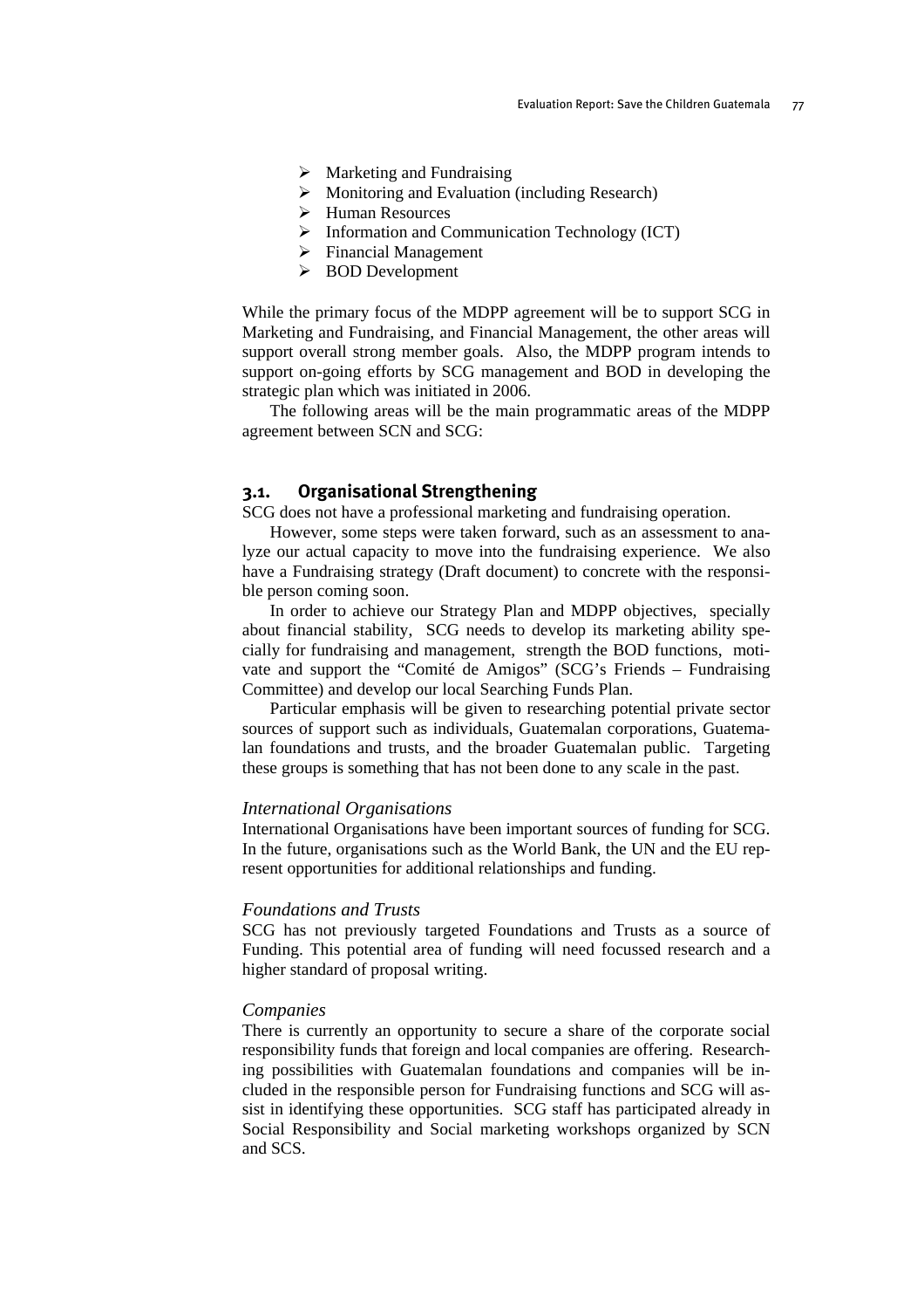- Marketing and Fundraising
- Monitoring and Evaluation (including Research)
- Human Resources
- Information and Communication Technology (ICT)
- Financial Management
- BOD Development

While the primary focus of the MDPP agreement will be to support SCG in Marketing and Fundraising, and Financial Management, the other areas will support overall strong member goals. Also, the MDPP program intends to support on-going efforts by SCG management and BOD in developing the strategic plan which was initiated in 2006.

The following areas will be the main programmatic areas of the MDPP agreement between SCN and SCG:

### 3.1. Organisational Strengthening

SCG does not have a professional marketing and fundraising operation.

However, some steps were taken forward, such as an assessment to analyze our actual capacity to move into the fundraising experience. We also have a Fundraising strategy (Draft document) to concrete with the responsible person coming soon.

In order to achieve our Strategy Plan and MDPP objectives, specially about financial stability, SCG needs to develop its marketing ability specially for fundraising and management, strength the BOD functions, motivate and support the "Comité de Amigos" (SCG's Friends – Fundraising Committee) and develop our local Searching Funds Plan.

Particular emphasis will be given to researching potential private sector sources of support such as individuals, Guatemalan corporations, Guatemalan foundations and trusts, and the broader Guatemalan public. Targeting these groups is something that has not been done to any scale in the past.

*International Organisations*

International Organisations have been important sources of funding for SCG. In the future, organisations such as the World Bank, the UN and the EU represent opportunities for additional relationships and funding.

*Foundations and Trusts*

SCG has not previously targeted Foundations and Trusts as a source of Funding. This potential area of funding will need focussed research and a higher standard of proposal writing.

*Companies*

There is currently an opportunity to secure a share of the corporate social responsibility funds that foreign and local companies are offering. Researching possibilities with Guatemalan foundations and companies will be included in the responsible person for Fundraising functions and SCG will assist in identifying these opportunities. SCG staff has participated already in Social Responsibility and Social marketing workshops organized by SCN and SCS.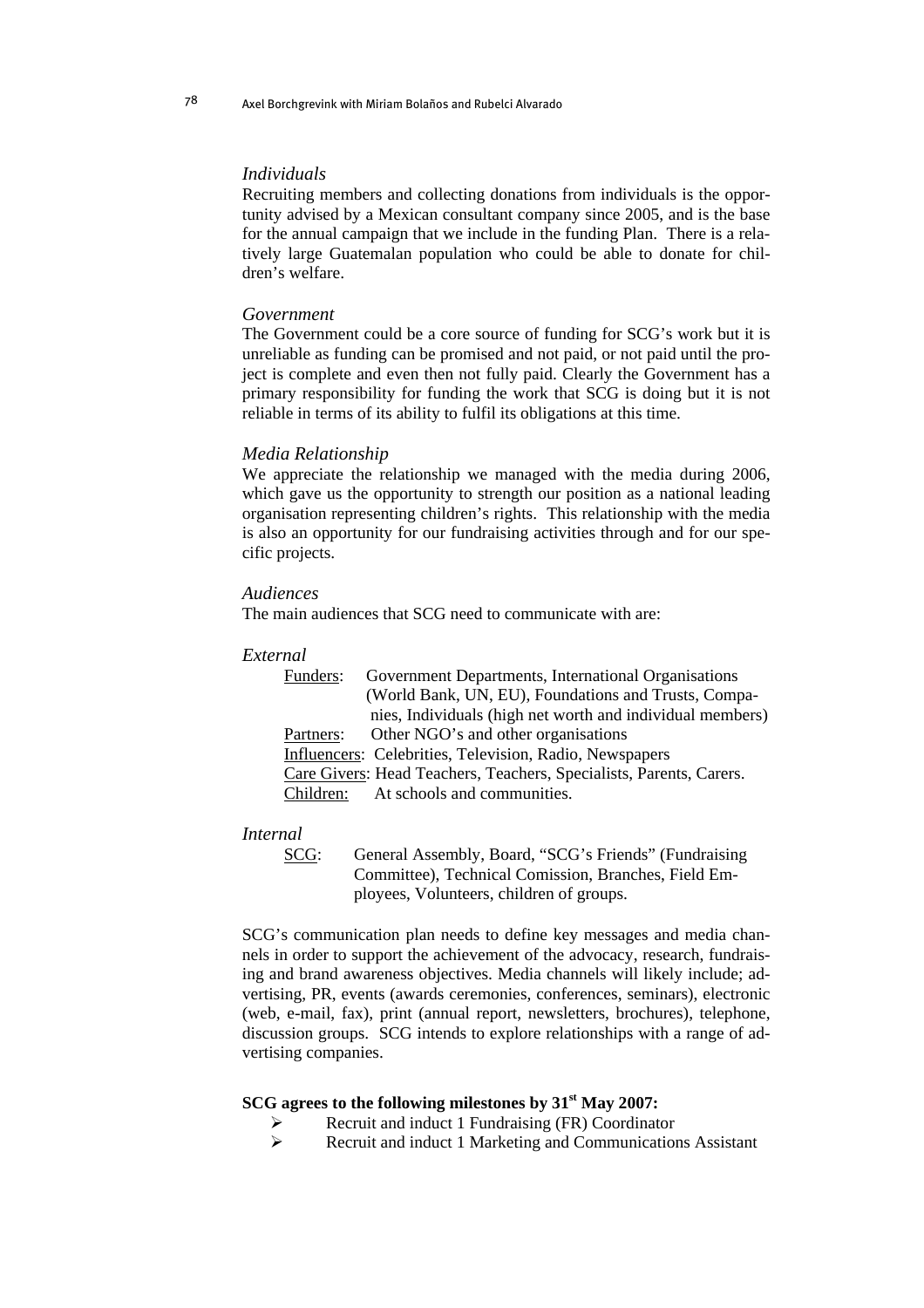*Individuals*

Recruiting members and collecting donations from individuals is the opportunity advised by a Mexican consultant company since 2005, and is the base for the annual campaign that we include in the funding Plan. There is a relatively large Guatemalan population who could be able to donate for children's welfare.

*Government*

The Government could be a core source of funding for SCG's work but it is unreliable as funding can be promised and not paid, or not paid until the project is complete and even then not fully paid. Clearly the Government has a primary responsibility for funding the work that SCG is doing but it is not reliable in terms of its ability to fulfil its obligations at this time.

*Media Relationship*

We appreciate the relationship we managed with the media during 2006, which gave us the opportunity to strength our position as a national leading organisation representing children's rights. This relationship with the media is also an opportunity for our fundraising activities through and for our specific projects.

*Audiences*

The main audiences that SCG need to communicate with are:

*External*

- Funders: Government Departments, International Organisations (World Bank, UN, EU), Foundations and Trusts, Companies, Individuals (high net worth and individual members)
- Partners: Other NGO's and other organisations
- Influencers: Celebrities, Television, Radio, Newspapers
- Care Givers: Head Teachers, Teachers, Specialists, Parents, Carers.
- Children: At schools and communities.

*Internal*

- SCG: General Assembly, Board, "SCG's Friends" (Fundraising Committee), Technical Comission, Branches, Field Employees, Volunteers, children of groups.

SCG's communication plan needs to define key messages and media channels in order to support the achievement of the advocacy, research, fundraising and brand awareness objectives. Media channels will likely include; advertising, PR, events (awards ceremonies, conferences, seminars), electronic (web, e-mail, fax), print (annual report, newsletters, brochures), telephone, discussion groups. SCG intends to explore relationships with a range of advertising companies.

**SCG agrees to the following milestones by 31st May 2007:**

- Recruit and induct 1 Fundraising (FR) Coordinator
- Recruit and induct 1 Marketing and Communications Assistant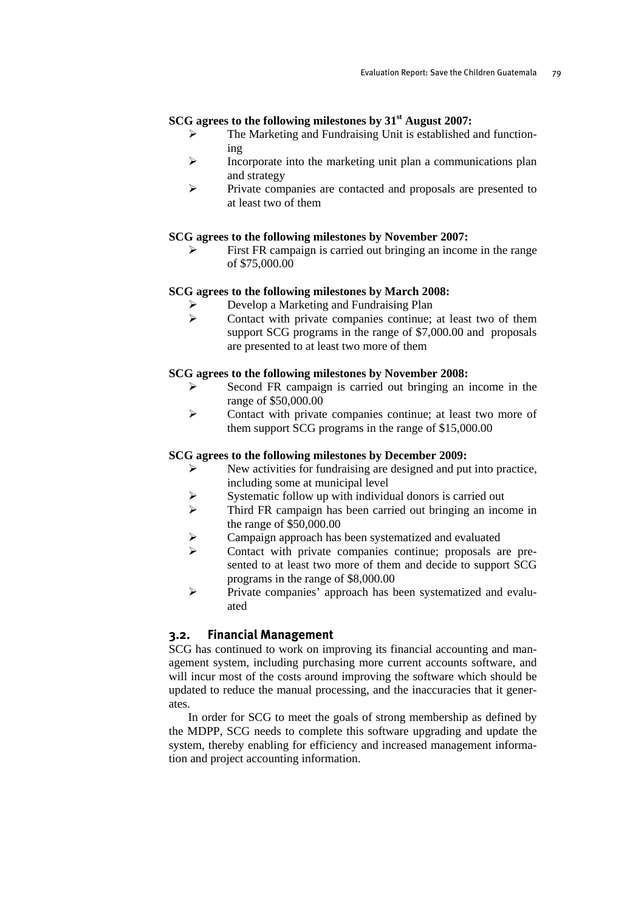**SCG agrees to the following milestones by 31st August 2007:**

- The Marketing and Fundraising Unit is established and functioning
- Incorporate into the marketing unit plan a communications plan and strategy
- Private companies are contacted and proposals are presented to at least two of them

**SCG agrees to the following milestones by November 2007:**

- First FR campaign is carried out bringing an income in the range of $75,000.00

**SCG agrees to the following milestones by March 2008:**

- Develop a Marketing and Fundraising Plan
- Contact with private companies continue; at least two of them support SCG programs in the range of $7,000.00 and proposals are presented to at least two more of them

**SCG agrees to the following milestones by November 2008:**

- Second FR campaign is carried out bringing an income in the range of $50,000.00
- Contact with private companies continue; at least two more of them support SCG programs in the range of $15,000.00

**SCG agrees to the following milestones by December 2009:**

- New activities for fundraising are designed and put into practice, including some at municipal level
- Systematic follow up with individual donors is carried out
- Third FR campaign has been carried out bringing an income in the range of $50,000.00
- Campaign approach has been systematized and evaluated
- Contact with private companies continue; proposals are presented to at least two more of them and decide to support SCG programs in the range of $8,000.00
- Private companies' approach has been systematized and evaluated

## 3.2. Financial Management

SCG has continued to work on improving its financial accounting and management system, including purchasing more current accounts software, and will incur most of the costs around improving the software which should be updated to reduce the manual processing, and the inaccuracies that it generates.

In order for SCG to meet the goals of strong membership as defined by the MDPP, SCG needs to complete this software upgrading and update the system, thereby enabling for efficiency and increased management information and project accounting information.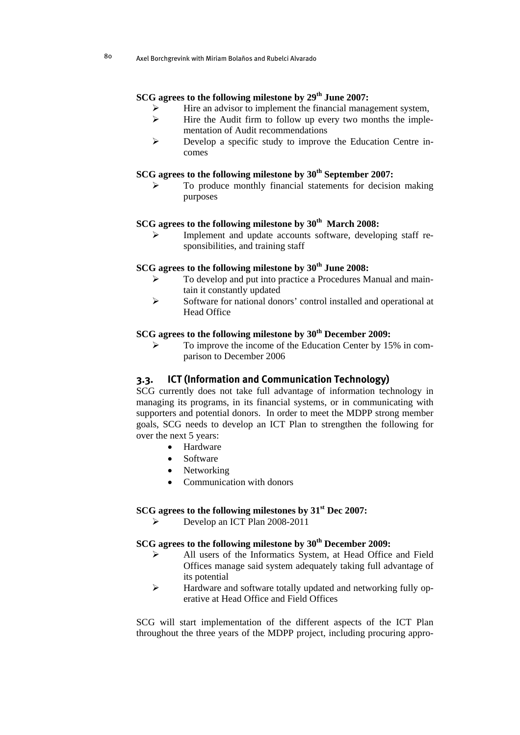**SCG agrees to the following milestone by 29th June 2007:**

- Hire an advisor to implement the financial management system,
- Hire the Audit firm to follow up every two months the implementation of Audit recommendations
- Develop a specific study to improve the Education Centre incomes

**SCG agrees to the following milestone by 30th September 2007:**

- To produce monthly financial statements for decision making purposes

**SCG agrees to the following milestone by 30th March 2008:**

- Implement and update accounts software, developing staff responsibilities, and training staff

**SCG agrees to the following milestone by 30th June 2008:**

- To develop and put into practice a Procedures Manual and maintain it constantly updated
- Software for national donors' control installed and operational at Head Office

**SCG agrees to the following milestone by 30th December 2009:**

- To improve the income of the Education Center by 15% in comparison to December 2006

### 3.3. ICT (Information and Communication Technology)

SCG currently does not take full advantage of information technology in managing its programs, in its financial systems, or in communicating with supporters and potential donors. In order to meet the MDPP strong member goals, SCG needs to develop an ICT Plan to strengthen the following for over the next 5 years:

- Hardware
- Software
- Networking
- Communication with donors

**SCG agrees to the following milestones by 31st Dec 2007:**

- Develop an ICT Plan 2008-2011

**SCG agrees to the following milestone by 30th December 2009:**

- All users of the Informatics System, at Head Office and Field Offices manage said system adequately taking full advantage of its potential
- Hardware and software totally updated and networking fully operative at Head Office and Field Offices

SCG will start implementation of the different aspects of the ICT Plan throughout the three years of the MDPP project, including procuring appro-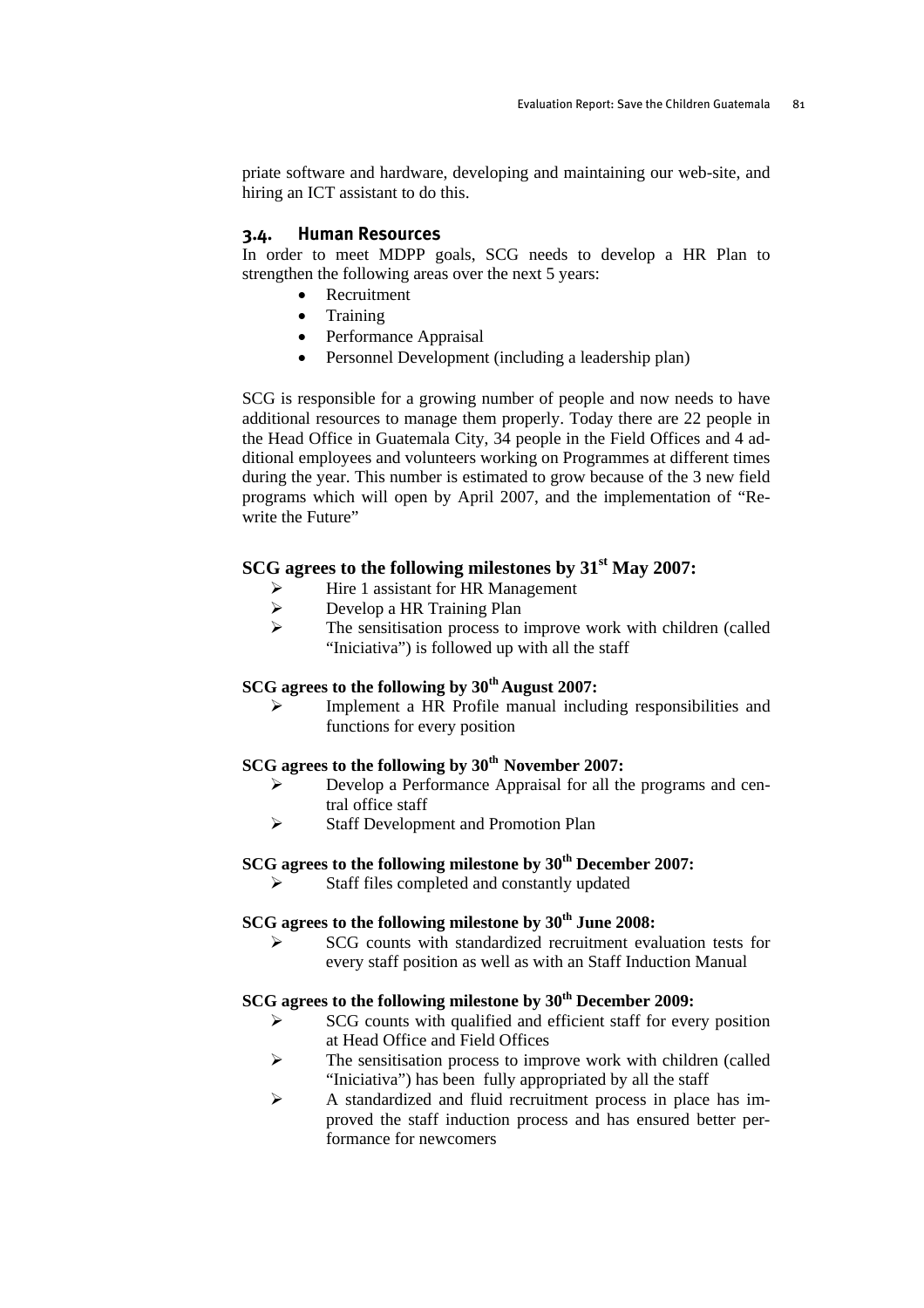priate software and hardware, developing and maintaining our web-site, and hiring an ICT assistant to do this.

### 3.4. Human Resources

In order to meet MDPP goals, SCG needs to develop a HR Plan to strengthen the following areas over the next 5 years:

- Recruitment
- Training
- Performance Appraisal
- Personnel Development (including a leadership plan)

SCG is responsible for a growing number of people and now needs to have additional resources to manage them properly. Today there are 22 people in the Head Office in Guatemala City, 34 people in the Field Offices and 4 additional employees and volunteers working on Programmes at different times during the year. This number is estimated to grow because of the 3 new field programs which will open by April 2007, and the implementation of "Rewrite the Future"

**SCG agrees to the following milestones by 31st May 2007:**

- Hire 1 assistant for HR Management
- Develop a HR Training Plan
- The sensitisation process to improve work with children (called "Iniciativa") is followed up with all the staff

**SCG agrees to the following by 30th August 2007:**

- Implement a HR Profile manual including responsibilities and functions for every position

**SCG agrees to the following by 30th November 2007:**

- Develop a Performance Appraisal for all the programs and central office staff
- Staff Development and Promotion Plan

**SCG agrees to the following milestone by 30th December 2007:**

- Staff files completed and constantly updated

**SCG agrees to the following milestone by 30th June 2008:**

- SCG counts with standardized recruitment evaluation tests for every staff position as well as with an Staff Induction Manual

**SCG agrees to the following milestone by 30th December 2009:**

- SCG counts with qualified and efficient staff for every position at Head Office and Field Offices
- The sensitisation process to improve work with children (called "Iniciativa") has been fully appropriated by all the staff
- A standardized and fluid recruitment process in place has improved the staff induction process and has ensured better performance for newcomers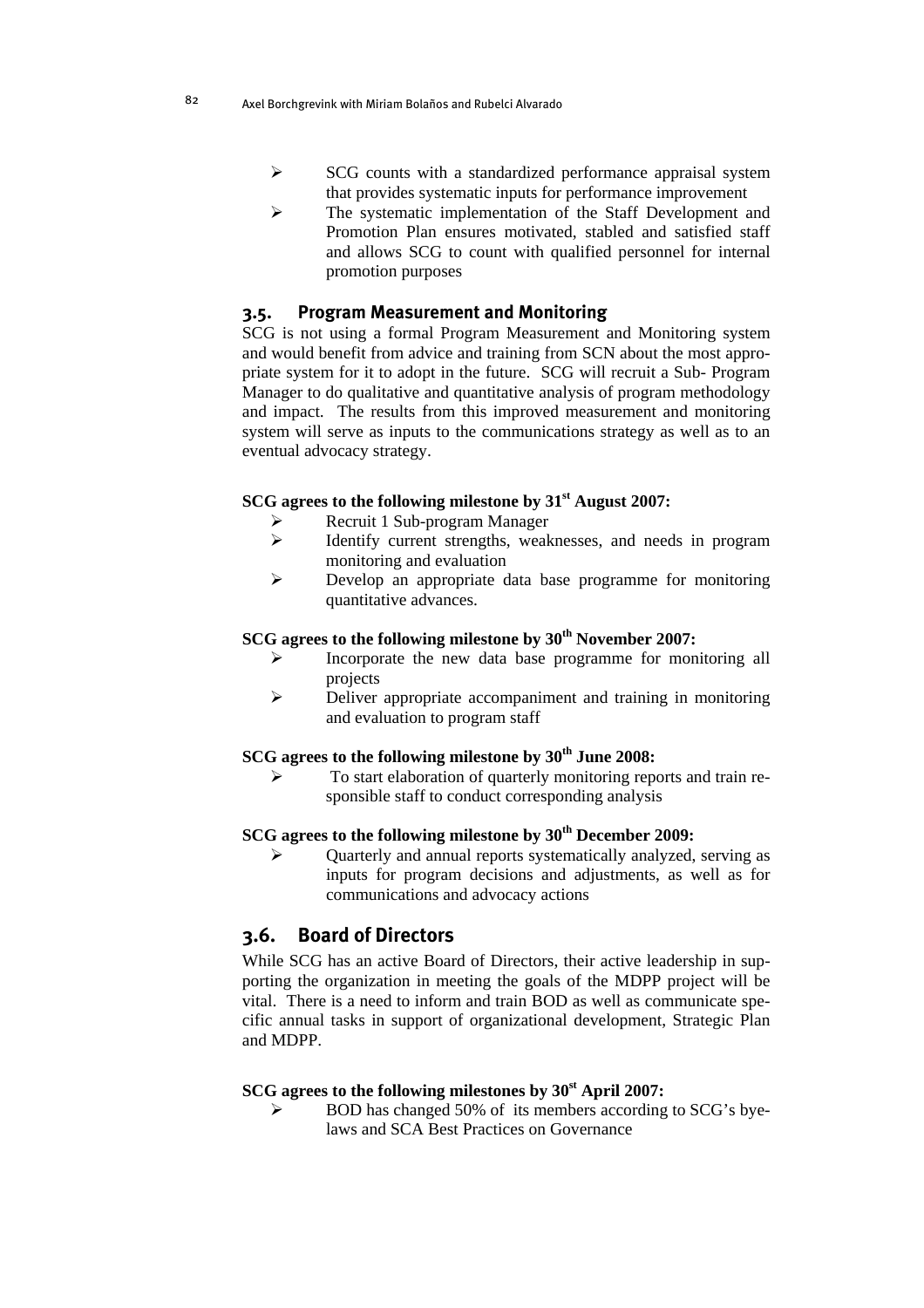- SCG counts with a standardized performance appraisal system that provides systematic inputs for performance improvement
- The systematic implementation of the Staff Development and Promotion Plan ensures motivated, stabled and satisfied staff and allows SCG to count with qualified personnel for internal promotion purposes

### 3.5. Program Measurement and Monitoring

SCG is not using a formal Program Measurement and Monitoring system and would benefit from advice and training from SCN about the most appropriate system for it to adopt in the future. SCG will recruit a Sub- Program Manager to do qualitative and quantitative analysis of program methodology and impact. The results from this improved measurement and monitoring system will serve as inputs to the communications strategy as well as to an eventual advocacy strategy.

**SCG agrees to the following milestone by 31st August 2007:**

- Recruit 1 Sub-program Manager
- Identify current strengths, weaknesses, and needs in program monitoring and evaluation
- Develop an appropriate data base programme for monitoring quantitative advances.

**SCG agrees to the following milestone by 30th November 2007:**

- Incorporate the new data base programme for monitoring all projects
- Deliver appropriate accompaniment and training in monitoring and evaluation to program staff

**SCG agrees to the following milestone by 30th June 2008:**

- To start elaboration of quarterly monitoring reports and train responsible staff to conduct corresponding analysis

**SCG agrees to the following milestone by 30th December 2009:**

- Quarterly and annual reports systematically analyzed, serving as inputs for program decisions and adjustments, as well as for communications and advocacy actions

### 3.6. Board of Directors

While SCG has an active Board of Directors, their active leadership in supporting the organization in meeting the goals of the MDPP project will be vital. There is a need to inform and train BOD as well as communicate specific annual tasks in support of organizational development, Strategic Plan and MDPP.

**SCG agrees to the following milestones by 30st April 2007:**

- BOD has changed 50% of its members according to SCG's byelaws and SCA Best Practices on Governance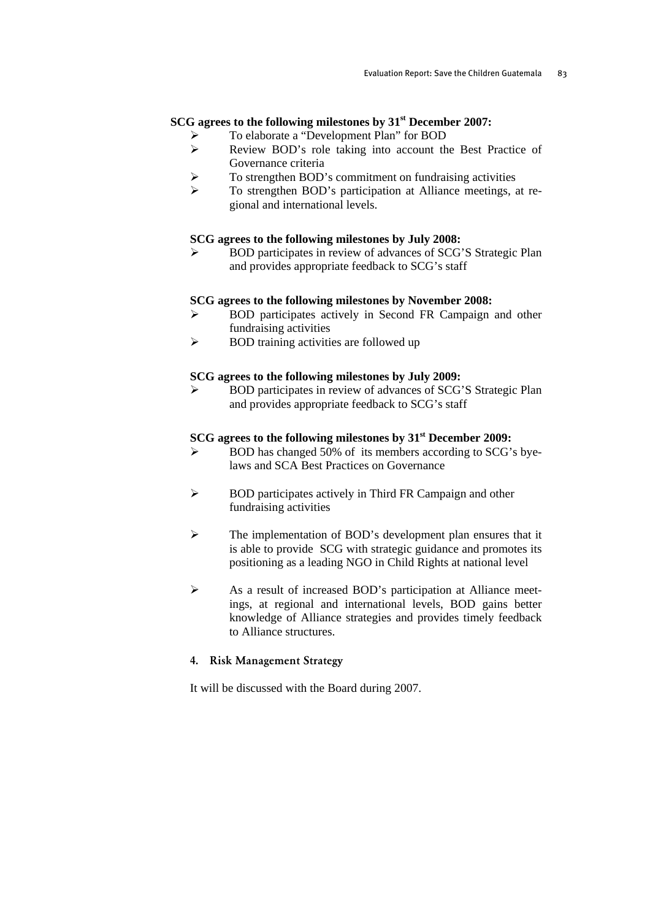**SCG agrees to the following milestones by 31st December 2007:**

- To elaborate a "Development Plan" for BOD
- Review BOD's role taking into account the Best Practice of Governance criteria
- To strengthen BOD's commitment on fundraising activities
- To strengthen BOD's participation at Alliance meetings, at regional and international levels.

**SCG agrees to the following milestones by July 2008:**

- BOD participates in review of advances of SCG'S Strategic Plan and provides appropriate feedback to SCG's staff

**SCG agrees to the following milestones by November 2008:**

- BOD participates actively in Second FR Campaign and other fundraising activities
- BOD training activities are followed up

**SCG agrees to the following milestones by July 2009:**

- BOD participates in review of advances of SCG'S Strategic Plan and provides appropriate feedback to SCG's staff

**SCG agrees to the following milestones by 31st December 2009:**

- BOD has changed 50% of its members according to SCG's byelaws and SCA Best Practices on Governance
- BOD participates actively in Third FR Campaign and other fundraising activities
- The implementation of BOD's development plan ensures that it is able to provide SCG with strategic guidance and promotes its positioning as a leading NGO in Child Rights at national level
- As a result of increased BOD's participation at Alliance meetings, at regional and international levels, BOD gains better knowledge of Alliance strategies and provides timely feedback to Alliance structures.

### 4. Risk Management Strategy

It will be discussed with the Board during 2007.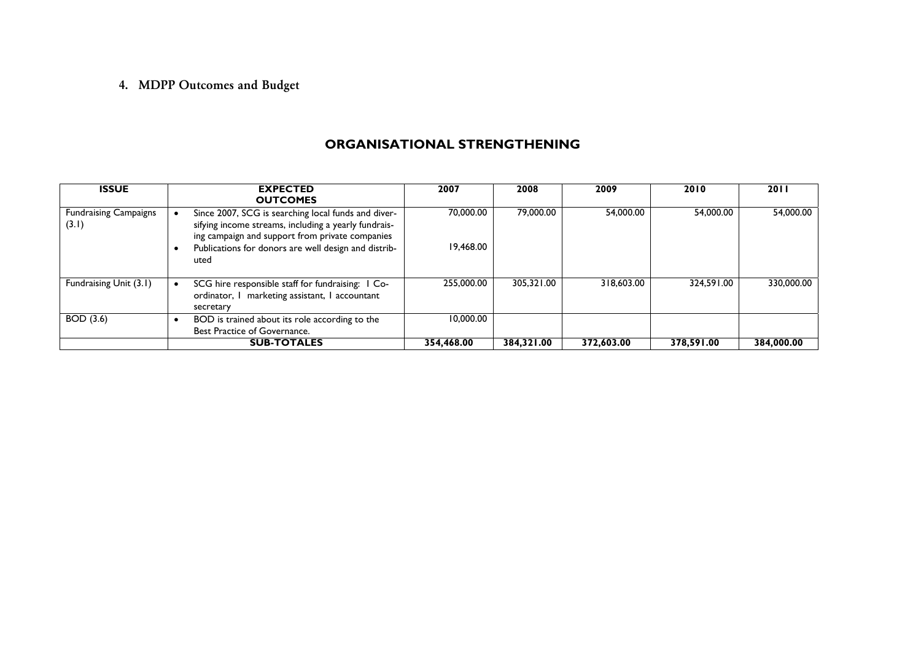## 4. MDPP Outcomes and Budget

### ORGANISATIONAL STRENGTHENING

| ISSUE | EXPECTED OUTCOMES | 2007 | 2008 | 2009 | 2010 | 2011 |
|---|---|---|---|---|---|---|
| Fundraising Campaigns (3.1) | • Since 2007, SCG is searching local funds and diversifying income streams, including a yearly fundraising campaign and support from private companies<br>• Publications for donors are well design and distributed | 70,000.00<br><br>19,468.00 | 79,000.00 | 54,000.00 | 54,000.00 | 54,000.00 |
| Fundraising Unit (3.1) | • SCG hire responsible staff for fundraising: 1 Co-ordinator, 1 marketing assistant, 1 accountant secretary | 255,000.00 | 305,321.00 | 318,603.00 | 324,591.00 | 330,000.00 |
| BOD (3.6) | • BOD is trained about its role according to the Best Practice of Governance. | 10,000.00 | | | | |
| | **SUB-TOTALES** | **354,468.00** | **384,321.00** | **372,603.00** | **378,591.00** | **384,000.00** |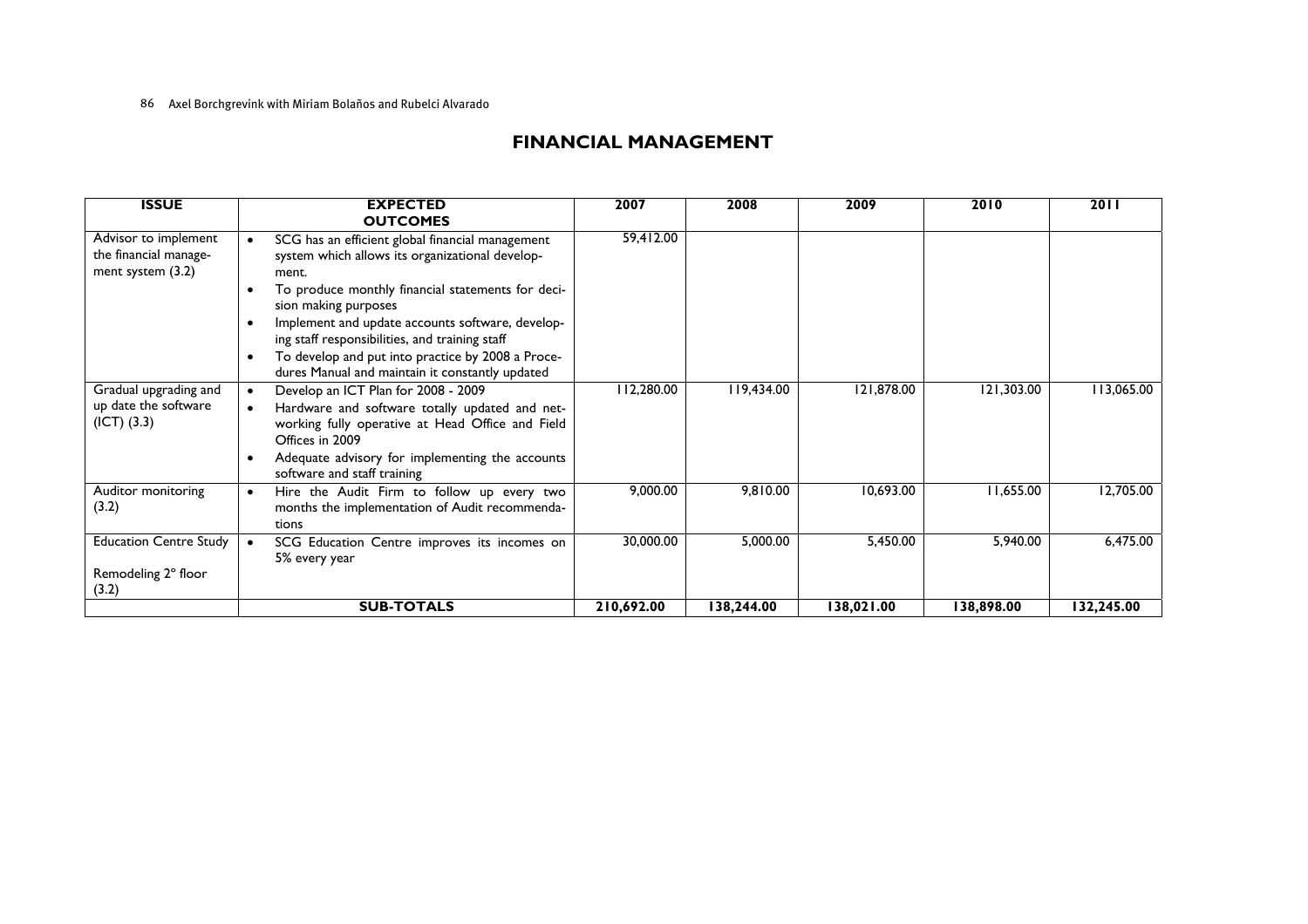## FINANCIAL MANAGEMENT

| ISSUE | EXPECTED OUTCOMES | 2007 | 2008 | 2009 | 2010 | 2011 |
|---|---|---|---|---|---|---|
| Advisor to implement the financial management system (3.2) | • SCG has an efficient global financial management system which allows its organizational development.<br>• To produce monthly financial statements for decision making purposes<br>• Implement and update accounts software, developing staff responsibilities, and training staff<br>• To develop and put into practice by 2008 a Procedures Manual and maintain it constantly updated | 59,412.00 | | | | |
| Gradual upgrading and up date the software (ICT) (3.3) | • Develop an ICT Plan for 2008 - 2009<br>• Hardware and software totally updated and networking fully operative at Head Office and Field Offices in 2009<br>• Adequate advisory for implementing the accounts software and staff training | 112,280.00 | 119,434.00 | 121,878.00 | 121,303.00 | 113,065.00 |
| Auditor monitoring (3.2) | • Hire the Audit Firm to follow up every two months the implementation of Audit recommendations | 9,000.00 | 9,810.00 | 10,693.00 | 11,655.00 | 12,705.00 |
| Education Centre Study<br><br>Remodeling 2° floor (3.2) | • SCG Education Centre improves its incomes on 5% every year | 30,000.00 | 5,000.00 | 5,450.00 | 5,940.00 | 6,475.00 |
| | **SUB-TOTALS** | **210,692.00** | **138,244.00** | **138,021.00** | **138,898.00** | **132,245.00** |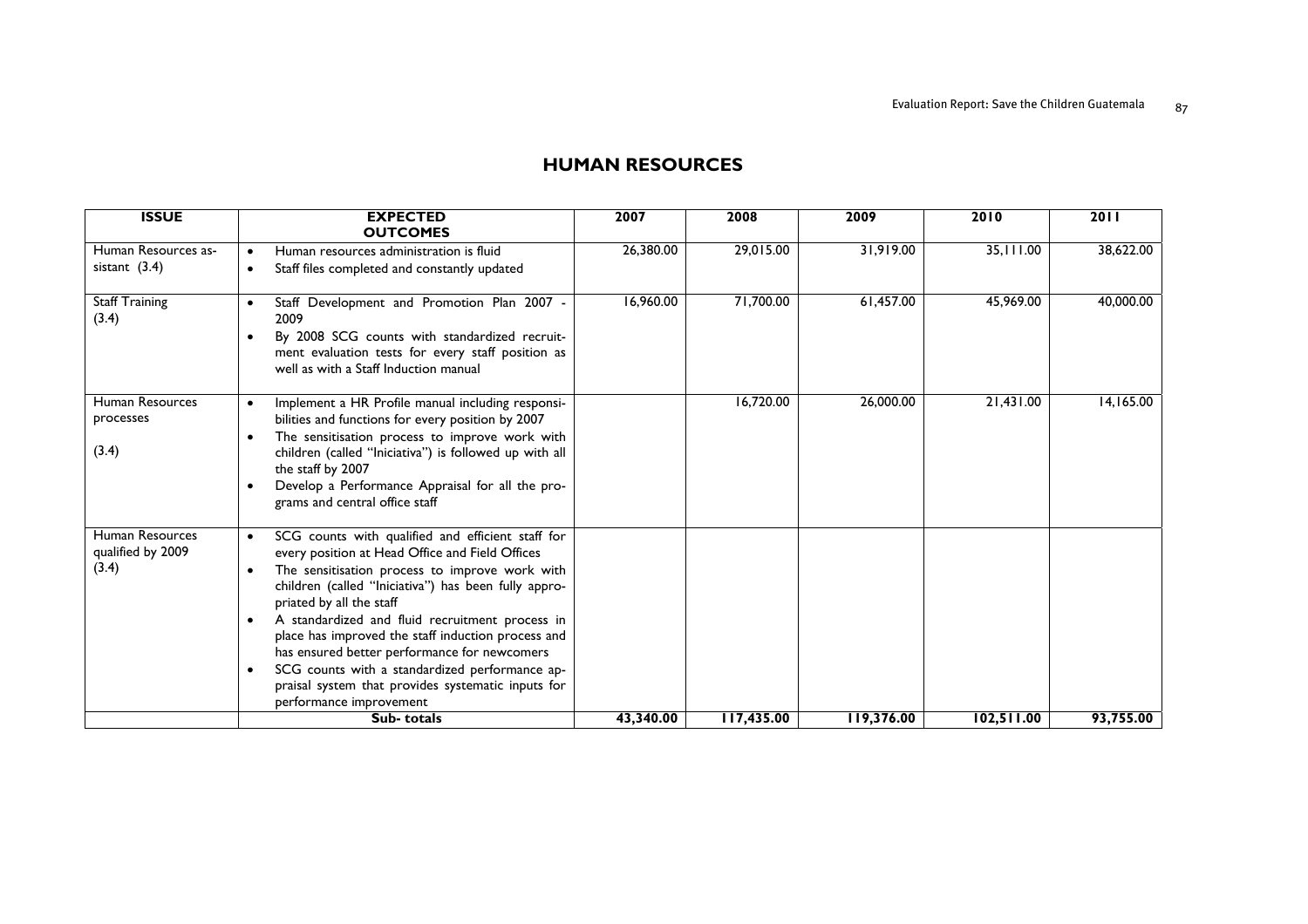## HUMAN RESOURCES

| ISSUE | EXPECTED OUTCOMES | 2007 | 2008 | 2009 | 2010 | 2011 |
|---|---|---|---|---|---|---|
| Human Resources assistant (3.4) | • Human resources administration is fluid<br>• Staff files completed and constantly updated | 26,380.00 | 29,015.00 | 31,919.00 | 35,111.00 | 38,622.00 |
| Staff Training (3.4) | • Staff Development and Promotion Plan 2007 - 2009<br>• By 2008 SCG counts with standardized recruitment evaluation tests for every staff position as well as with a Staff Induction manual | 16,960.00 | 71,700.00 | 61,457.00 | 45,969.00 | 40,000.00 |
| Human Resources processes (3.4) | • Implement a HR Profile manual including responsibilities and functions for every position by 2007<br>• The sensitisation process to improve work with children (called "Iniciativa") is followed up with all the staff by 2007<br>• Develop a Performance Appraisal for all the programs and central office staff | | 16,720.00 | 26,000.00 | 21,431.00 | 14,165.00 |
| Human Resources qualified by 2009 (3.4) | • SCG counts with qualified and efficient staff for every position at Head Office and Field Offices<br>• The sensitisation process to improve work with children (called "Iniciativa") has been fully appropriated by all the staff<br>• A standardized and fluid recruitment process in place has improved the staff induction process and has ensured better performance for newcomers<br>• SCG counts with a standardized performance appraisal system that provides systematic inputs for performance improvement | | | | | |
| | **Sub- totals** | **43,340.00** | **117,435.00** | **119,376.00** | **102,511.00** | **93,755.00** |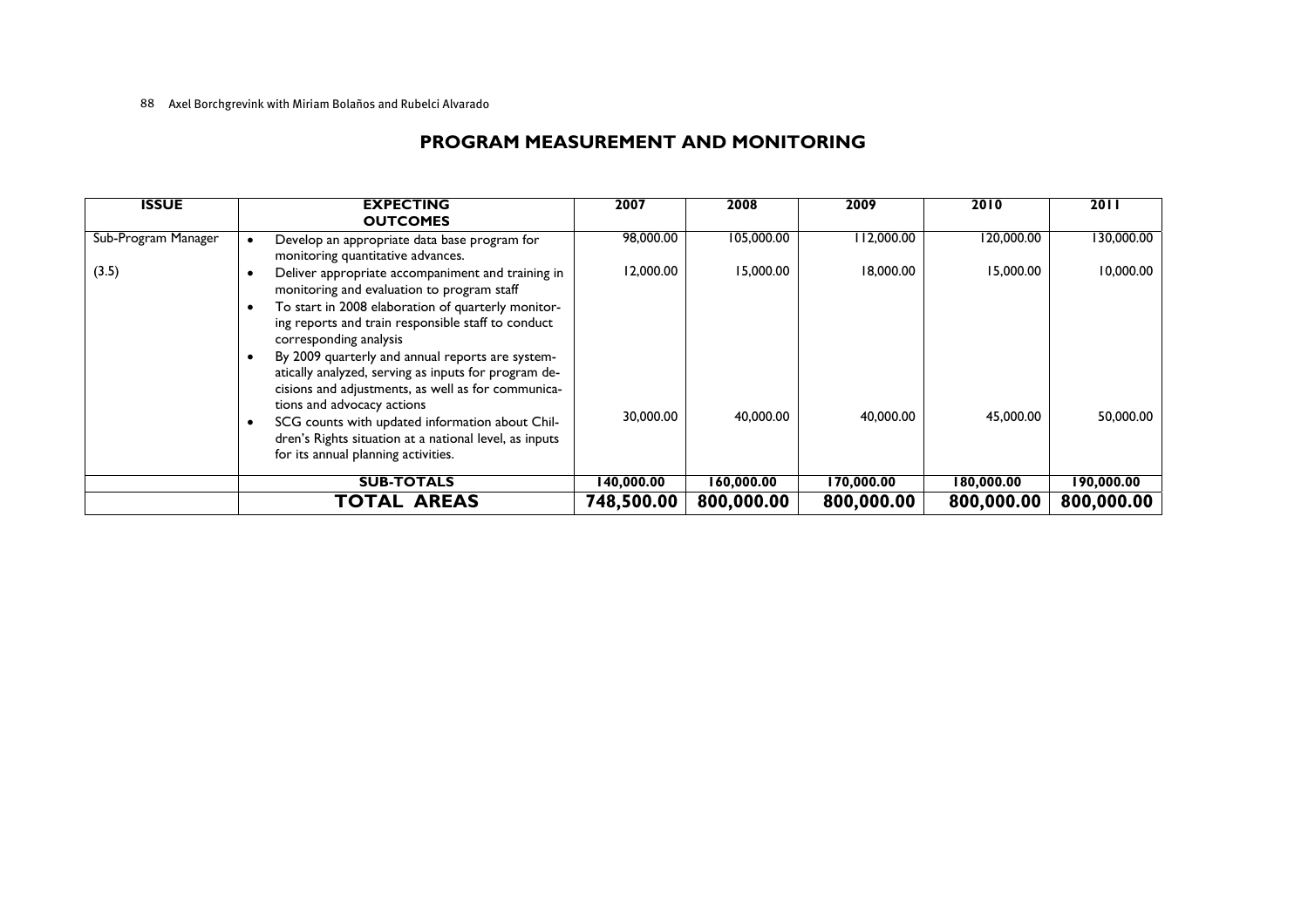## PROGRAM MEASUREMENT AND MONITORING

| ISSUE | EXPECTING OUTCOMES | 2007 | 2008 | 2009 | 2010 | 2011 |
|---|---|---|---|---|---|---|
| Sub-Program Manager | • Develop an appropriate data base program for monitoring quantitative advances. | 98,000.00 | 105,000.00 | 112,000.00 | 120,000.00 | 130,000.00 |
| (3.5) | • Deliver appropriate accompaniment and training in monitoring and evaluation to program staff | 12,000.00 | 15,000.00 | 18,000.00 | 15,000.00 | 10,000.00 |
| | • To start in 2008 elaboration of quarterly monitoring reports and train responsible staff to conduct corresponding analysis | | | | | |
| | • By 2009 quarterly and annual reports are systematically analyzed, serving as inputs for program decisions and adjustments, as well as for communications and advocacy actions | | | | | |
| | • SCG counts with updated information about Children's Rights situation at a national level, as inputs for its annual planning activities. | 30,000.00 | 40,000.00 | 40,000.00 | 45,000.00 | 50,000.00 |
| | **SUB-TOTALS** | **140,000.00** | **160,000.00** | **170,000.00** | **180,000.00** | **190,000.00** |
| | **TOTAL AREAS** | **748,500.00** | **800,000.00** | **800,000.00** | **800,000.00** | **800,000.00** |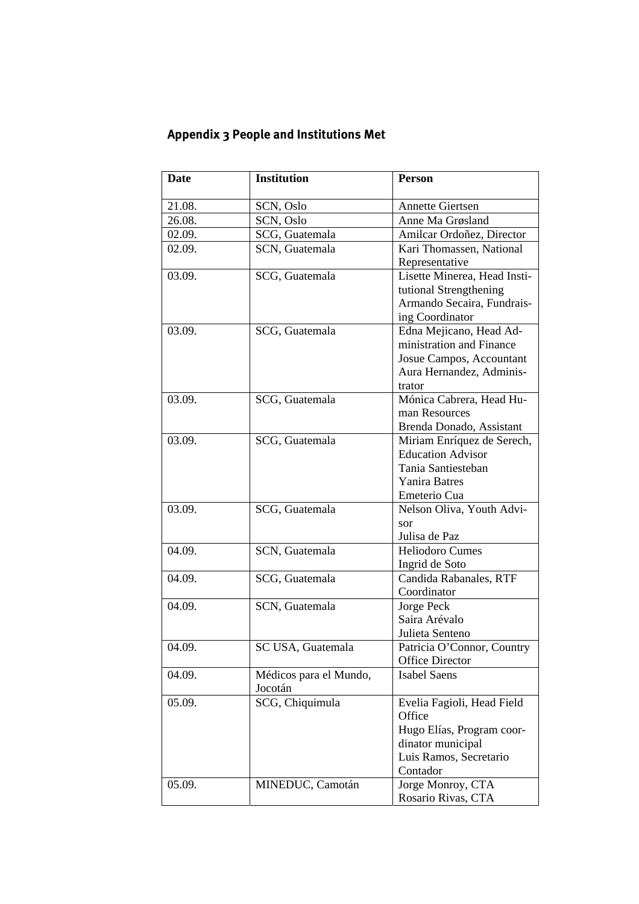## Appendix 3 People and Institutions Met

| Date | Institution | Person |
|---|---|---|
| 21.08. | SCN, Oslo | Annette Giertsen |
| 26.08. | SCN, Oslo | Anne Ma Grøsland |
| 02.09. | SCG, Guatemala | Amilcar Ordoñez, Director |
| 02.09. | SCN, Guatemala | Kari Thomassen, National Representative |
| 03.09. | SCG, Guatemala | Lisette Minerea, Head Institutional Strengthening<br>Armando Secaira, Fundraising Coordinator |
| 03.09. | SCG, Guatemala | Edna Mejicano, Head Administration and Finance<br>Josue Campos, Accountant<br>Aura Hernandez, Administrator |
| 03.09. | SCG, Guatemala | Mónica Cabrera, Head Human Resources<br>Brenda Donado, Assistant |
| 03.09. | SCG, Guatemala | Miriam Enríquez de Serech, Education Advisor<br>Tania Santiesteban<br>Yanira Batres<br>Emeterio Cua |
| 03.09. | SCG, Guatemala | Nelson Oliva, Youth Advisor<br>Julisa de Paz |
| 04.09. | SCN, Guatemala | Heliodoro Cumes<br>Ingrid de Soto |
| 04.09. | SCG, Guatemala | Candida Rabanales, RTF Coordinator |
| 04.09. | SCN, Guatemala | Jorge Peck<br>Saira Arévalo<br>Julieta Senteno |
| 04.09. | SC USA, Guatemala | Patricia O'Connor, Country Office Director |
| 04.09. | Médicos para el Mundo, Jocotán | Isabel Saens |
| 05.09. | SCG, Chiquimula | Evelia Fagioli, Head Field Office<br>Hugo Elías, Program coordinator municipal<br>Luis Ramos, Secretario Contador |
| 05.09. | MINEDUC, Camotán | Jorge Monroy, CTA<br>Rosario Rivas, CTA |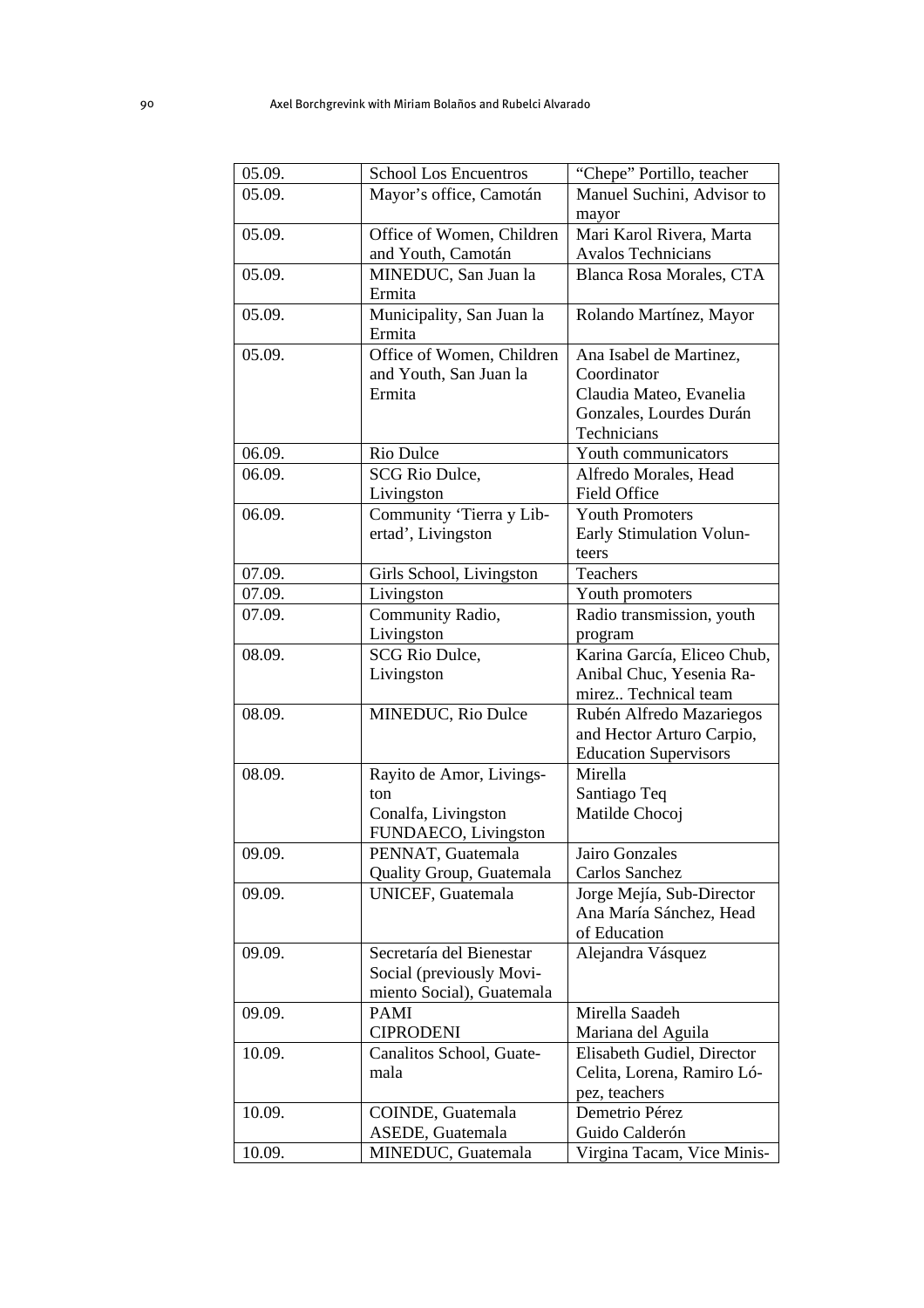| 05.09. | School Los Encuentros | "Chepe" Portillo, teacher |
|---|---|---|
| 05.09. | Mayor's office, Camotán | Manuel Suchini, Advisor to mayor |
| 05.09. | Office of Women, Children and Youth, Camotán | Mari Karol Rivera, Marta Avalos Technicians |
| 05.09. | MINEDUC, San Juan la Ermita | Blanca Rosa Morales, CTA |
| 05.09. | Municipality, San Juan la Ermita | Rolando Martínez, Mayor |
| 05.09. | Office of Women, Children and Youth, San Juan la Ermita | Ana Isabel de Martinez, Coordinator<br>Claudia Mateo, Evanelia Gonzales, Lourdes Durán Technicians |
| 06.09. | Rio Dulce | Youth communicators |
| 06.09. | SCG Rio Dulce, Livingston | Alfredo Morales, Head Field Office |
| 06.09. | Community 'Tierra y Libertad', Livingston | Youth Promoters<br>Early Stimulation Volunteers |
| 07.09. | Girls School, Livingston | Teachers |
| 07.09. | Livingston | Youth promoters |
| 07.09. | Community Radio, Livingston | Radio transmission, youth program |
| 08.09. | SCG Rio Dulce, Livingston | Karina García, Eliceo Chub, Anibal Chuc, Yesenia Ramirez.. Technical team |
| 08.09. | MINEDUC, Rio Dulce | Rubén Alfredo Mazariegos and Hector Arturo Carpio, Education Supervisors |
| 08.09. | Rayito de Amor, Livingston<br>Conalfa, Livingston<br>FUNDAECO, Livingston | Mirella<br>Santiago Teq<br>Matilde Chocoj |
| 09.09. | PENNAT, Guatemala<br>Quality Group, Guatemala | Jairo Gonzales<br>Carlos Sanchez |
| 09.09. | UNICEF, Guatemala | Jorge Mejía, Sub-Director<br>Ana María Sánchez, Head of Education |
| 09.09. | Secretaría del Bienestar Social (previously Movimiento Social), Guatemala | Alejandra Vásquez |
| 09.09. | PAMI<br>CIPRODENI | Mirella Saadeh<br>Mariana del Aguila |
| 10.09. | Canalitos School, Guatemala | Elisabeth Gudiel, Director<br>Celita, Lorena, Ramiro López, teachers |
| 10.09. | COINDE, Guatemala<br>ASEDE, Guatemala | Demetrio Pérez<br>Guido Calderón |
| 10.09. | MINEDUC, Guatemala | Virgina Tacam, Vice Minis- |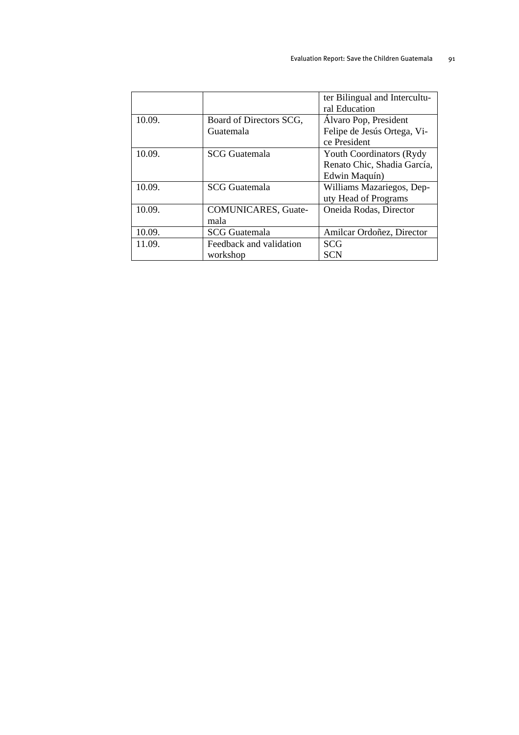| | | ter Bilingual and Intercultural Education |
|---|---|---|
| 10.09. | Board of Directors SCG, Guatemala | Álvaro Pop, President<br>Felipe de Jesús Ortega, Vice President |
| 10.09. | SCG Guatemala | Youth Coordinators (Rydy Renato Chic, Shadia García, Edwin Maquín) |
| 10.09. | SCG Guatemala | Williams Mazariegos, Deputy Head of Programs |
| 10.09. | COMUNICARES, Guatemala | Oneida Rodas, Director |
| 10.09. | SCG Guatemala | Amilcar Ordoñez, Director |
| 11.09. | Feedback and validation workshop | SCG<br>SCN |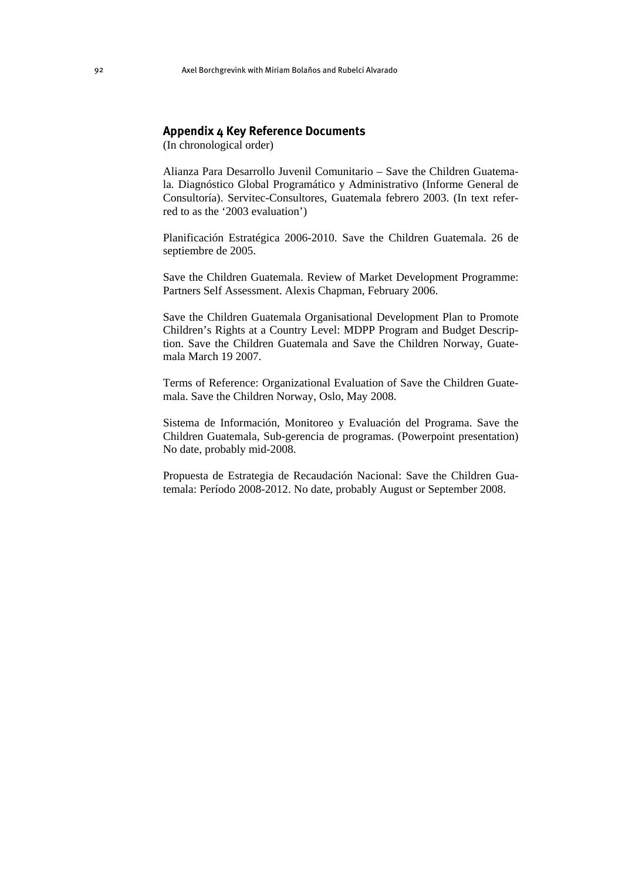## Appendix 4 Key Reference Documents

(In chronological order)

Alianza Para Desarrollo Juvenil Comunitario – Save the Children Guatemala. Diagnóstico Global Programático y Administrativo (Informe General de Consultoría). Servitec-Consultores, Guatemala febrero 2003. (In text referred to as the '2003 evaluation')

Planificación Estratégica 2006-2010. Save the Children Guatemala. 26 de septiembre de 2005.

Save the Children Guatemala. Review of Market Development Programme: Partners Self Assessment. Alexis Chapman, February 2006.

Save the Children Guatemala Organisational Development Plan to Promote Children's Rights at a Country Level: MDPP Program and Budget Description. Save the Children Guatemala and Save the Children Norway, Guatemala March 19 2007.

Terms of Reference: Organizational Evaluation of Save the Children Guatemala. Save the Children Norway, Oslo, May 2008.

Sistema de Información, Monitoreo y Evaluación del Programa. Save the Children Guatemala, Sub-gerencia de programas. (Powerpoint presentation) No date, probably mid-2008.

Propuesta de Estrategia de Recaudación Nacional: Save the Children Guatemala: Período 2008-2012. No date, probably August or September 2008.